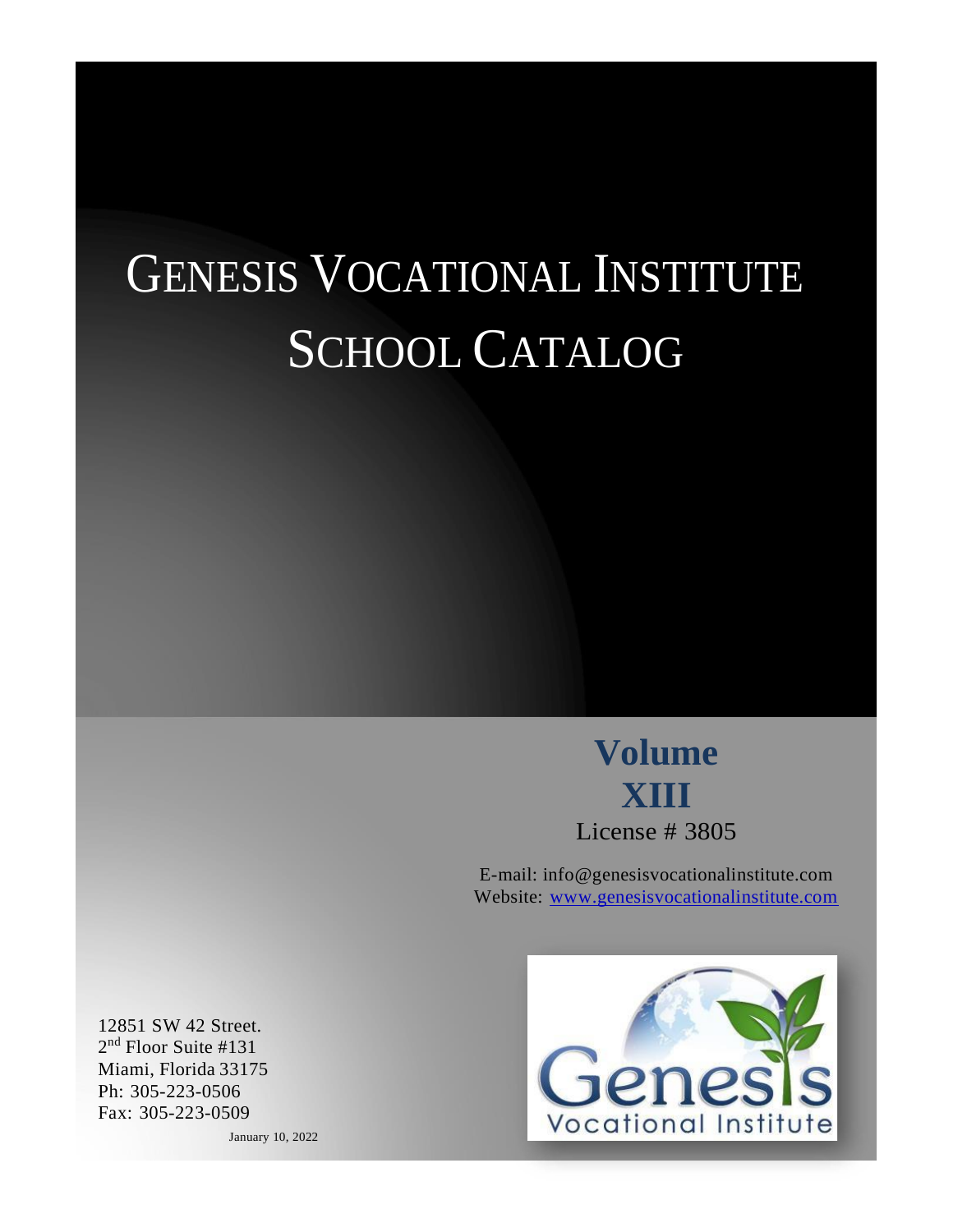# GENESIS VOCATIONAL INSTITUTE SCHOOL CATALOG

**Volume XIII**

License # 3805

E-mail: info@genesisvocationalinstitute.com
Website: www.genesisvocationalinstitute.com

12851 SW 42 Street.
2nd Floor Suite #131
Miami, Florida 33175
Ph: 305-223-0506
Fax: 305-223-0509

January 10, 2022

Genesis Vocational Institute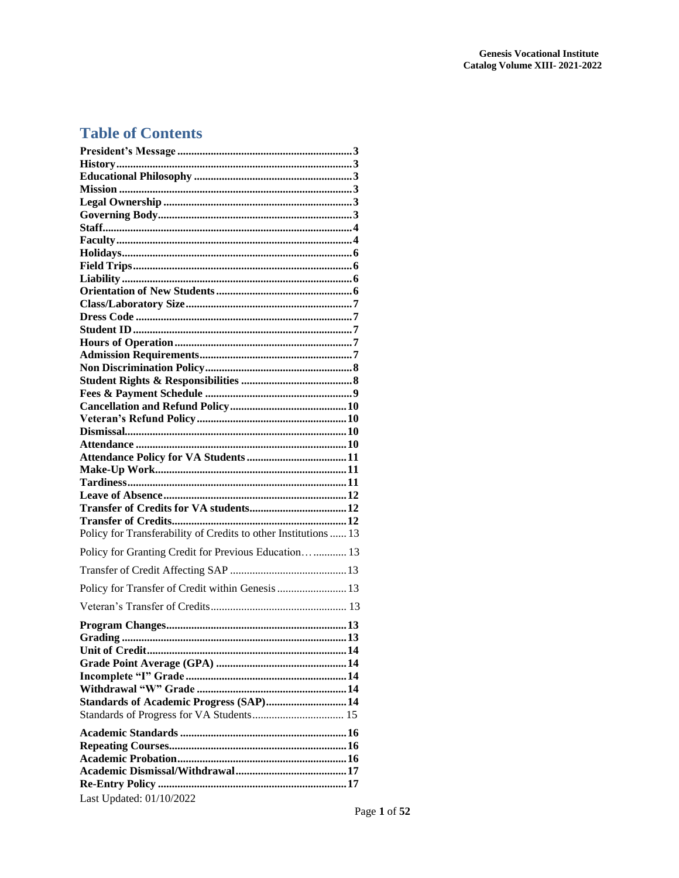# Table of Contents

| | |
|---|---|
| **President's Message** | **3** |
| **History** | **3** |
| **Educational Philosophy** | **3** |
| **Mission** | **3** |
| **Legal Ownership** | **3** |
| **Governing Body** | **3** |
| **Staff** | **4** |
| **Faculty** | **4** |
| **Holidays** | **6** |
| **Field Trips** | **6** |
| **Liability** | **6** |
| **Orientation of New Students** | **6** |
| **Class/Laboratory Size** | **7** |
| **Dress Code** | **7** |
| **Student ID** | **7** |
| **Hours of Operation** | **7** |
| **Admission Requirements** | **7** |
| **Non Discrimination Policy** | **8** |
| **Student Rights & Responsibilities** | **8** |
| **Fees & Payment Schedule** | **9** |
| **Cancellation and Refund Policy** | **10** |
| **Veteran's Refund Policy** | **10** |
| **Dismissal** | **10** |
| **Attendance** | **10** |
| **Attendance Policy for VA Students** | **11** |
| **Make-Up Work** | **11** |
| **Tardiness** | **11** |
| **Leave of Absence** | **12** |
| **Transfer of Credits for VA students** | **12** |
| **Transfer of Credits** | **12** |
| Policy for Transferability of Credits to other Institutions | 13 |
| Policy for Granting Credit for Previous Education… | 13 |
| Transfer of Credit Affecting SAP | 13 |
| Policy for Transfer of Credit within Genesis | 13 |
| Veteran's Transfer of Credits | 13 |
| **Program Changes** | **13** |
| **Grading** | **13** |
| **Unit of Credit** | **14** |
| **Grade Point Average (GPA)** | **14** |
| **Incomplete "I" Grade** | **14** |
| **Withdrawal "W" Grade** | **14** |
| **Standards of Academic Progress (SAP)** | **14** |
| Standards of Progress for VA Students | 15 |
| **Academic Standards** | **16** |
| **Repeating Courses** | **16** |
| **Academic Probation** | **16** |
| **Academic Dismissal/Withdrawal** | **17** |
| **Re-Entry Policy** | **17** |

Last Updated: 01/10/2022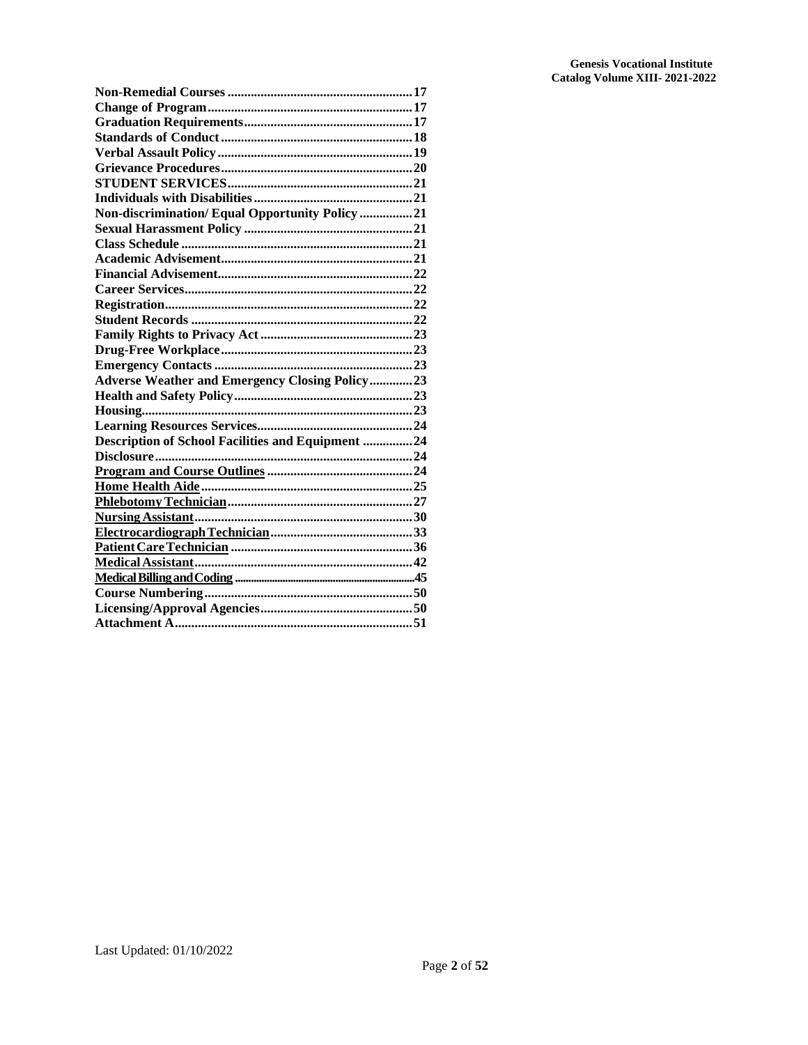**Non-Remedial Courses ........................................................ 17**
**Change of Program ............................................................. 17**
**Graduation Requirements ................................................... 17**
**Standards of Conduct ......................................................... 18**
**Verbal Assault Policy .......................................................... 19**
**Grievance Procedures ......................................................... 20**
**STUDENT SERVICES ........................................................ 21**
**Individuals with Disabilities ............................................... 21**
**Non-discrimination/ Equal Opportunity Policy ................ 21**
**Sexual Harassment Policy .................................................. 21**
**Class Schedule ..................................................................... 21**
**Academic Advisement ......................................................... 21**
**Financial Advisement .......................................................... 22**
**Career Services .................................................................... 22**
**Registration .......................................................................... 22**
**Student Records .................................................................. 22**
**Family Rights to Privacy Act ............................................. 23**
**Drug-Free Workplace ......................................................... 23**
**Emergency Contacts ........................................................... 23**
**Adverse Weather and Emergency Closing Policy ............ 23**
**Health and Safety Policy ..................................................... 23**
**Housing ................................................................................. 23**
**Learning Resources Services .............................................. 24**
**Description of School Facilities and Equipment ............... 24**
**Disclosure ............................................................................. 24**
**Program and Course Outlines ........................................... 24**
**Home Health Aide ............................................................... 25**
**Phlebotomy Technician ....................................................... 27**
**Nursing Assistant ................................................................. 30**
**Electrocardiograph Technician ........................................... 33**
**Patient Care Technician ...................................................... 36**
**Medical Assistant ................................................................. 42**
**Medical Billing and Coding ................................................. 45**
**Course Numbering .............................................................. 50**
**Licensing/Approval Agencies ............................................. 50**
**Attachment A ....................................................................... 51**

Last Updated: 01/10/2022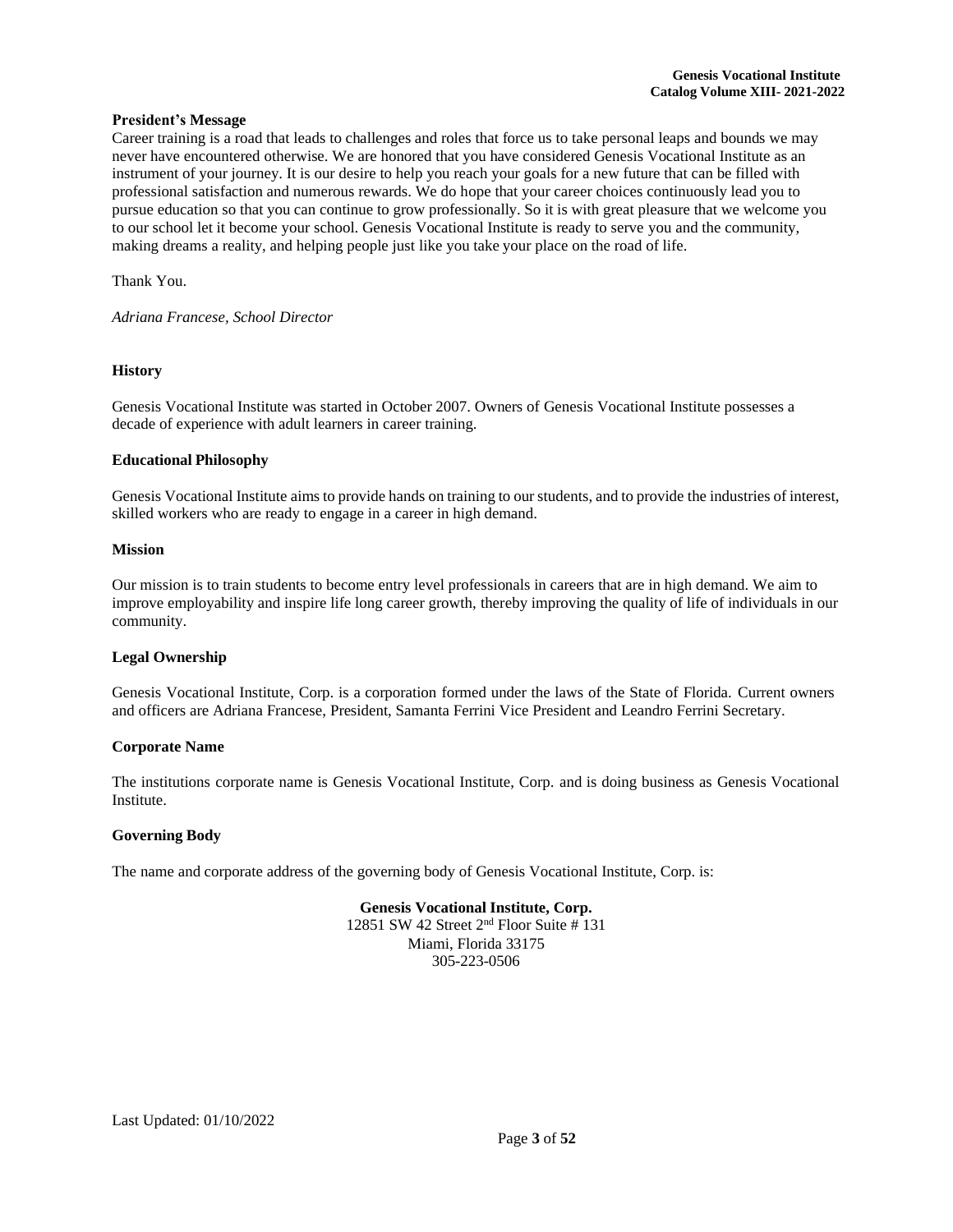**President's Message**

Career training is a road that leads to challenges and roles that force us to take personal leaps and bounds we may never have encountered otherwise. We are honored that you have considered Genesis Vocational Institute as an instrument of your journey. It is our desire to help you reach your goals for a new future that can be filled with professional satisfaction and numerous rewards. We do hope that your career choices continuously lead you to pursue education so that you can continue to grow professionally. So it is with great pleasure that we welcome you to our school let it become your school. Genesis Vocational Institute is ready to serve you and the community, making dreams a reality, and helping people just like you take your place on the road of life.

Thank You.

*Adriana Francese, School Director*

**History**

Genesis Vocational Institute was started in October 2007. Owners of Genesis Vocational Institute possesses a decade of experience with adult learners in career training.

**Educational Philosophy**

Genesis Vocational Institute aims to provide hands on training to our students, and to provide the industries of interest, skilled workers who are ready to engage in a career in high demand.

**Mission**

Our mission is to train students to become entry level professionals in careers that are in high demand. We aim to improve employability and inspire life long career growth, thereby improving the quality of life of individuals in our community.

**Legal Ownership**

Genesis Vocational Institute, Corp. is a corporation formed under the laws of the State of Florida. Current owners and officers are Adriana Francese, President, Samanta Ferrini Vice President and Leandro Ferrini Secretary.

**Corporate Name**

The institutions corporate name is Genesis Vocational Institute, Corp. and is doing business as Genesis Vocational Institute.

**Governing Body**

The name and corporate address of the governing body of Genesis Vocational Institute, Corp. is:

**Genesis Vocational Institute, Corp.**
12851 SW 42 Street 2nd Floor Suite # 131
Miami, Florida 33175
305-223-0506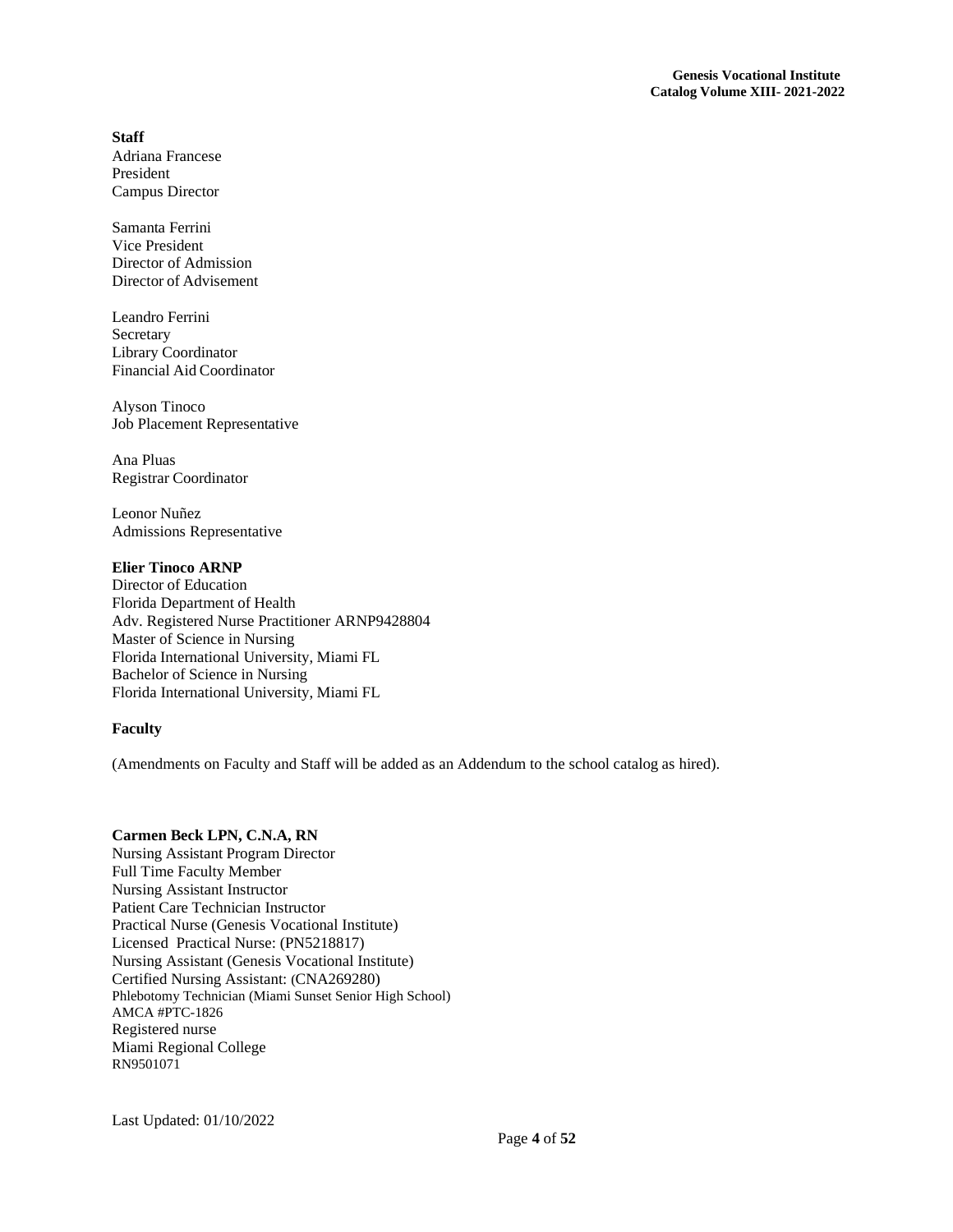**Staff**

Adriana Francese
President
Campus Director

Samanta Ferrini
Vice President
Director of Admission
Director of Advisement

Leandro Ferrini
Secretary
Library Coordinator
Financial Aid Coordinator

Alyson Tinoco
Job Placement Representative

Ana Pluas
Registrar Coordinator

Leonor Nuñez
Admissions Representative

**Elier Tinoco ARNP**
Director of Education
Florida Department of Health
Adv. Registered Nurse Practitioner ARNP9428804
Master of Science in Nursing
Florida International University, Miami FL
Bachelor of Science in Nursing
Florida International University, Miami FL

**Faculty**

(Amendments on Faculty and Staff will be added as an Addendum to the school catalog as hired).

**Carmen Beck LPN, C.N.A, RN**
Nursing Assistant Program Director
Full Time Faculty Member
Nursing Assistant Instructor
Patient Care Technician Instructor
Practical Nurse (Genesis Vocational Institute)
Licensed Practical Nurse: (PN5218817)
Nursing Assistant (Genesis Vocational Institute)
Certified Nursing Assistant: (CNA269280)
Phlebotomy Technician (Miami Sunset Senior High School)
AMCA #PTC-1826
Registered nurse
Miami Regional College
RN9501071

Last Updated: 01/10/2022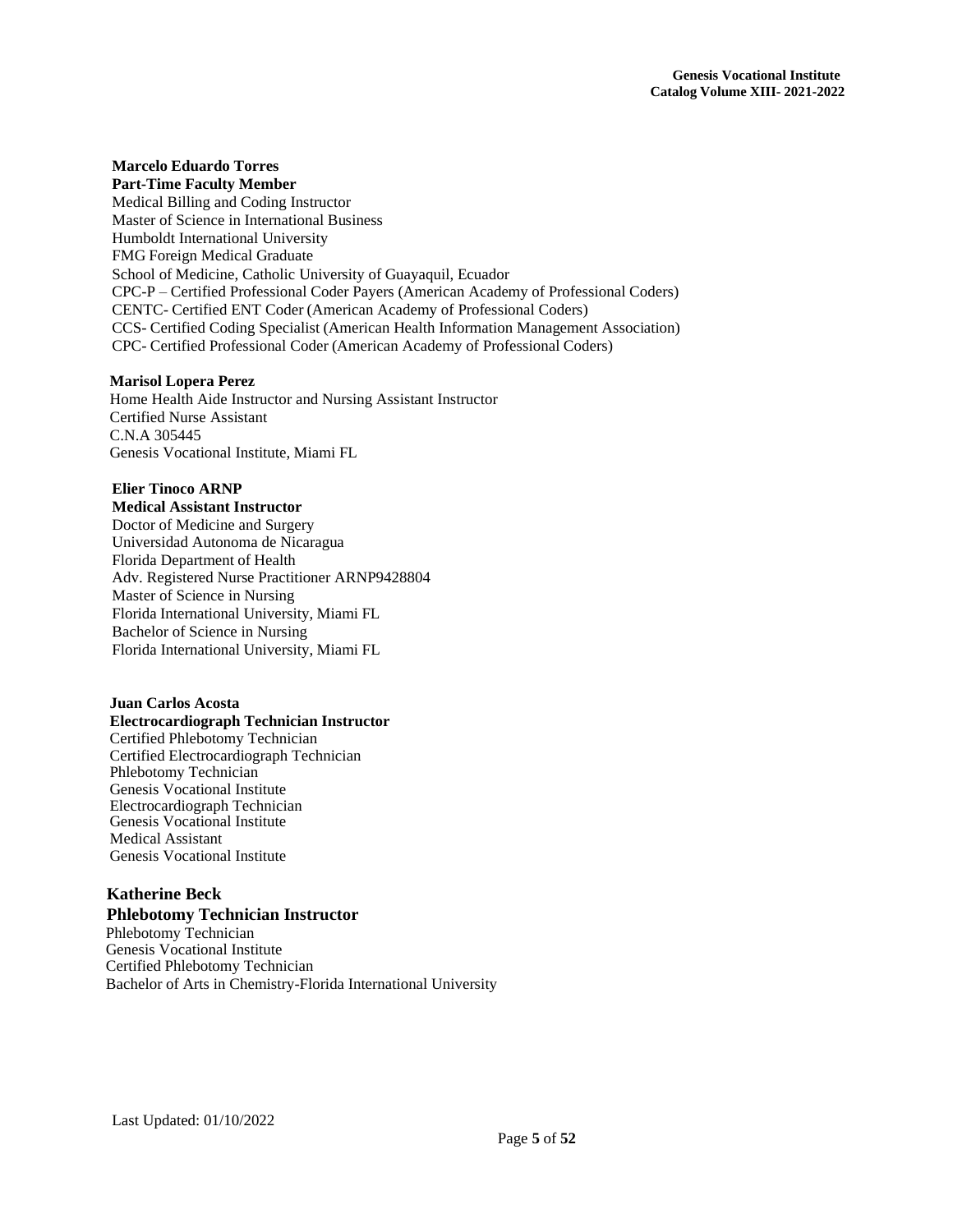**Marcelo Eduardo Torres**
**Part-Time Faculty Member**
Medical Billing and Coding Instructor
Master of Science in International Business
Humboldt International University
FMG Foreign Medical Graduate
School of Medicine, Catholic University of Guayaquil, Ecuador
CPC-P – Certified Professional Coder Payers (American Academy of Professional Coders)
CENTC- Certified ENT Coder (American Academy of Professional Coders)
CCS- Certified Coding Specialist (American Health Information Management Association)
CPC- Certified Professional Coder (American Academy of Professional Coders)

**Marisol Lopera Perez**
Home Health Aide Instructor and Nursing Assistant Instructor
Certified Nurse Assistant
C.N.A 305445
Genesis Vocational Institute, Miami FL

**Elier Tinoco ARNP**
**Medical Assistant Instructor**
Doctor of Medicine and Surgery
Universidad Autonoma de Nicaragua
Florida Department of Health
Adv. Registered Nurse Practitioner ARNP9428804
Master of Science in Nursing
Florida International University, Miami FL
Bachelor of Science in Nursing
Florida International University, Miami FL

**Juan Carlos Acosta**
**Electrocardiograph Technician Instructor**
Certified Phlebotomy Technician
Certified Electrocardiograph Technician
Phlebotomy Technician
Genesis Vocational Institute
Electrocardiograph Technician
Genesis Vocational Institute
Medical Assistant
Genesis Vocational Institute

**Katherine Beck**
**Phlebotomy Technician Instructor**
Phlebotomy Technician
Genesis Vocational Institute
Certified Phlebotomy Technician
Bachelor of Arts in Chemistry-Florida International University

Last Updated: 01/10/2022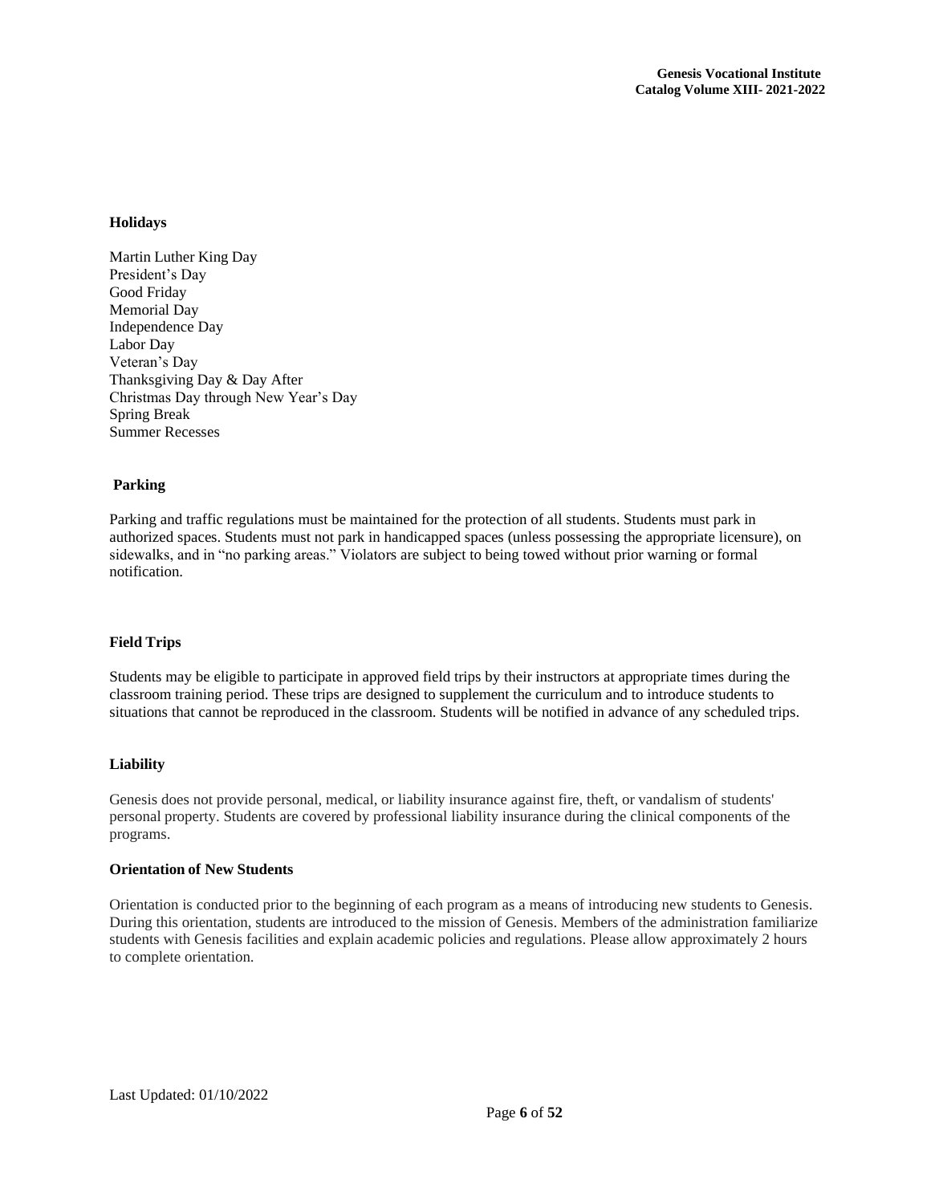**Holidays**

Martin Luther King Day
President's Day
Good Friday
Memorial Day
Independence Day
Labor Day
Veteran's Day
Thanksgiving Day & Day After
Christmas Day through New Year's Day
Spring Break
Summer Recesses

**Parking**

Parking and traffic regulations must be maintained for the protection of all students. Students must park in authorized spaces. Students must not park in handicapped spaces (unless possessing the appropriate licensure), on sidewalks, and in "no parking areas." Violators are subject to being towed without prior warning or formal notification.

**Field Trips**

Students may be eligible to participate in approved field trips by their instructors at appropriate times during the classroom training period. These trips are designed to supplement the curriculum and to introduce students to situations that cannot be reproduced in the classroom. Students will be notified in advance of any scheduled trips.

**Liability**

Genesis does not provide personal, medical, or liability insurance against fire, theft, or vandalism of students' personal property. Students are covered by professional liability insurance during the clinical components of the programs.

**Orientation of New Students**

Orientation is conducted prior to the beginning of each program as a means of introducing new students to Genesis. During this orientation, students are introduced to the mission of Genesis. Members of the administration familiarize students with Genesis facilities and explain academic policies and regulations. Please allow approximately 2 hours to complete orientation.

Last Updated: 01/10/2022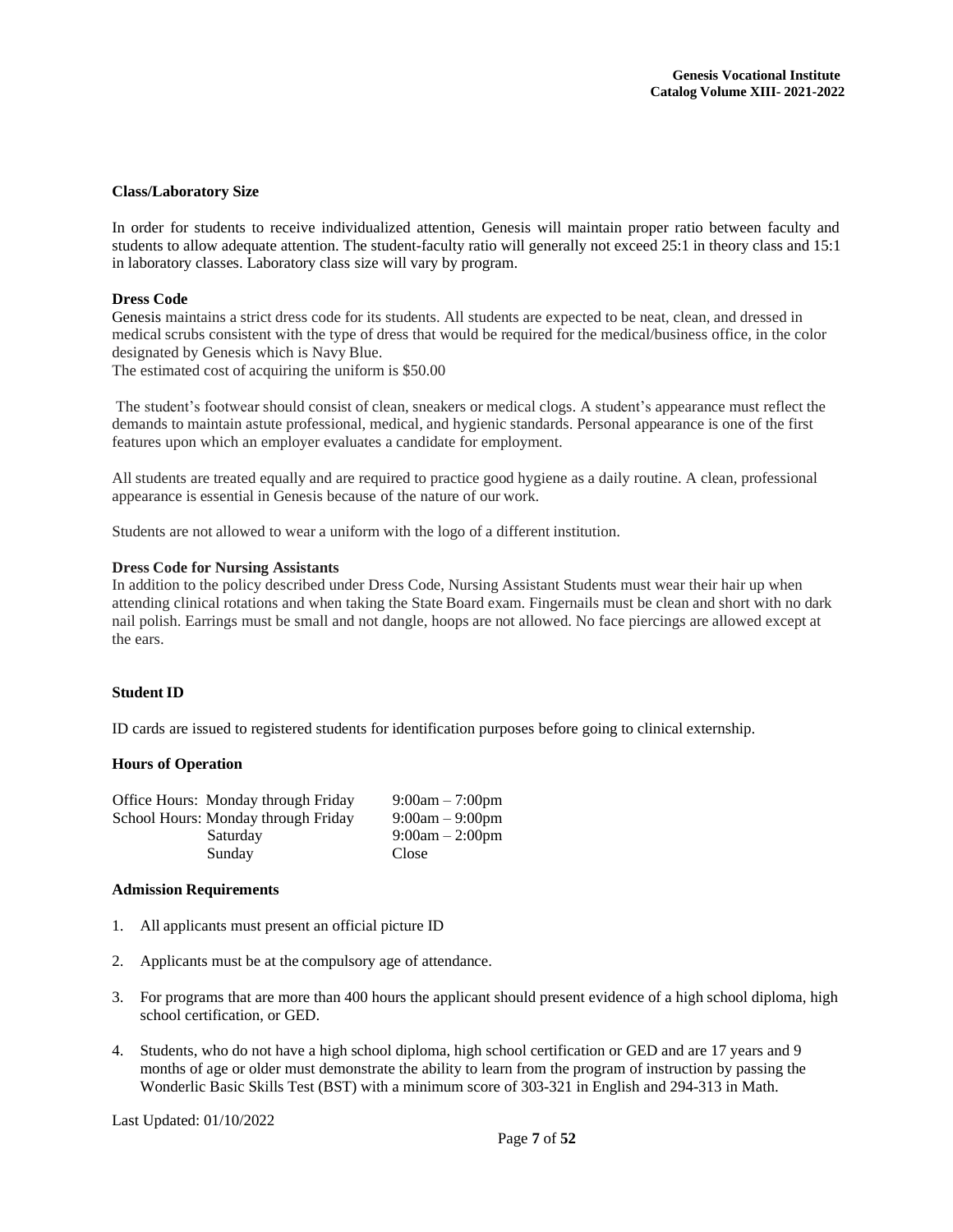### Class/Laboratory Size

In order for students to receive individualized attention, Genesis will maintain proper ratio between faculty and students to allow adequate attention. The student-faculty ratio will generally not exceed 25:1 in theory class and 15:1 in laboratory classes. Laboratory class size will vary by program.

### Dress Code

Genesis maintains a strict dress code for its students. All students are expected to be neat, clean, and dressed in medical scrubs consistent with the type of dress that would be required for the medical/business office, in the color designated by Genesis which is Navy Blue.
The estimated cost of acquiring the uniform is $50.00

The student's footwear should consist of clean, sneakers or medical clogs. A student's appearance must reflect the demands to maintain astute professional, medical, and hygienic standards. Personal appearance is one of the first features upon which an employer evaluates a candidate for employment.

All students are treated equally and are required to practice good hygiene as a daily routine. A clean, professional appearance is essential in Genesis because of the nature of our work.

Students are not allowed to wear a uniform with the logo of a different institution.

### Dress Code for Nursing Assistants

In addition to the policy described under Dress Code, Nursing Assistant Students must wear their hair up when attending clinical rotations and when taking the State Board exam. Fingernails must be clean and short with no dark nail polish. Earrings must be small and not dangle, hoops are not allowed. No face piercings are allowed except at the ears.

### Student ID

ID cards are issued to registered students for identification purposes before going to clinical externship.

### Hours of Operation

| | | |
|---|---|---|
| Office Hours: | Monday through Friday | 9:00am – 7:00pm |
| School Hours: | Monday through Friday | 9:00am – 9:00pm |
| | Saturday | 9:00am – 2:00pm |
| | Sunday | Close |

### Admission Requirements

1. All applicants must present an official picture ID
2. Applicants must be at the compulsory age of attendance.
3. For programs that are more than 400 hours the applicant should present evidence of a high school diploma, high school certification, or GED.
4. Students, who do not have a high school diploma, high school certification or GED and are 17 years and 9 months of age or older must demonstrate the ability to learn from the program of instruction by passing the Wonderlic Basic Skills Test (BST) with a minimum score of 303-321 in English and 294-313 in Math.

Last Updated: 01/10/2022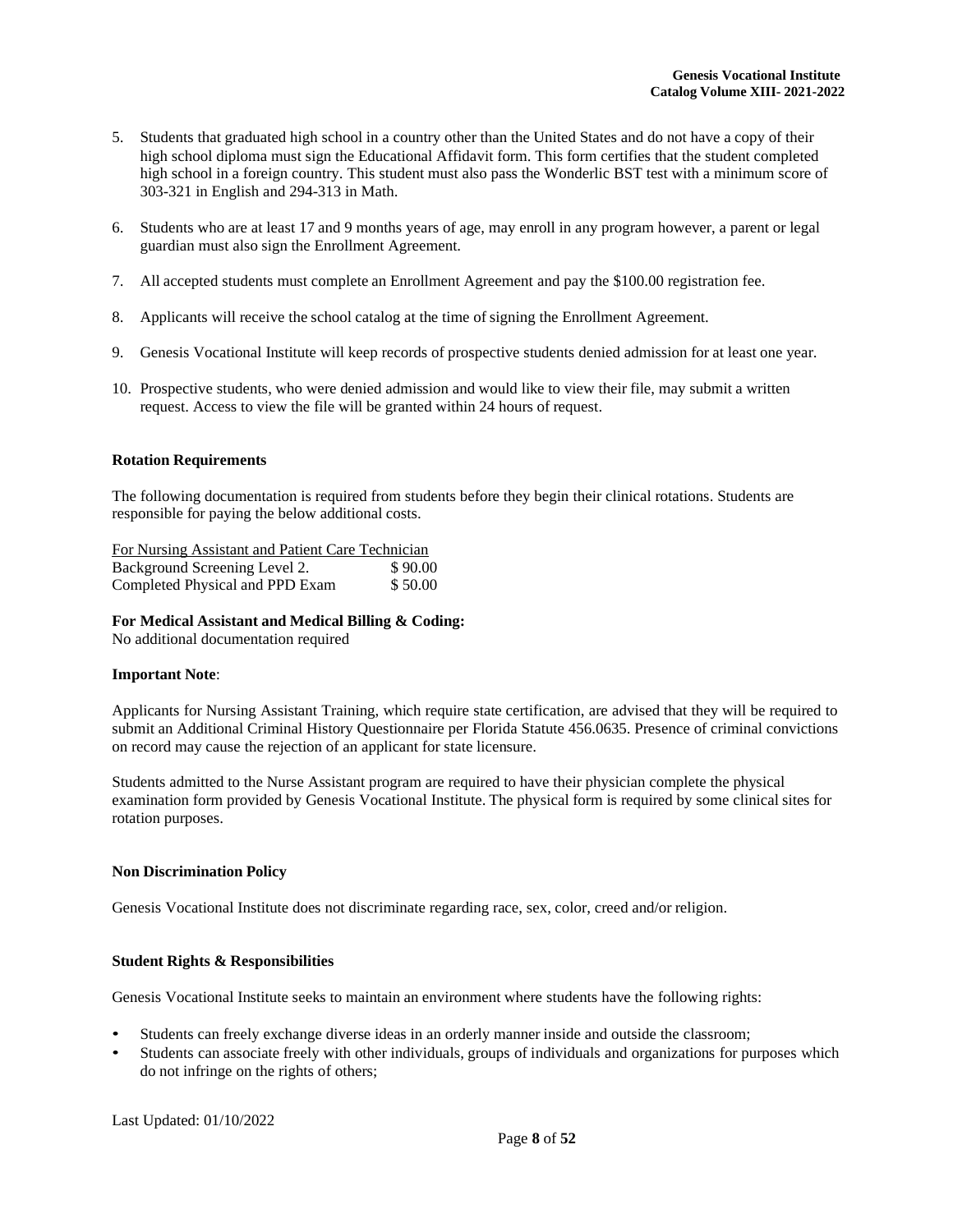5. Students that graduated high school in a country other than the United States and do not have a copy of their high school diploma must sign the Educational Affidavit form. This form certifies that the student completed high school in a foreign country. This student must also pass the Wonderlic BST test with a minimum score of 303-321 in English and 294-313 in Math.

6. Students who are at least 17 and 9 months years of age, may enroll in any program however, a parent or legal guardian must also sign the Enrollment Agreement.

7. All accepted students must complete an Enrollment Agreement and pay the $100.00 registration fee.

8. Applicants will receive the school catalog at the time of signing the Enrollment Agreement.

9. Genesis Vocational Institute will keep records of prospective students denied admission for at least one year.

10. Prospective students, who were denied admission and would like to view their file, may submit a written request. Access to view the file will be granted within 24 hours of request.

**Rotation Requirements**

The following documentation is required from students before they begin their clinical rotations. Students are responsible for paying the below additional costs.

| For Nursing Assistant and Patient Care Technician | |
|---|---|
| Background Screening Level 2. | $ 90.00 |
| Completed Physical and PPD Exam | $ 50.00 |

**For Medical Assistant and Medical Billing & Coding:**
No additional documentation required

**Important Note**:

Applicants for Nursing Assistant Training, which require state certification, are advised that they will be required to submit an Additional Criminal History Questionnaire per Florida Statute 456.0635. Presence of criminal convictions on record may cause the rejection of an applicant for state licensure.

Students admitted to the Nurse Assistant program are required to have their physician complete the physical examination form provided by Genesis Vocational Institute. The physical form is required by some clinical sites for rotation purposes.

**Non Discrimination Policy**

Genesis Vocational Institute does not discriminate regarding race, sex, color, creed and/or religion.

**Student Rights & Responsibilities**

Genesis Vocational Institute seeks to maintain an environment where students have the following rights:

- Students can freely exchange diverse ideas in an orderly manner inside and outside the classroom;
- Students can associate freely with other individuals, groups of individuals and organizations for purposes which do not infringe on the rights of others;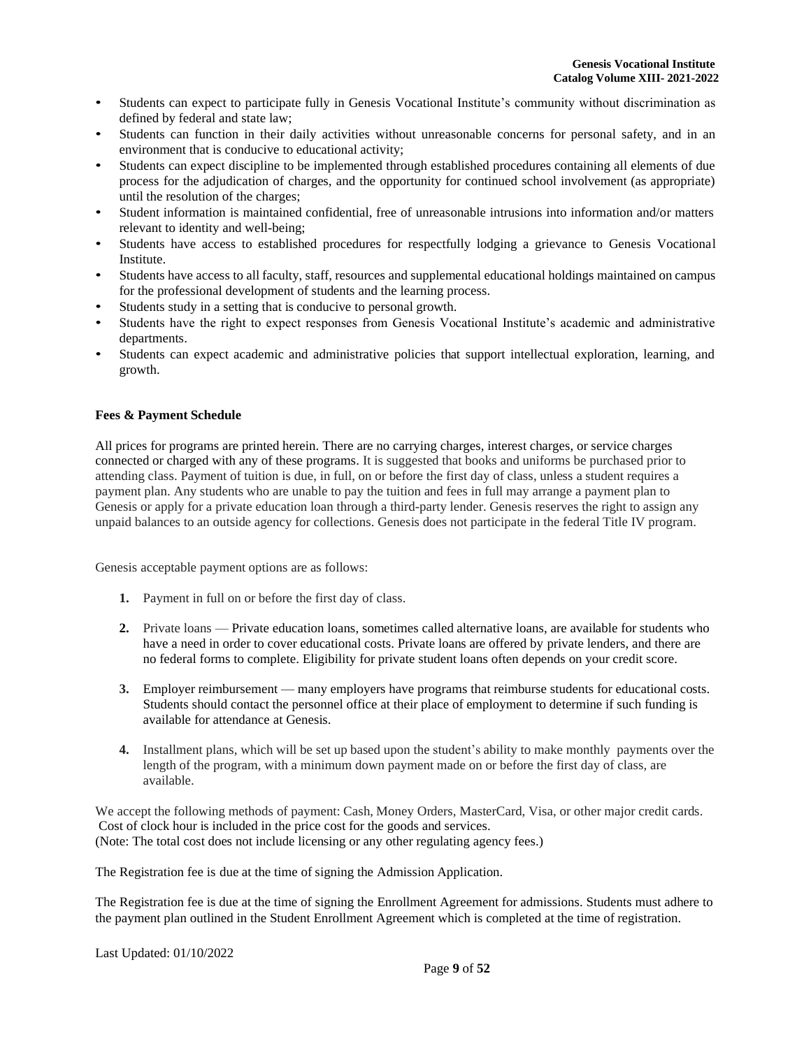- Students can expect to participate fully in Genesis Vocational Institute's community without discrimination as defined by federal and state law;
- Students can function in their daily activities without unreasonable concerns for personal safety, and in an environment that is conducive to educational activity;
- Students can expect discipline to be implemented through established procedures containing all elements of due process for the adjudication of charges, and the opportunity for continued school involvement (as appropriate) until the resolution of the charges;
- Student information is maintained confidential, free of unreasonable intrusions into information and/or matters relevant to identity and well-being;
- Students have access to established procedures for respectfully lodging a grievance to Genesis Vocational Institute.
- Students have access to all faculty, staff, resources and supplemental educational holdings maintained on campus for the professional development of students and the learning process.
- Students study in a setting that is conducive to personal growth.
- Students have the right to expect responses from Genesis Vocational Institute's academic and administrative departments.
- Students can expect academic and administrative policies that support intellectual exploration, learning, and growth.

**Fees & Payment Schedule**

All prices for programs are printed herein. There are no carrying charges, interest charges, or service charges connected or charged with any of these programs. It is suggested that books and uniforms be purchased prior to attending class. Payment of tuition is due, in full, on or before the first day of class, unless a student requires a payment plan. Any students who are unable to pay the tuition and fees in full may arrange a payment plan to Genesis or apply for a private education loan through a third-party lender. Genesis reserves the right to assign any unpaid balances to an outside agency for collections. Genesis does not participate in the federal Title IV program.

Genesis acceptable payment options are as follows:

1. Payment in full on or before the first day of class.
2. Private loans — Private education loans, sometimes called alternative loans, are available for students who have a need in order to cover educational costs. Private loans are offered by private lenders, and there are no federal forms to complete. Eligibility for private student loans often depends on your credit score.
3. Employer reimbursement — many employers have programs that reimburse students for educational costs. Students should contact the personnel office at their place of employment to determine if such funding is available for attendance at Genesis.
4. Installment plans, which will be set up based upon the student's ability to make monthly payments over the length of the program, with a minimum down payment made on or before the first day of class, are available.

We accept the following methods of payment: Cash, Money Orders, MasterCard, Visa, or other major credit cards. Cost of clock hour is included in the price cost for the goods and services.
(Note: The total cost does not include licensing or any other regulating agency fees.)

The Registration fee is due at the time of signing the Admission Application.

The Registration fee is due at the time of signing the Enrollment Agreement for admissions. Students must adhere to the payment plan outlined in the Student Enrollment Agreement which is completed at the time of registration.

Last Updated: 01/10/2022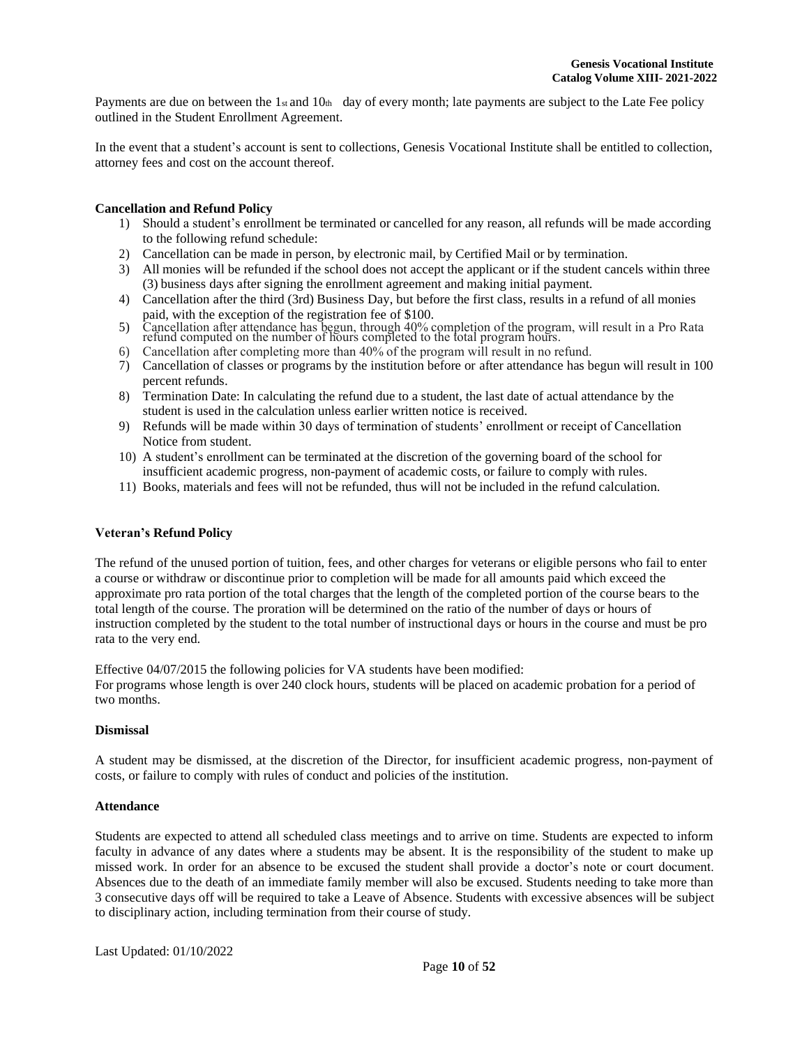Payments are due on between the 1st and 10th day of every month; late payments are subject to the Late Fee policy outlined in the Student Enrollment Agreement.

In the event that a student's account is sent to collections, Genesis Vocational Institute shall be entitled to collection, attorney fees and cost on the account thereof.

**Cancellation and Refund Policy**

1) Should a student's enrollment be terminated or cancelled for any reason, all refunds will be made according to the following refund schedule:
2) Cancellation can be made in person, by electronic mail, by Certified Mail or by termination.
3) All monies will be refunded if the school does not accept the applicant or if the student cancels within three (3) business days after signing the enrollment agreement and making initial payment.
4) Cancellation after the third (3rd) Business Day, but before the first class, results in a refund of all monies paid, with the exception of the registration fee of $100.
5) Cancellation after attendance has begun, through 40% completion of the program, will result in a Pro Rata refund computed on the number of hours completed to the total program hours.
6) Cancellation after completing more than 40% of the program will result in no refund.
7) Cancellation of classes or programs by the institution before or after attendance has begun will result in 100 percent refunds.
8) Termination Date: In calculating the refund due to a student, the last date of actual attendance by the student is used in the calculation unless earlier written notice is received.
9) Refunds will be made within 30 days of termination of students' enrollment or receipt of Cancellation Notice from student.
10) A student's enrollment can be terminated at the discretion of the governing board of the school for insufficient academic progress, non-payment of academic costs, or failure to comply with rules.
11) Books, materials and fees will not be refunded, thus will not be included in the refund calculation.

**Veteran's Refund Policy**

The refund of the unused portion of tuition, fees, and other charges for veterans or eligible persons who fail to enter a course or withdraw or discontinue prior to completion will be made for all amounts paid which exceed the approximate pro rata portion of the total charges that the length of the completed portion of the course bears to the total length of the course. The proration will be determined on the ratio of the number of days or hours of instruction completed by the student to the total number of instructional days or hours in the course and must be pro rata to the very end.

Effective 04/07/2015 the following policies for VA students have been modified:
For programs whose length is over 240 clock hours, students will be placed on academic probation for a period of two months.

**Dismissal**

A student may be dismissed, at the discretion of the Director, for insufficient academic progress, non-payment of costs, or failure to comply with rules of conduct and policies of the institution.

**Attendance**

Students are expected to attend all scheduled class meetings and to arrive on time. Students are expected to inform faculty in advance of any dates where a students may be absent. It is the responsibility of the student to make up missed work. In order for an absence to be excused the student shall provide a doctor's note or court document. Absences due to the death of an immediate family member will also be excused. Students needing to take more than 3 consecutive days off will be required to take a Leave of Absence. Students with excessive absences will be subject to disciplinary action, including termination from their course of study.

Last Updated: 01/10/2022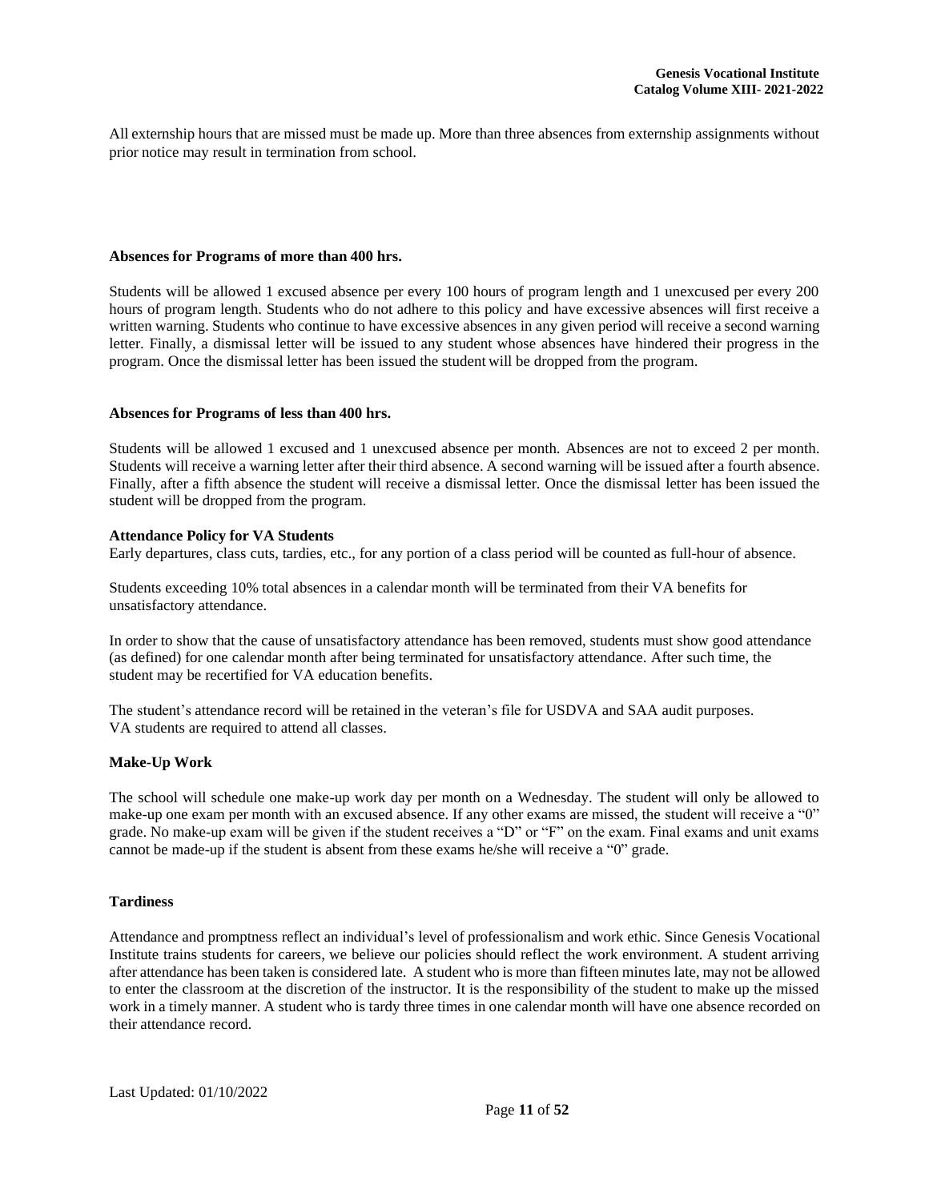All externship hours that are missed must be made up. More than three absences from externship assignments without prior notice may result in termination from school.

### Absences for Programs of more than 400 hrs.

Students will be allowed 1 excused absence per every 100 hours of program length and 1 unexcused per every 200 hours of program length. Students who do not adhere to this policy and have excessive absences will first receive a written warning. Students who continue to have excessive absences in any given period will receive a second warning letter. Finally, a dismissal letter will be issued to any student whose absences have hindered their progress in the program. Once the dismissal letter has been issued the student will be dropped from the program.

### Absences for Programs of less than 400 hrs.

Students will be allowed 1 excused and 1 unexcused absence per month. Absences are not to exceed 2 per month. Students will receive a warning letter after their third absence. A second warning will be issued after a fourth absence. Finally, after a fifth absence the student will receive a dismissal letter. Once the dismissal letter has been issued the student will be dropped from the program.

### Attendance Policy for VA Students

Early departures, class cuts, tardies, etc., for any portion of a class period will be counted as full-hour of absence.

Students exceeding 10% total absences in a calendar month will be terminated from their VA benefits for unsatisfactory attendance.

In order to show that the cause of unsatisfactory attendance has been removed, students must show good attendance (as defined) for one calendar month after being terminated for unsatisfactory attendance. After such time, the student may be recertified for VA education benefits.

The student's attendance record will be retained in the veteran's file for USDVA and SAA audit purposes. VA students are required to attend all classes.

### Make-Up Work

The school will schedule one make-up work day per month on a Wednesday. The student will only be allowed to make-up one exam per month with an excused absence. If any other exams are missed, the student will receive a "0" grade. No make-up exam will be given if the student receives a "D" or "F" on the exam. Final exams and unit exams cannot be made-up if the student is absent from these exams he/she will receive a "0" grade.

### Tardiness

Attendance and promptness reflect an individual's level of professionalism and work ethic. Since Genesis Vocational Institute trains students for careers, we believe our policies should reflect the work environment. A student arriving after attendance has been taken is considered late. A student who is more than fifteen minutes late, may not be allowed to enter the classroom at the discretion of the instructor. It is the responsibility of the student to make up the missed work in a timely manner. A student who is tardy three times in one calendar month will have one absence recorded on their attendance record.

Last Updated: 01/10/2022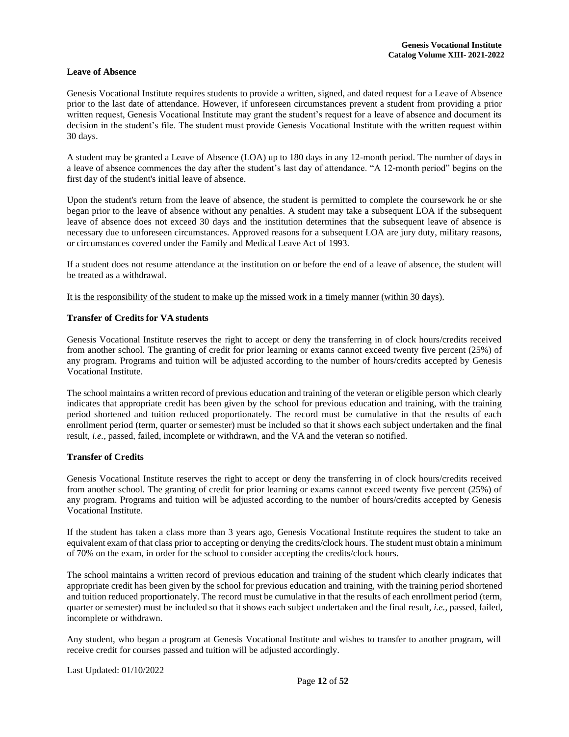### Leave of Absence

Genesis Vocational Institute requires students to provide a written, signed, and dated request for a Leave of Absence prior to the last date of attendance. However, if unforeseen circumstances prevent a student from providing a prior written request, Genesis Vocational Institute may grant the student's request for a leave of absence and document its decision in the student's file. The student must provide Genesis Vocational Institute with the written request within 30 days.

A student may be granted a Leave of Absence (LOA) up to 180 days in any 12-month period. The number of days in a leave of absence commences the day after the student's last day of attendance. "A 12-month period" begins on the first day of the student's initial leave of absence.

Upon the student's return from the leave of absence, the student is permitted to complete the coursework he or she began prior to the leave of absence without any penalties. A student may take a subsequent LOA if the subsequent leave of absence does not exceed 30 days and the institution determines that the subsequent leave of absence is necessary due to unforeseen circumstances. Approved reasons for a subsequent LOA are jury duty, military reasons, or circumstances covered under the Family and Medical Leave Act of 1993.

If a student does not resume attendance at the institution on or before the end of a leave of absence, the student will be treated as a withdrawal.

It is the responsibility of the student to make up the missed work in a timely manner (within 30 days).

### Transfer of Credits for VA students

Genesis Vocational Institute reserves the right to accept or deny the transferring in of clock hours/credits received from another school. The granting of credit for prior learning or exams cannot exceed twenty five percent (25%) of any program. Programs and tuition will be adjusted according to the number of hours/credits accepted by Genesis Vocational Institute.

The school maintains a written record of previous education and training of the veteran or eligible person which clearly indicates that appropriate credit has been given by the school for previous education and training, with the training period shortened and tuition reduced proportionately. The record must be cumulative in that the results of each enrollment period (term, quarter or semester) must be included so that it shows each subject undertaken and the final result, *i.e.*, passed, failed, incomplete or withdrawn, and the VA and the veteran so notified.

### Transfer of Credits

Genesis Vocational Institute reserves the right to accept or deny the transferring in of clock hours/credits received from another school. The granting of credit for prior learning or exams cannot exceed twenty five percent (25%) of any program. Programs and tuition will be adjusted according to the number of hours/credits accepted by Genesis Vocational Institute.

If the student has taken a class more than 3 years ago, Genesis Vocational Institute requires the student to take an equivalent exam of that class prior to accepting or denying the credits/clock hours. The student must obtain a minimum of 70% on the exam, in order for the school to consider accepting the credits/clock hours.

The school maintains a written record of previous education and training of the student which clearly indicates that appropriate credit has been given by the school for previous education and training, with the training period shortened and tuition reduced proportionately. The record must be cumulative in that the results of each enrollment period (term, quarter or semester) must be included so that it shows each subject undertaken and the final result, *i.e.*, passed, failed, incomplete or withdrawn.

Any student, who began a program at Genesis Vocational Institute and wishes to transfer to another program, will receive credit for courses passed and tuition will be adjusted accordingly.

Last Updated: 01/10/2022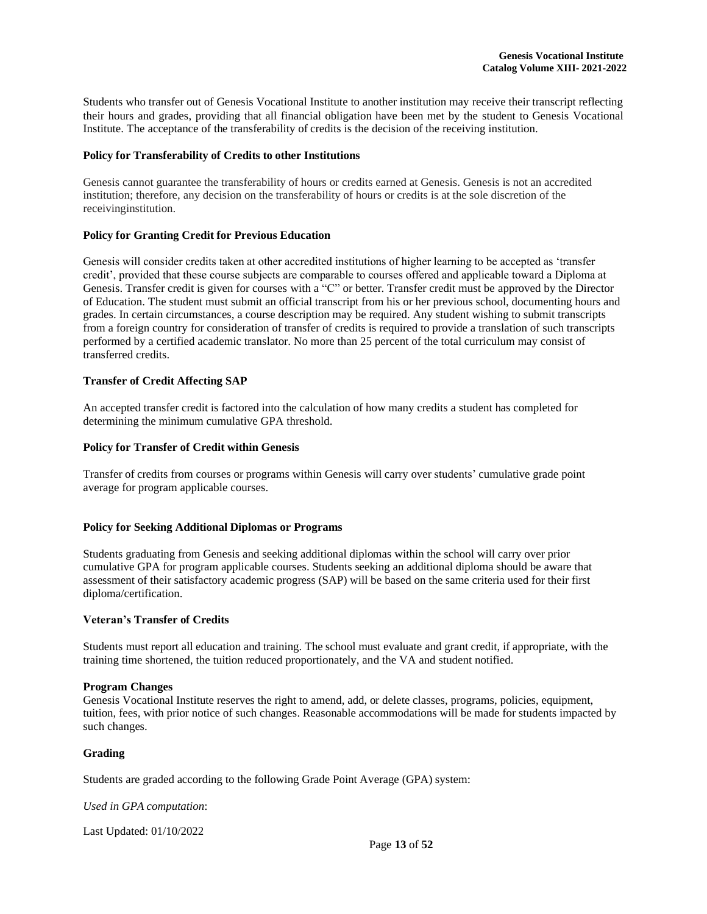Students who transfer out of Genesis Vocational Institute to another institution may receive their transcript reflecting their hours and grades, providing that all financial obligation have been met by the student to Genesis Vocational Institute. The acceptance of the transferability of credits is the decision of the receiving institution.

**Policy for Transferability of Credits to other Institutions**

Genesis cannot guarantee the transferability of hours or credits earned at Genesis. Genesis is not an accredited institution; therefore, any decision on the transferability of hours or credits is at the sole discretion of the receivinginstitution.

**Policy for Granting Credit for Previous Education**

Genesis will consider credits taken at other accredited institutions of higher learning to be accepted as 'transfer credit', provided that these course subjects are comparable to courses offered and applicable toward a Diploma at Genesis. Transfer credit is given for courses with a "C" or better. Transfer credit must be approved by the Director of Education. The student must submit an official transcript from his or her previous school, documenting hours and grades. In certain circumstances, a course description may be required. Any student wishing to submit transcripts from a foreign country for consideration of transfer of credits is required to provide a translation of such transcripts performed by a certified academic translator. No more than 25 percent of the total curriculum may consist of transferred credits.

**Transfer of Credit Affecting SAP**

An accepted transfer credit is factored into the calculation of how many credits a student has completed for determining the minimum cumulative GPA threshold.

**Policy for Transfer of Credit within Genesis**

Transfer of credits from courses or programs within Genesis will carry over students' cumulative grade point average for program applicable courses.

**Policy for Seeking Additional Diplomas or Programs**

Students graduating from Genesis and seeking additional diplomas within the school will carry over prior cumulative GPA for program applicable courses. Students seeking an additional diploma should be aware that assessment of their satisfactory academic progress (SAP) will be based on the same criteria used for their first diploma/certification.

**Veteran's Transfer of Credits**

Students must report all education and training. The school must evaluate and grant credit, if appropriate, with the training time shortened, the tuition reduced proportionately, and the VA and student notified.

**Program Changes**

Genesis Vocational Institute reserves the right to amend, add, or delete classes, programs, policies, equipment, tuition, fees, with prior notice of such changes. Reasonable accommodations will be made for students impacted by such changes.

**Grading**

Students are graded according to the following Grade Point Average (GPA) system:

*Used in GPA computation*: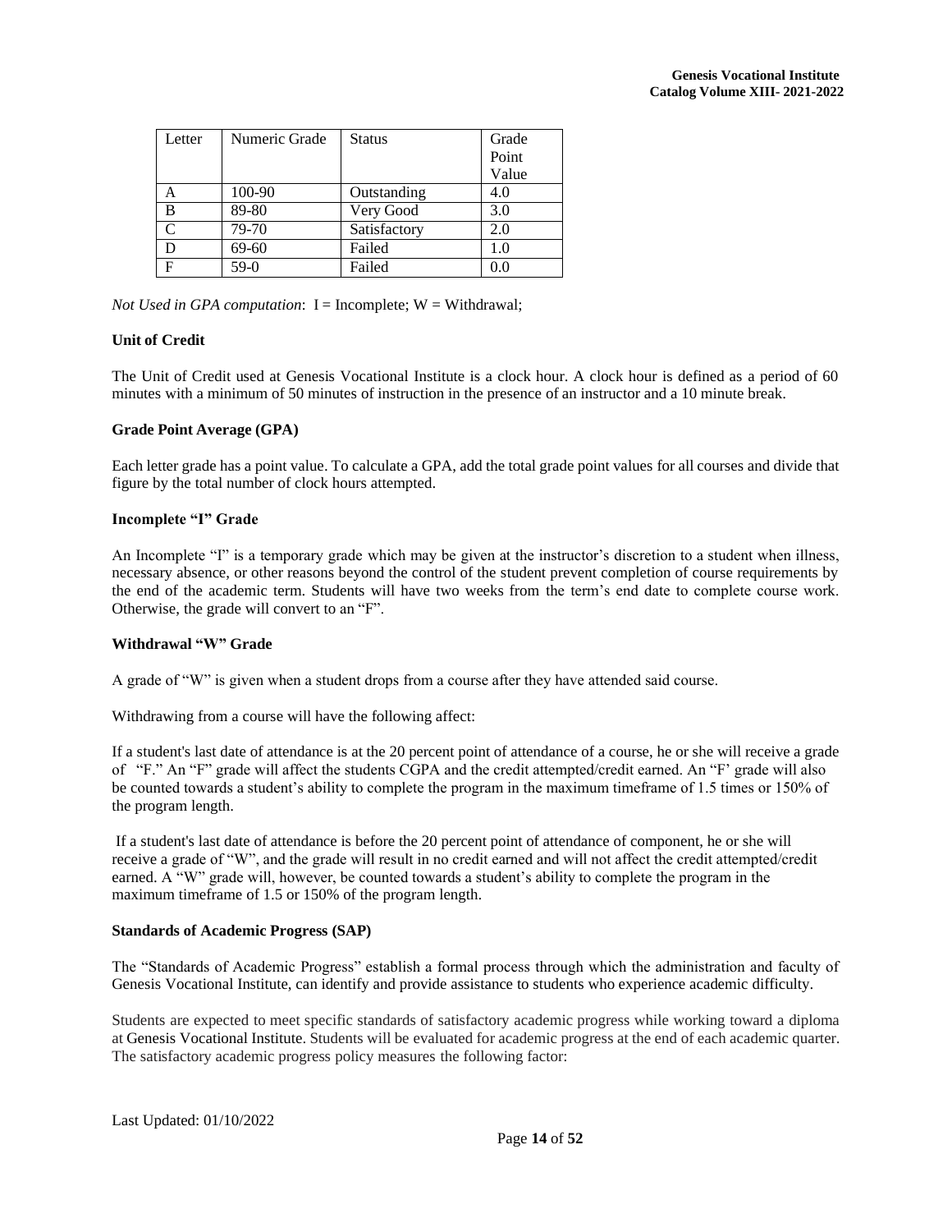| Letter | Numeric Grade | Status | Grade Point Value |
| --- | --- | --- | --- |
| A | 100-90 | Outstanding | 4.0 |
| B | 89-80 | Very Good | 3.0 |
| C | 79-70 | Satisfactory | 2.0 |
| D | 69-60 | Failed | 1.0 |
| F | 59-0 | Failed | 0.0 |

*Not Used in GPA computation*: I = Incomplete; W = Withdrawal;

**Unit of Credit**

The Unit of Credit used at Genesis Vocational Institute is a clock hour. A clock hour is defined as a period of 60 minutes with a minimum of 50 minutes of instruction in the presence of an instructor and a 10 minute break.

**Grade Point Average (GPA)**

Each letter grade has a point value. To calculate a GPA, add the total grade point values for all courses and divide that figure by the total number of clock hours attempted.

**Incomplete "I" Grade**

An Incomplete "I" is a temporary grade which may be given at the instructor's discretion to a student when illness, necessary absence, or other reasons beyond the control of the student prevent completion of course requirements by the end of the academic term. Students will have two weeks from the term's end date to complete course work. Otherwise, the grade will convert to an "F".

**Withdrawal "W" Grade**

A grade of "W" is given when a student drops from a course after they have attended said course.

Withdrawing from a course will have the following affect:

If a student's last date of attendance is at the 20 percent point of attendance of a course, he or she will receive a grade of "F." An "F" grade will affect the students CGPA and the credit attempted/credit earned. An "F' grade will also be counted towards a student's ability to complete the program in the maximum timeframe of 1.5 times or 150% of the program length.

If a student's last date of attendance is before the 20 percent point of attendance of component, he or she will receive a grade of "W", and the grade will result in no credit earned and will not affect the credit attempted/credit earned. A "W" grade will, however, be counted towards a student's ability to complete the program in the maximum timeframe of 1.5 or 150% of the program length.

**Standards of Academic Progress (SAP)**

The "Standards of Academic Progress" establish a formal process through which the administration and faculty of Genesis Vocational Institute, can identify and provide assistance to students who experience academic difficulty.

Students are expected to meet specific standards of satisfactory academic progress while working toward a diploma at Genesis Vocational Institute. Students will be evaluated for academic progress at the end of each academic quarter. The satisfactory academic progress policy measures the following factor: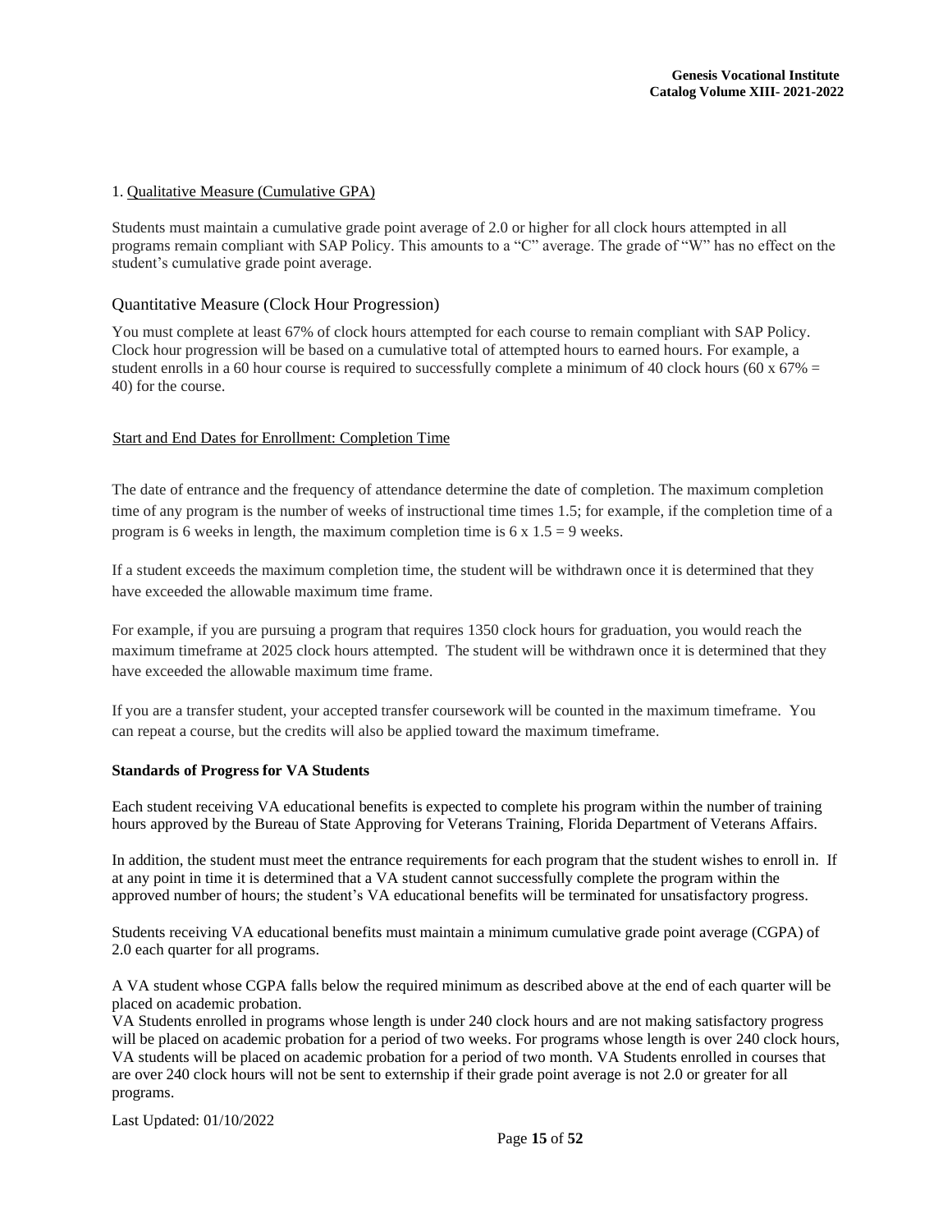1. Qualitative Measure (Cumulative GPA)

Students must maintain a cumulative grade point average of 2.0 or higher for all clock hours attempted in all programs remain compliant with SAP Policy. This amounts to a "C" average. The grade of "W" has no effect on the student's cumulative grade point average.

## Quantitative Measure (Clock Hour Progression)

You must complete at least 67% of clock hours attempted for each course to remain compliant with SAP Policy. Clock hour progression will be based on a cumulative total of attempted hours to earned hours. For example, a student enrolls in a 60 hour course is required to successfully complete a minimum of 40 clock hours (60 x 67% = 40) for the course.

Start and End Dates for Enrollment: Completion Time

The date of entrance and the frequency of attendance determine the date of completion. The maximum completion time of any program is the number of weeks of instructional time times 1.5; for example, if the completion time of a program is 6 weeks in length, the maximum completion time is 6 x 1.5 = 9 weeks.

If a student exceeds the maximum completion time, the student will be withdrawn once it is determined that they have exceeded the allowable maximum time frame.

For example, if you are pursuing a program that requires 1350 clock hours for graduation, you would reach the maximum timeframe at 2025 clock hours attempted. The student will be withdrawn once it is determined that they have exceeded the allowable maximum time frame.

If you are a transfer student, your accepted transfer coursework will be counted in the maximum timeframe. You can repeat a course, but the credits will also be applied toward the maximum timeframe.

**Standards of Progress for VA Students**

Each student receiving VA educational benefits is expected to complete his program within the number of training hours approved by the Bureau of State Approving for Veterans Training, Florida Department of Veterans Affairs.

In addition, the student must meet the entrance requirements for each program that the student wishes to enroll in. If at any point in time it is determined that a VA student cannot successfully complete the program within the approved number of hours; the student's VA educational benefits will be terminated for unsatisfactory progress.

Students receiving VA educational benefits must maintain a minimum cumulative grade point average (CGPA) of 2.0 each quarter for all programs.

A VA student whose CGPA falls below the required minimum as described above at the end of each quarter will be placed on academic probation.
VA Students enrolled in programs whose length is under 240 clock hours and are not making satisfactory progress will be placed on academic probation for a period of two weeks. For programs whose length is over 240 clock hours, VA students will be placed on academic probation for a period of two month. VA Students enrolled in courses that are over 240 clock hours will not be sent to externship if their grade point average is not 2.0 or greater for all programs.

Last Updated: 01/10/2022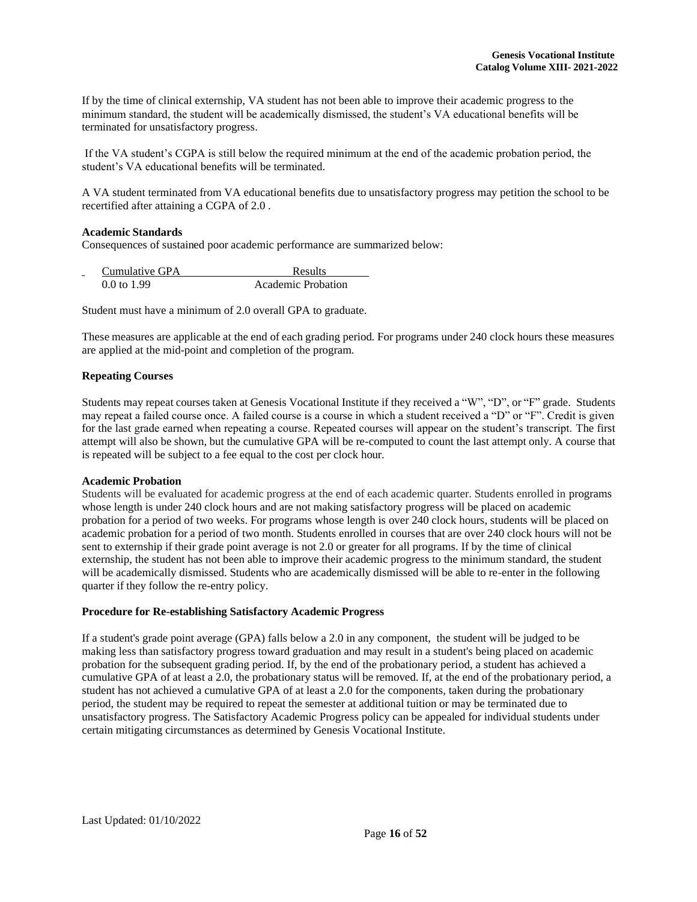If by the time of clinical externship, VA student has not been able to improve their academic progress to the minimum standard, the student will be academically dismissed, the student's VA educational benefits will be terminated for unsatisfactory progress.

If the VA student's CGPA is still below the required minimum at the end of the academic probation period, the student's VA educational benefits will be terminated.

A VA student terminated from VA educational benefits due to unsatisfactory progress may petition the school to be recertified after attaining a CGPA of 2.0 .

**Academic Standards**

Consequences of sustained poor academic performance are summarized below:

| Cumulative GPA | Results |
|---|---|
| 0.0 to 1.99 | Academic Probation |

Student must have a minimum of 2.0 overall GPA to graduate.

These measures are applicable at the end of each grading period. For programs under 240 clock hours these measures are applied at the mid-point and completion of the program.

**Repeating Courses**

Students may repeat courses taken at Genesis Vocational Institute if they received a "W", "D", or "F" grade. Students may repeat a failed course once. A failed course is a course in which a student received a "D" or "F". Credit is given for the last grade earned when repeating a course. Repeated courses will appear on the student's transcript. The first attempt will also be shown, but the cumulative GPA will be re-computed to count the last attempt only. A course that is repeated will be subject to a fee equal to the cost per clock hour.

**Academic Probation**

Students will be evaluated for academic progress at the end of each academic quarter. Students enrolled in programs whose length is under 240 clock hours and are not making satisfactory progress will be placed on academic probation for a period of two weeks. For programs whose length is over 240 clock hours, students will be placed on academic probation for a period of two month. Students enrolled in courses that are over 240 clock hours will not be sent to externship if their grade point average is not 2.0 or greater for all programs. If by the time of clinical externship, the student has not been able to improve their academic progress to the minimum standard, the student will be academically dismissed. Students who are academically dismissed will be able to re-enter in the following quarter if they follow the re-entry policy.

**Procedure for Re-establishing Satisfactory Academic Progress**

If a student's grade point average (GPA) falls below a 2.0 in any component, the student will be judged to be making less than satisfactory progress toward graduation and may result in a student's being placed on academic probation for the subsequent grading period. If, by the end of the probationary period, a student has achieved a cumulative GPA of at least a 2.0, the probationary status will be removed. If, at the end of the probationary period, a student has not achieved a cumulative GPA of at least a 2.0 for the components, taken during the probationary period, the student may be required to repeat the semester at additional tuition or may be terminated due to unsatisfactory progress. The Satisfactory Academic Progress policy can be appealed for individual students under certain mitigating circumstances as determined by Genesis Vocational Institute.

Last Updated: 01/10/2022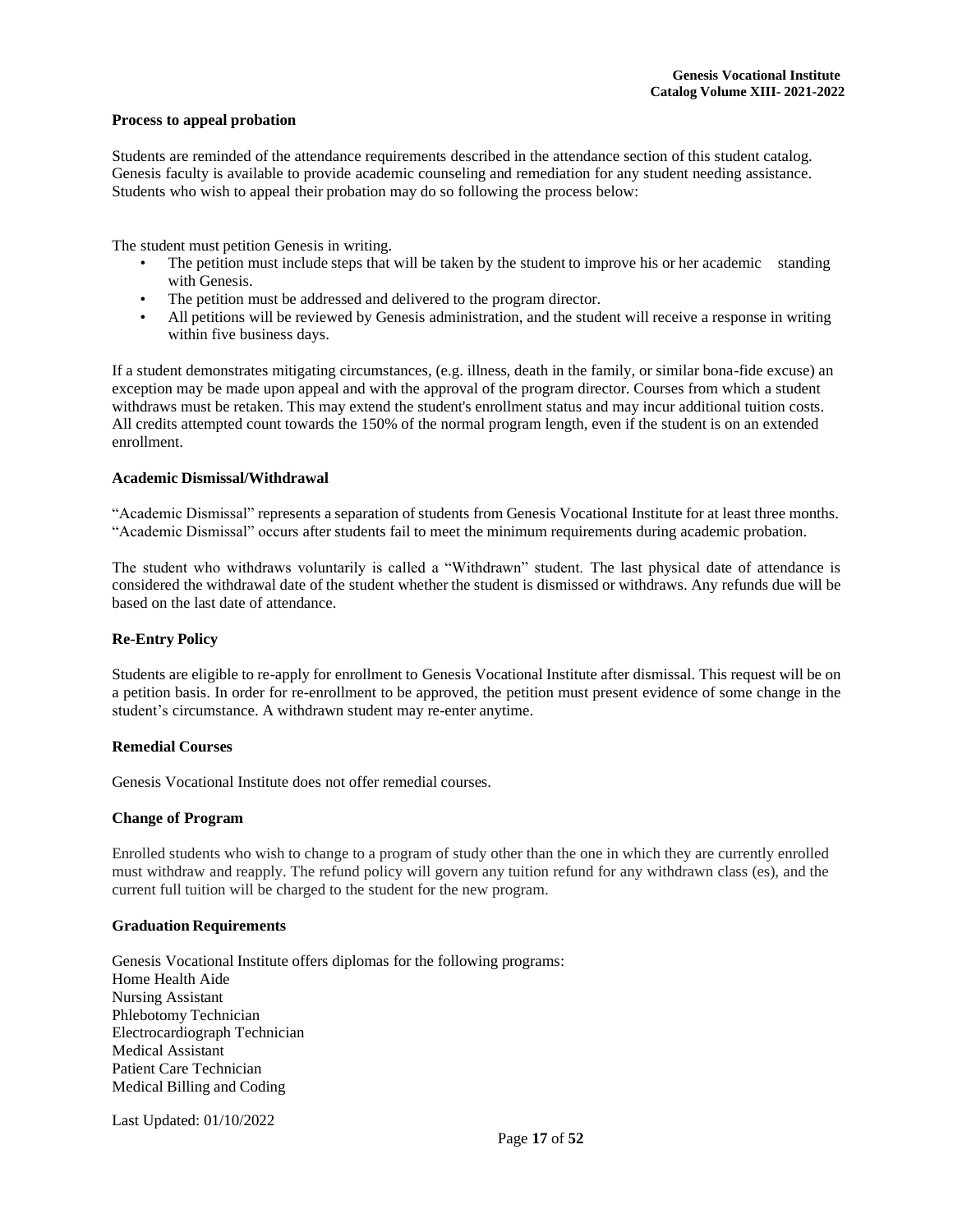**Process to appeal probation**

Students are reminded of the attendance requirements described in the attendance section of this student catalog. Genesis faculty is available to provide academic counseling and remediation for any student needing assistance. Students who wish to appeal their probation may do so following the process below:

The student must petition Genesis in writing.

- The petition must include steps that will be taken by the student to improve his or her academic standing with Genesis.
- The petition must be addressed and delivered to the program director.
- All petitions will be reviewed by Genesis administration, and the student will receive a response in writing within five business days.

If a student demonstrates mitigating circumstances, (e.g. illness, death in the family, or similar bona-fide excuse) an exception may be made upon appeal and with the approval of the program director. Courses from which a student withdraws must be retaken. This may extend the student's enrollment status and may incur additional tuition costs. All credits attempted count towards the 150% of the normal program length, even if the student is on an extended enrollment.

**Academic Dismissal/Withdrawal**

"Academic Dismissal" represents a separation of students from Genesis Vocational Institute for at least three months. "Academic Dismissal" occurs after students fail to meet the minimum requirements during academic probation.

The student who withdraws voluntarily is called a "Withdrawn" student. The last physical date of attendance is considered the withdrawal date of the student whether the student is dismissed or withdraws. Any refunds due will be based on the last date of attendance.

**Re-Entry Policy**

Students are eligible to re-apply for enrollment to Genesis Vocational Institute after dismissal. This request will be on a petition basis. In order for re-enrollment to be approved, the petition must present evidence of some change in the student's circumstance. A withdrawn student may re-enter anytime.

**Remedial Courses**

Genesis Vocational Institute does not offer remedial courses.

**Change of Program**

Enrolled students who wish to change to a program of study other than the one in which they are currently enrolled must withdraw and reapply. The refund policy will govern any tuition refund for any withdrawn class (es), and the current full tuition will be charged to the student for the new program.

**Graduation Requirements**

Genesis Vocational Institute offers diplomas for the following programs:
Home Health Aide
Nursing Assistant
Phlebotomy Technician
Electrocardiograph Technician
Medical Assistant
Patient Care Technician
Medical Billing and Coding

Last Updated: 01/10/2022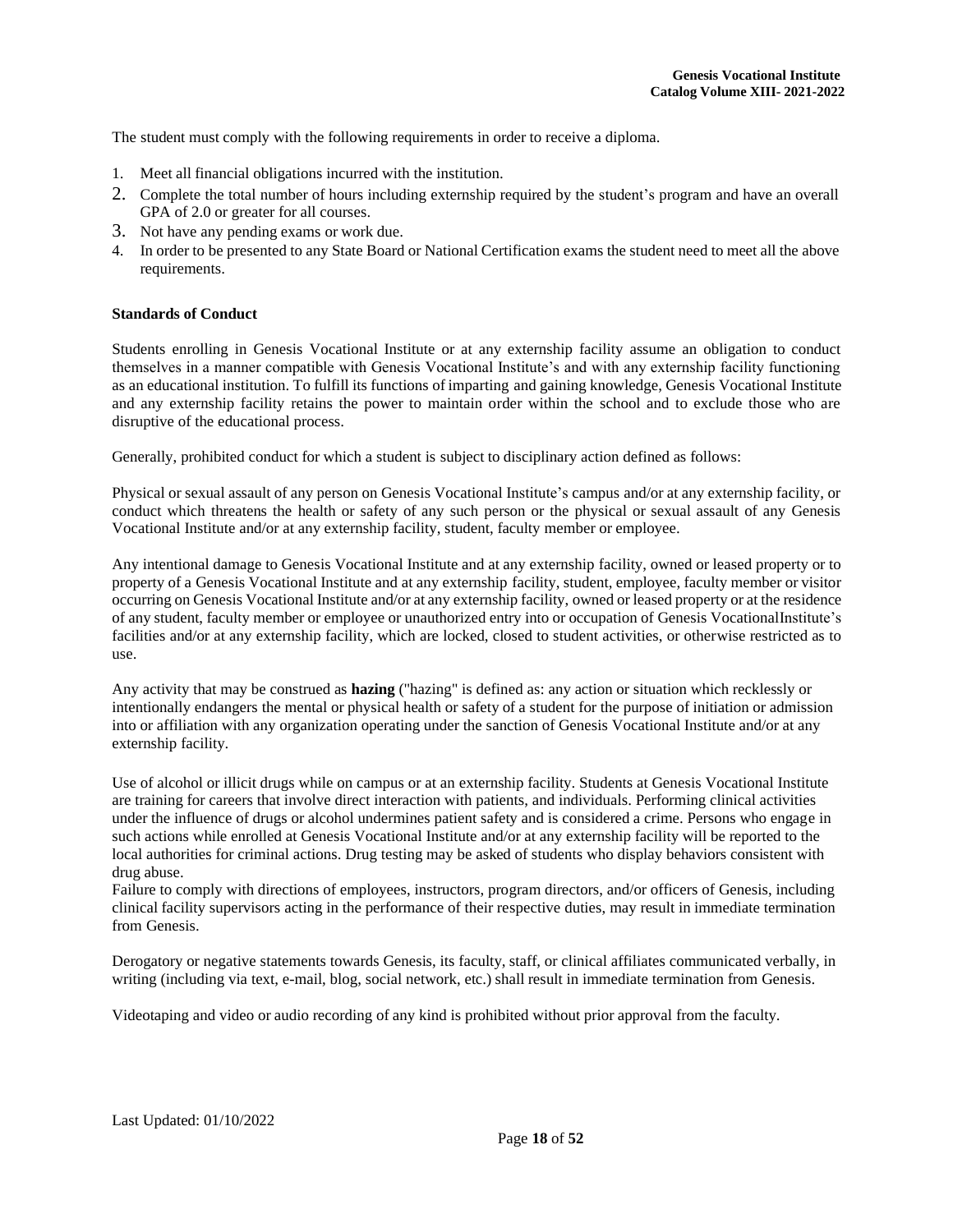The student must comply with the following requirements in order to receive a diploma.

1. Meet all financial obligations incurred with the institution.
2. Complete the total number of hours including externship required by the student's program and have an overall GPA of 2.0 or greater for all courses.
3. Not have any pending exams or work due.
4. In order to be presented to any State Board or National Certification exams the student need to meet all the above requirements.

**Standards of Conduct**

Students enrolling in Genesis Vocational Institute or at any externship facility assume an obligation to conduct themselves in a manner compatible with Genesis Vocational Institute's and with any externship facility functioning as an educational institution. To fulfill its functions of imparting and gaining knowledge, Genesis Vocational Institute and any externship facility retains the power to maintain order within the school and to exclude those who are disruptive of the educational process.

Generally, prohibited conduct for which a student is subject to disciplinary action defined as follows:

Physical or sexual assault of any person on Genesis Vocational Institute's campus and/or at any externship facility, or conduct which threatens the health or safety of any such person or the physical or sexual assault of any Genesis Vocational Institute and/or at any externship facility, student, faculty member or employee.

Any intentional damage to Genesis Vocational Institute and at any externship facility, owned or leased property or to property of a Genesis Vocational Institute and at any externship facility, student, employee, faculty member or visitor occurring on Genesis Vocational Institute and/or at any externship facility, owned or leased property or at the residence of any student, faculty member or employee or unauthorized entry into or occupation of Genesis VocationalInstitute's facilities and/or at any externship facility, which are locked, closed to student activities, or otherwise restricted as to use.

Any activity that may be construed as **hazing** ("hazing" is defined as: any action or situation which recklessly or intentionally endangers the mental or physical health or safety of a student for the purpose of initiation or admission into or affiliation with any organization operating under the sanction of Genesis Vocational Institute and/or at any externship facility.

Use of alcohol or illicit drugs while on campus or at an externship facility. Students at Genesis Vocational Institute are training for careers that involve direct interaction with patients, and individuals. Performing clinical activities under the influence of drugs or alcohol undermines patient safety and is considered a crime. Persons who engage in such actions while enrolled at Genesis Vocational Institute and/or at any externship facility will be reported to the local authorities for criminal actions. Drug testing may be asked of students who display behaviors consistent with drug abuse.
Failure to comply with directions of employees, instructors, program directors, and/or officers of Genesis, including clinical facility supervisors acting in the performance of their respective duties, may result in immediate termination from Genesis.

Derogatory or negative statements towards Genesis, its faculty, staff, or clinical affiliates communicated verbally, in writing (including via text, e-mail, blog, social network, etc.) shall result in immediate termination from Genesis.

Videotaping and video or audio recording of any kind is prohibited without prior approval from the faculty.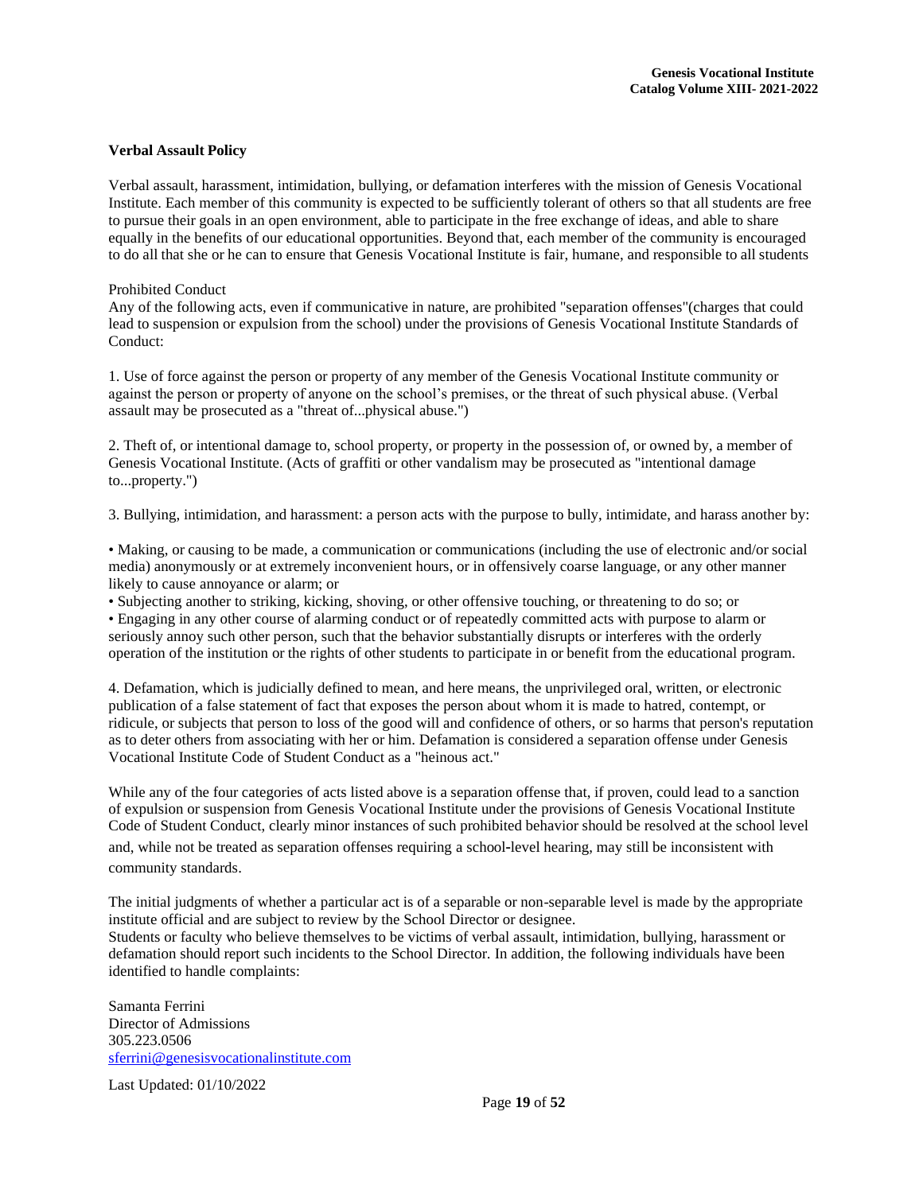## Verbal Assault Policy

Verbal assault, harassment, intimidation, bullying, or defamation interferes with the mission of Genesis Vocational Institute. Each member of this community is expected to be sufficiently tolerant of others so that all students are free to pursue their goals in an open environment, able to participate in the free exchange of ideas, and able to share equally in the benefits of our educational opportunities. Beyond that, each member of the community is encouraged to do all that she or he can to ensure that Genesis Vocational Institute is fair, humane, and responsible to all students

Prohibited Conduct

Any of the following acts, even if communicative in nature, are prohibited "separation offenses"(charges that could lead to suspension or expulsion from the school) under the provisions of Genesis Vocational Institute Standards of Conduct:

1. Use of force against the person or property of any member of the Genesis Vocational Institute community or against the person or property of anyone on the school's premises, or the threat of such physical abuse. (Verbal assault may be prosecuted as a "threat of...physical abuse.")

2. Theft of, or intentional damage to, school property, or property in the possession of, or owned by, a member of Genesis Vocational Institute. (Acts of graffiti or other vandalism may be prosecuted as "intentional damage to...property.")

3. Bullying, intimidation, and harassment: a person acts with the purpose to bully, intimidate, and harass another by:

- Making, or causing to be made, a communication or communications (including the use of electronic and/or social media) anonymously or at extremely inconvenient hours, or in offensively coarse language, or any other manner likely to cause annoyance or alarm; or
- Subjecting another to striking, kicking, shoving, or other offensive touching, or threatening to do so; or
- Engaging in any other course of alarming conduct or of repeatedly committed acts with purpose to alarm or seriously annoy such other person, such that the behavior substantially disrupts or interferes with the orderly operation of the institution or the rights of other students to participate in or benefit from the educational program.

4. Defamation, which is judicially defined to mean, and here means, the unprivileged oral, written, or electronic publication of a false statement of fact that exposes the person about whom it is made to hatred, contempt, or ridicule, or subjects that person to loss of the good will and confidence of others, or so harms that person's reputation as to deter others from associating with her or him. Defamation is considered a separation offense under Genesis Vocational Institute Code of Student Conduct as a "heinous act."

While any of the four categories of acts listed above is a separation offense that, if proven, could lead to a sanction of expulsion or suspension from Genesis Vocational Institute under the provisions of Genesis Vocational Institute Code of Student Conduct, clearly minor instances of such prohibited behavior should be resolved at the school level and, while not be treated as separation offenses requiring a school-level hearing, may still be inconsistent with community standards.

The initial judgments of whether a particular act is of a separable or non-separable level is made by the appropriate institute official and are subject to review by the School Director or designee.

Students or faculty who believe themselves to be victims of verbal assault, intimidation, bullying, harassment or defamation should report such incidents to the School Director. In addition, the following individuals have been identified to handle complaints:

Samanta Ferrini
Director of Admissions
305.223.0506
sferrini@genesisvocationalinstitute.com

Last Updated: 01/10/2022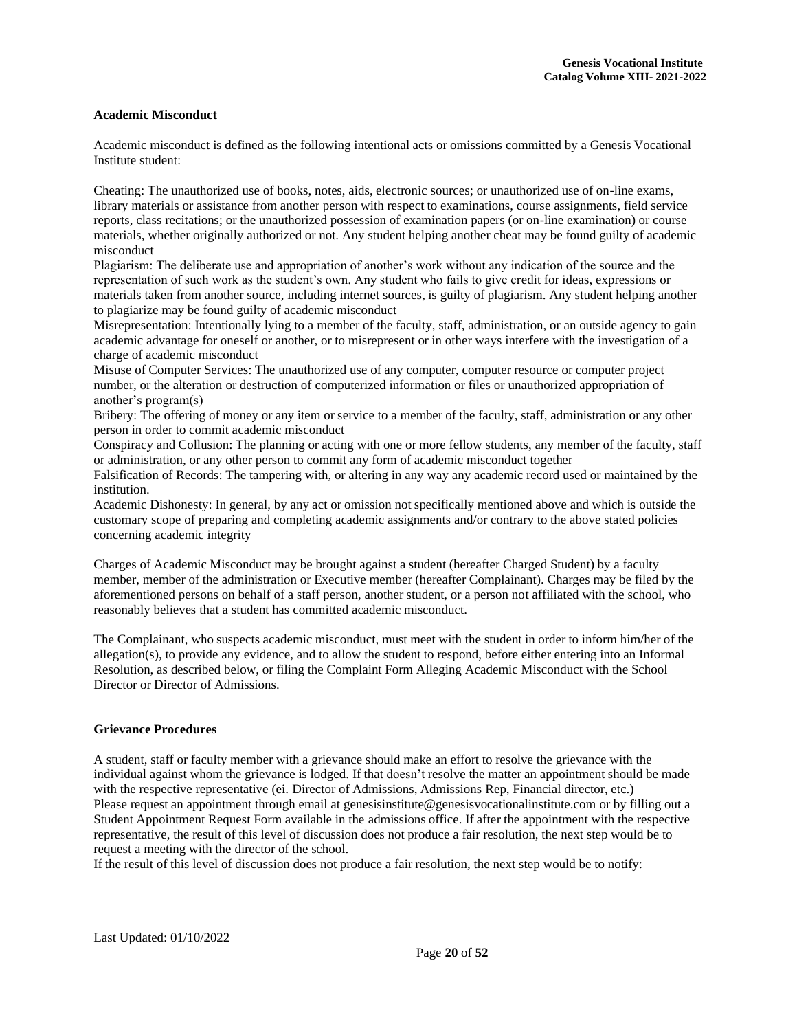### Academic Misconduct

Academic misconduct is defined as the following intentional acts or omissions committed by a Genesis Vocational Institute student:

Cheating: The unauthorized use of books, notes, aids, electronic sources; or unauthorized use of on-line exams, library materials or assistance from another person with respect to examinations, course assignments, field service reports, class recitations; or the unauthorized possession of examination papers (or on-line examination) or course materials, whether originally authorized or not. Any student helping another cheat may be found guilty of academic misconduct

Plagiarism: The deliberate use and appropriation of another's work without any indication of the source and the representation of such work as the student's own. Any student who fails to give credit for ideas, expressions or materials taken from another source, including internet sources, is guilty of plagiarism. Any student helping another to plagiarize may be found guilty of academic misconduct

Misrepresentation: Intentionally lying to a member of the faculty, staff, administration, or an outside agency to gain academic advantage for oneself or another, or to misrepresent or in other ways interfere with the investigation of a charge of academic misconduct

Misuse of Computer Services: The unauthorized use of any computer, computer resource or computer project number, or the alteration or destruction of computerized information or files or unauthorized appropriation of another's program(s)

Bribery: The offering of money or any item or service to a member of the faculty, staff, administration or any other person in order to commit academic misconduct

Conspiracy and Collusion: The planning or acting with one or more fellow students, any member of the faculty, staff or administration, or any other person to commit any form of academic misconduct together

Falsification of Records: The tampering with, or altering in any way any academic record used or maintained by the institution.

Academic Dishonesty: In general, by any act or omission not specifically mentioned above and which is outside the customary scope of preparing and completing academic assignments and/or contrary to the above stated policies concerning academic integrity

Charges of Academic Misconduct may be brought against a student (hereafter Charged Student) by a faculty member, member of the administration or Executive member (hereafter Complainant). Charges may be filed by the aforementioned persons on behalf of a staff person, another student, or a person not affiliated with the school, who reasonably believes that a student has committed academic misconduct.

The Complainant, who suspects academic misconduct, must meet with the student in order to inform him/her of the allegation(s), to provide any evidence, and to allow the student to respond, before either entering into an Informal Resolution, as described below, or filing the Complaint Form Alleging Academic Misconduct with the School Director or Director of Admissions.

### Grievance Procedures

A student, staff or faculty member with a grievance should make an effort to resolve the grievance with the individual against whom the grievance is lodged. If that doesn't resolve the matter an appointment should be made with the respective representative (ei. Director of Admissions, Admissions Rep, Financial director, etc.)
Please request an appointment through email at genesisinstitute@genesisvocationalinstitute.com or by filling out a Student Appointment Request Form available in the admissions office. If after the appointment with the respective representative, the result of this level of discussion does not produce a fair resolution, the next step would be to request a meeting with the director of the school.
If the result of this level of discussion does not produce a fair resolution, the next step would be to notify: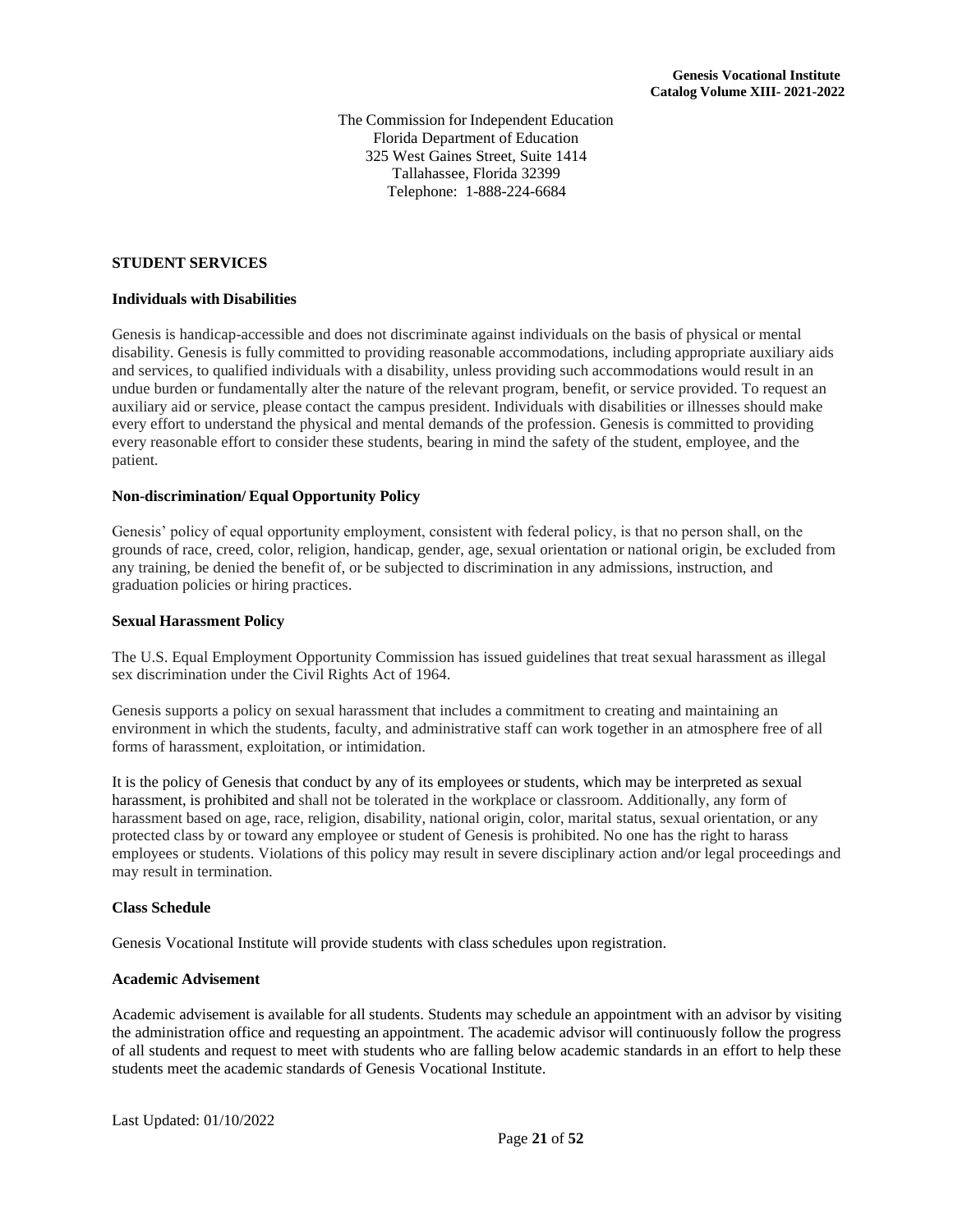The Commission for Independent Education
Florida Department of Education
325 West Gaines Street, Suite 1414
Tallahassee, Florida 32399
Telephone: 1-888-224-6684

## STUDENT SERVICES

### Individuals with Disabilities

Genesis is handicap-accessible and does not discriminate against individuals on the basis of physical or mental disability. Genesis is fully committed to providing reasonable accommodations, including appropriate auxiliary aids and services, to qualified individuals with a disability, unless providing such accommodations would result in an undue burden or fundamentally alter the nature of the relevant program, benefit, or service provided. To request an auxiliary aid or service, please contact the campus president. Individuals with disabilities or illnesses should make every effort to understand the physical and mental demands of the profession. Genesis is committed to providing every reasonable effort to consider these students, bearing in mind the safety of the student, employee, and the patient.

### Non-discrimination/ Equal Opportunity Policy

Genesis' policy of equal opportunity employment, consistent with federal policy, is that no person shall, on the grounds of race, creed, color, religion, handicap, gender, age, sexual orientation or national origin, be excluded from any training, be denied the benefit of, or be subjected to discrimination in any admissions, instruction, and graduation policies or hiring practices.

### Sexual Harassment Policy

The U.S. Equal Employment Opportunity Commission has issued guidelines that treat sexual harassment as illegal sex discrimination under the Civil Rights Act of 1964.

Genesis supports a policy on sexual harassment that includes a commitment to creating and maintaining an environment in which the students, faculty, and administrative staff can work together in an atmosphere free of all forms of harassment, exploitation, or intimidation.

It is the policy of Genesis that conduct by any of its employees or students, which may be interpreted as sexual harassment, is prohibited and shall not be tolerated in the workplace or classroom. Additionally, any form of harassment based on age, race, religion, disability, national origin, color, marital status, sexual orientation, or any protected class by or toward any employee or student of Genesis is prohibited. No one has the right to harass employees or students. Violations of this policy may result in severe disciplinary action and/or legal proceedings and may result in termination.

### Class Schedule

Genesis Vocational Institute will provide students with class schedules upon registration.

### Academic Advisement

Academic advisement is available for all students. Students may schedule an appointment with an advisor by visiting the administration office and requesting an appointment. The academic advisor will continuously follow the progress of all students and request to meet with students who are falling below academic standards in an effort to help these students meet the academic standards of Genesis Vocational Institute.

Last Updated: 01/10/2022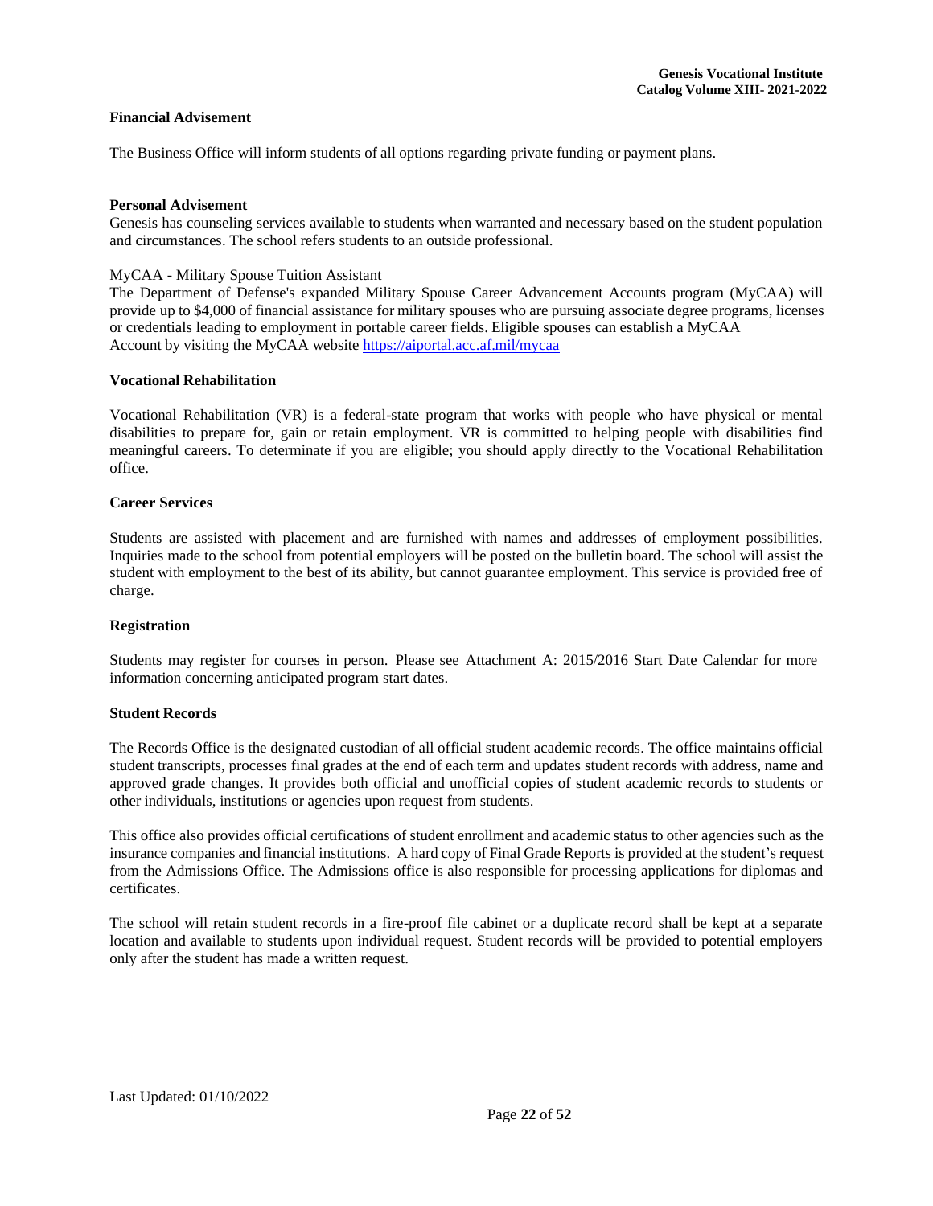**Financial Advisement**

The Business Office will inform students of all options regarding private funding or payment plans.

**Personal Advisement**

Genesis has counseling services available to students when warranted and necessary based on the student population and circumstances. The school refers students to an outside professional.

MyCAA - Military Spouse Tuition Assistant

The Department of Defense's expanded Military Spouse Career Advancement Accounts program (MyCAA) will provide up to $4,000 of financial assistance for military spouses who are pursuing associate degree programs, licenses or credentials leading to employment in portable career fields. Eligible spouses can establish a MyCAA Account by visiting the MyCAA website https://aiportal.acc.af.mil/mycaa

**Vocational Rehabilitation**

Vocational Rehabilitation (VR) is a federal-state program that works with people who have physical or mental disabilities to prepare for, gain or retain employment. VR is committed to helping people with disabilities find meaningful careers. To determinate if you are eligible; you should apply directly to the Vocational Rehabilitation office.

**Career Services**

Students are assisted with placement and are furnished with names and addresses of employment possibilities. Inquiries made to the school from potential employers will be posted on the bulletin board. The school will assist the student with employment to the best of its ability, but cannot guarantee employment. This service is provided free of charge.

**Registration**

Students may register for courses in person. Please see Attachment A: 2015/2016 Start Date Calendar for more information concerning anticipated program start dates.

**Student Records**

The Records Office is the designated custodian of all official student academic records. The office maintains official student transcripts, processes final grades at the end of each term and updates student records with address, name and approved grade changes. It provides both official and unofficial copies of student academic records to students or other individuals, institutions or agencies upon request from students.

This office also provides official certifications of student enrollment and academic status to other agencies such as the insurance companies and financial institutions. A hard copy of Final Grade Reports is provided at the student's request from the Admissions Office. The Admissions office is also responsible for processing applications for diplomas and certificates.

The school will retain student records in a fire-proof file cabinet or a duplicate record shall be kept at a separate location and available to students upon individual request. Student records will be provided to potential employers only after the student has made a written request.

Last Updated: 01/10/2022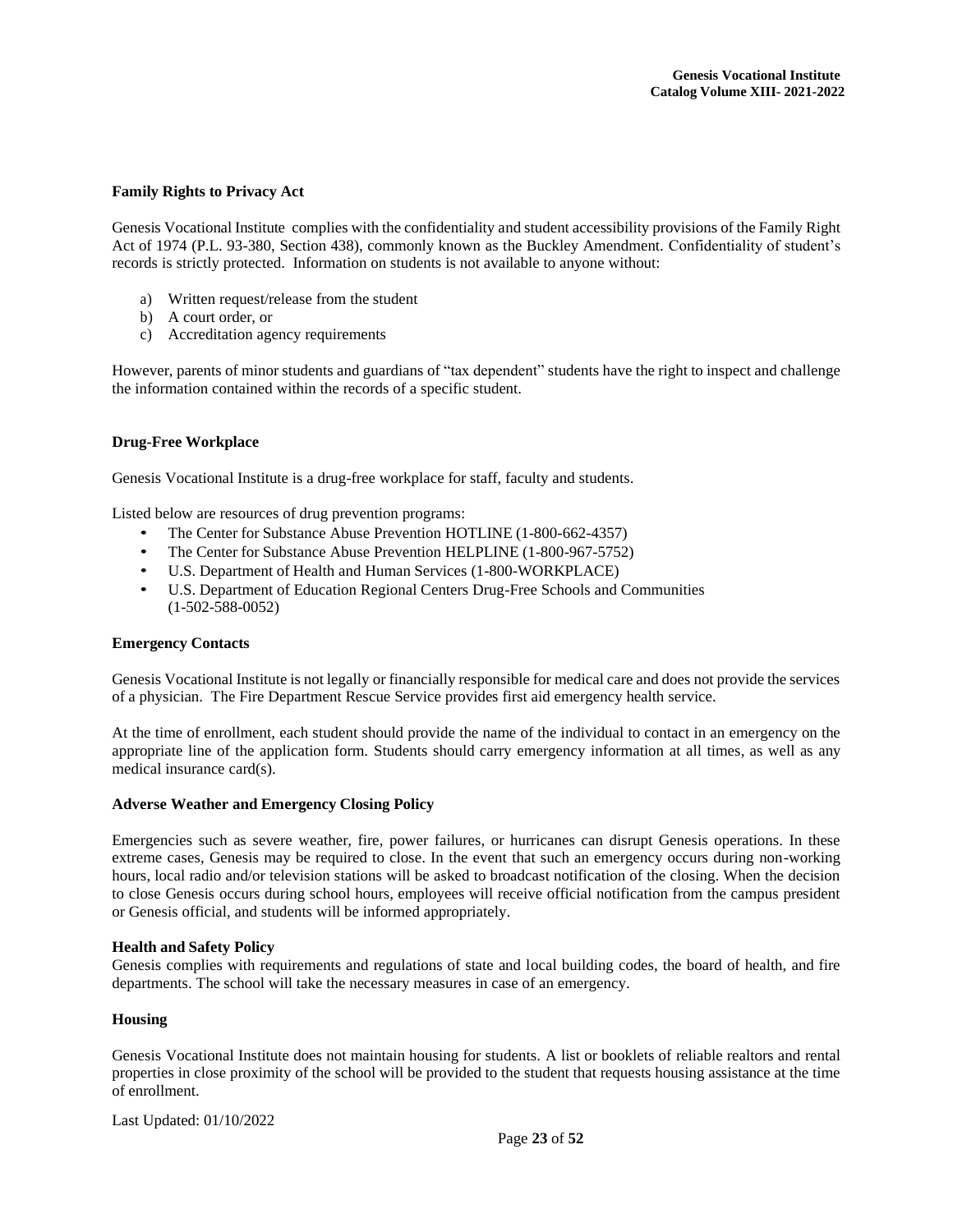### Family Rights to Privacy Act

Genesis Vocational Institute complies with the confidentiality and student accessibility provisions of the Family Right Act of 1974 (P.L. 93-380, Section 438), commonly known as the Buckley Amendment. Confidentiality of student's records is strictly protected. Information on students is not available to anyone without:

a) Written request/release from the student
b) A court order, or
c) Accreditation agency requirements

However, parents of minor students and guardians of "tax dependent" students have the right to inspect and challenge the information contained within the records of a specific student.

### Drug-Free Workplace

Genesis Vocational Institute is a drug-free workplace for staff, faculty and students.

Listed below are resources of drug prevention programs:

- The Center for Substance Abuse Prevention HOTLINE (1-800-662-4357)
- The Center for Substance Abuse Prevention HELPLINE (1-800-967-5752)
- U.S. Department of Health and Human Services (1-800-WORKPLACE)
- U.S. Department of Education Regional Centers Drug-Free Schools and Communities (1-502-588-0052)

### Emergency Contacts

Genesis Vocational Institute is not legally or financially responsible for medical care and does not provide the services of a physician. The Fire Department Rescue Service provides first aid emergency health service.

At the time of enrollment, each student should provide the name of the individual to contact in an emergency on the appropriate line of the application form. Students should carry emergency information at all times, as well as any medical insurance card(s).

### Adverse Weather and Emergency Closing Policy

Emergencies such as severe weather, fire, power failures, or hurricanes can disrupt Genesis operations. In these extreme cases, Genesis may be required to close. In the event that such an emergency occurs during non-working hours, local radio and/or television stations will be asked to broadcast notification of the closing. When the decision to close Genesis occurs during school hours, employees will receive official notification from the campus president or Genesis official, and students will be informed appropriately.

### Health and Safety Policy

Genesis complies with requirements and regulations of state and local building codes, the board of health, and fire departments. The school will take the necessary measures in case of an emergency.

### Housing

Genesis Vocational Institute does not maintain housing for students. A list or booklets of reliable realtors and rental properties in close proximity of the school will be provided to the student that requests housing assistance at the time of enrollment.

Last Updated: 01/10/2022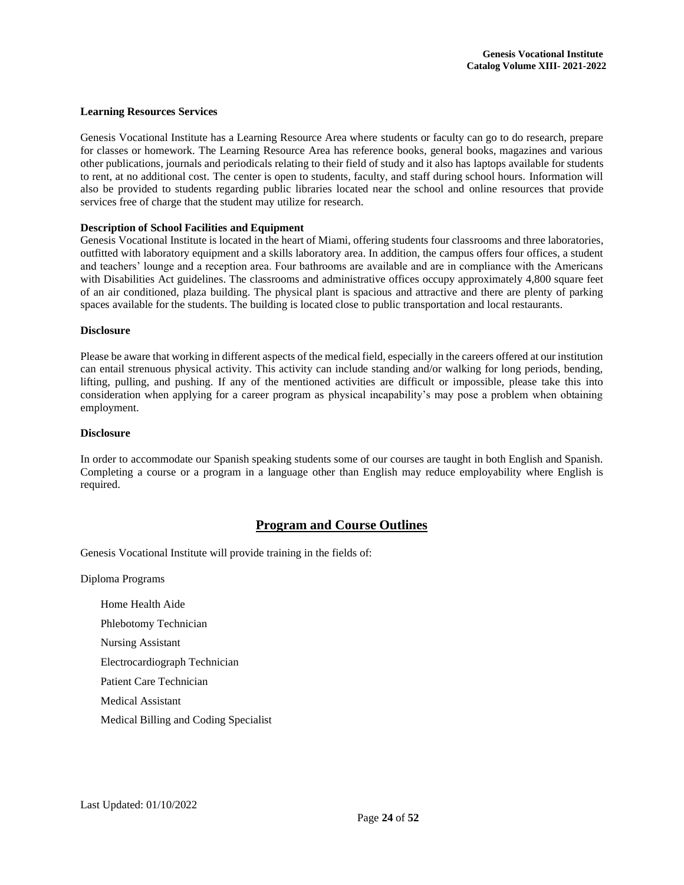**Learning Resources Services**

Genesis Vocational Institute has a Learning Resource Area where students or faculty can go to do research, prepare for classes or homework. The Learning Resource Area has reference books, general books, magazines and various other publications, journals and periodicals relating to their field of study and it also has laptops available for students to rent, at no additional cost. The center is open to students, faculty, and staff during school hours. Information will also be provided to students regarding public libraries located near the school and online resources that provide services free of charge that the student may utilize for research.

**Description of School Facilities and Equipment**

Genesis Vocational Institute is located in the heart of Miami, offering students four classrooms and three laboratories, outfitted with laboratory equipment and a skills laboratory area. In addition, the campus offers four offices, a student and teachers' lounge and a reception area. Four bathrooms are available and are in compliance with the Americans with Disabilities Act guidelines. The classrooms and administrative offices occupy approximately 4,800 square feet of an air conditioned, plaza building. The physical plant is spacious and attractive and there are plenty of parking spaces available for the students. The building is located close to public transportation and local restaurants.

**Disclosure**

Please be aware that working in different aspects of the medical field, especially in the careers offered at our institution can entail strenuous physical activity. This activity can include standing and/or walking for long periods, bending, lifting, pulling, and pushing. If any of the mentioned activities are difficult or impossible, please take this into consideration when applying for a career program as physical incapability's may pose a problem when obtaining employment.

**Disclosure**

In order to accommodate our Spanish speaking students some of our courses are taught in both English and Spanish. Completing a course or a program in a language other than English may reduce employability where English is required.

## Program and Course Outlines

Genesis Vocational Institute will provide training in the fields of:

Diploma Programs

- Home Health Aide
- Phlebotomy Technician
- Nursing Assistant
- Electrocardiograph Technician
- Patient Care Technician
- Medical Assistant
- Medical Billing and Coding Specialist

Last Updated: 01/10/2022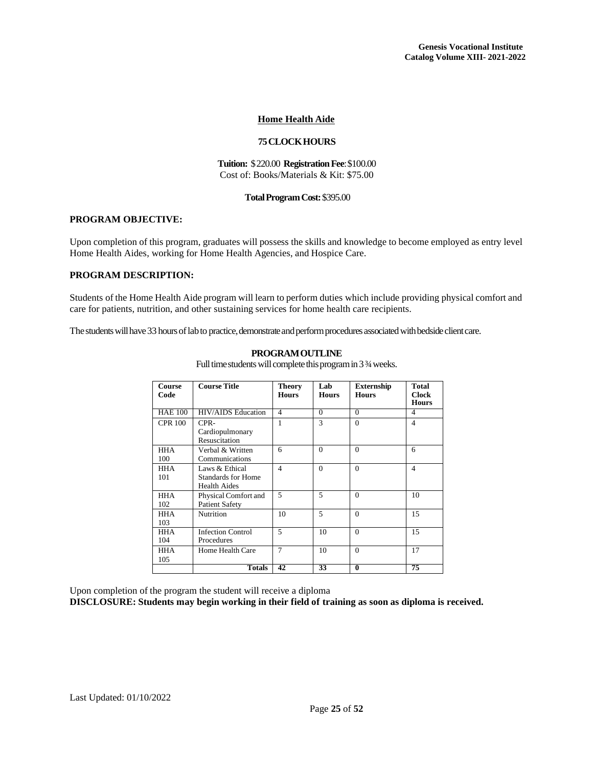## Home Health Aide

**75 CLOCK HOURS**

**Tuition:** $220.00 **Registration Fee**: $100.00
Cost of: Books/Materials & Kit: $75.00

**Total Program Cost:** $395.00

### PROGRAM OBJECTIVE:

Upon completion of this program, graduates will possess the skills and knowledge to become employed as entry level Home Health Aides, working for Home Health Agencies, and Hospice Care.

### PROGRAM DESCRIPTION:

Students of the Home Health Aide program will learn to perform duties which include providing physical comfort and care for patients, nutrition, and other sustaining services for home health care recipients.

The students will have 33 hours of lab to practice, demonstrate and perform procedures associated with bedside client care.

**PROGRAM OUTLINE**

Full time students will complete this program in 3 ¾ weeks.

| Course Code | Course Title | Theory Hours | Lab Hours | Externship Hours | Total Clock Hours |
|---|---|---|---|---|---|
| HAE 100 | HIV/AIDS Education | 4 | 0 | 0 | 4 |
| CPR 100 | CPR-Cardiopulmonary Resuscitation | 1 | 3 | 0 | 4 |
| HHA 100 | Verbal & Written Communications | 6 | 0 | 0 | 6 |
| HHA 101 | Laws & Ethical Standards for Home Health Aides | 4 | 0 | 0 | 4 |
| HHA 102 | Physical Comfort and Patient Safety | 5 | 5 | 0 | 10 |
| HHA 103 | Nutrition | 10 | 5 | 0 | 15 |
| HHA 104 | Infection Control Procedures | 5 | 10 | 0 | 15 |
| HHA 105 | Home Health Care | 7 | 10 | 0 | 17 |
| | **Totals** | **42** | **33** | **0** | **75** |

Upon completion of the program the student will receive a diploma

**DISCLOSURE: Students may begin working in their field of training as soon as diploma is received.**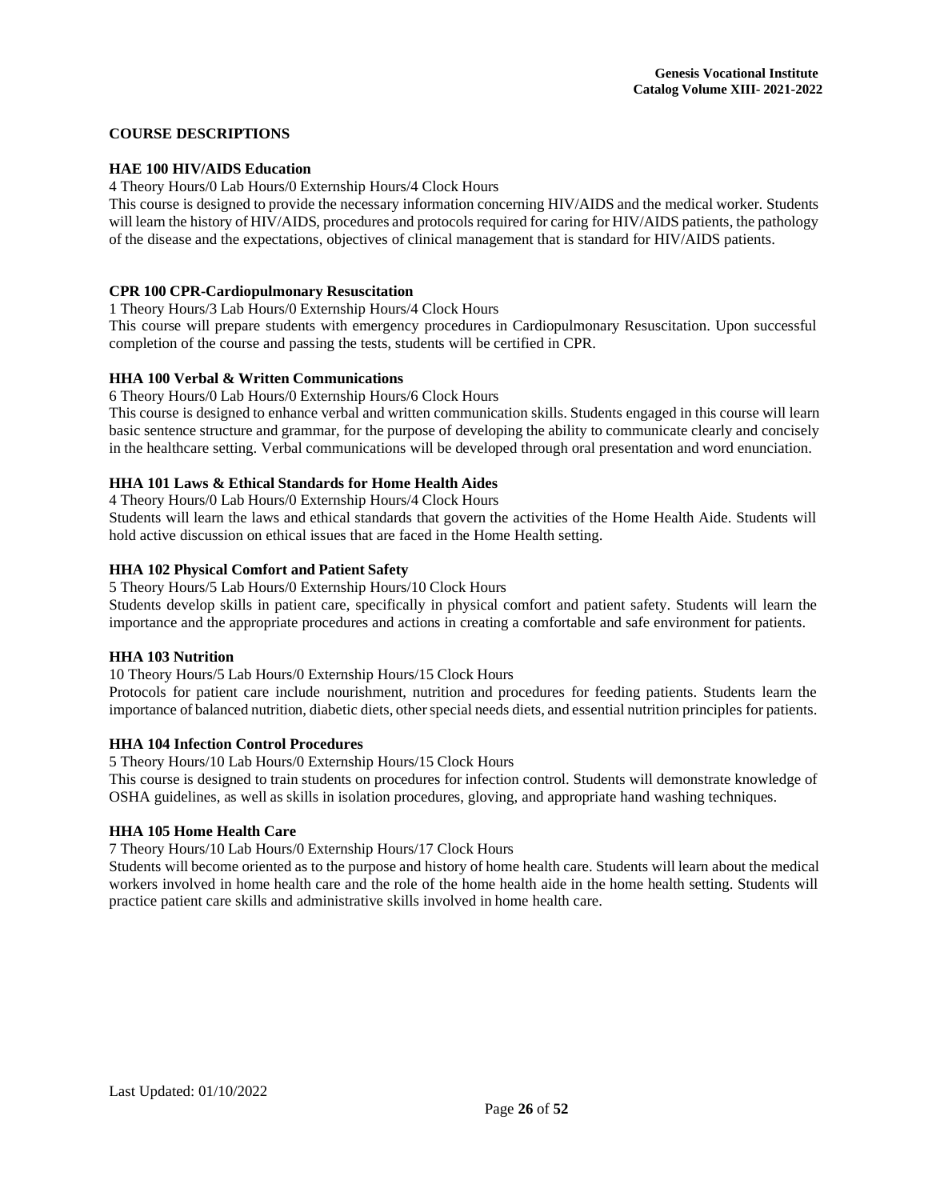## COURSE DESCRIPTIONS

### HAE 100 HIV/AIDS Education

4 Theory Hours/0 Lab Hours/0 Externship Hours/4 Clock Hours

This course is designed to provide the necessary information concerning HIV/AIDS and the medical worker. Students will learn the history of HIV/AIDS, procedures and protocols required for caring for HIV/AIDS patients, the pathology of the disease and the expectations, objectives of clinical management that is standard for HIV/AIDS patients.

### CPR 100 CPR-Cardiopulmonary Resuscitation

1 Theory Hours/3 Lab Hours/0 Externship Hours/4 Clock Hours

This course will prepare students with emergency procedures in Cardiopulmonary Resuscitation. Upon successful completion of the course and passing the tests, students will be certified in CPR.

### HHA 100 Verbal & Written Communications

6 Theory Hours/0 Lab Hours/0 Externship Hours/6 Clock Hours

This course is designed to enhance verbal and written communication skills. Students engaged in this course will learn basic sentence structure and grammar, for the purpose of developing the ability to communicate clearly and concisely in the healthcare setting. Verbal communications will be developed through oral presentation and word enunciation.

### HHA 101 Laws & Ethical Standards for Home Health Aides

4 Theory Hours/0 Lab Hours/0 Externship Hours/4 Clock Hours

Students will learn the laws and ethical standards that govern the activities of the Home Health Aide. Students will hold active discussion on ethical issues that are faced in the Home Health setting.

### HHA 102 Physical Comfort and Patient Safety

5 Theory Hours/5 Lab Hours/0 Externship Hours/10 Clock Hours

Students develop skills in patient care, specifically in physical comfort and patient safety. Students will learn the importance and the appropriate procedures and actions in creating a comfortable and safe environment for patients.

### HHA 103 Nutrition

10 Theory Hours/5 Lab Hours/0 Externship Hours/15 Clock Hours

Protocols for patient care include nourishment, nutrition and procedures for feeding patients. Students learn the importance of balanced nutrition, diabetic diets, other special needs diets, and essential nutrition principles for patients.

### HHA 104 Infection Control Procedures

5 Theory Hours/10 Lab Hours/0 Externship Hours/15 Clock Hours

This course is designed to train students on procedures for infection control. Students will demonstrate knowledge of OSHA guidelines, as well as skills in isolation procedures, gloving, and appropriate hand washing techniques.

### HHA 105 Home Health Care

7 Theory Hours/10 Lab Hours/0 Externship Hours/17 Clock Hours

Students will become oriented as to the purpose and history of home health care. Students will learn about the medical workers involved in home health care and the role of the home health aide in the home health setting. Students will practice patient care skills and administrative skills involved in home health care.

Last Updated: 01/10/2022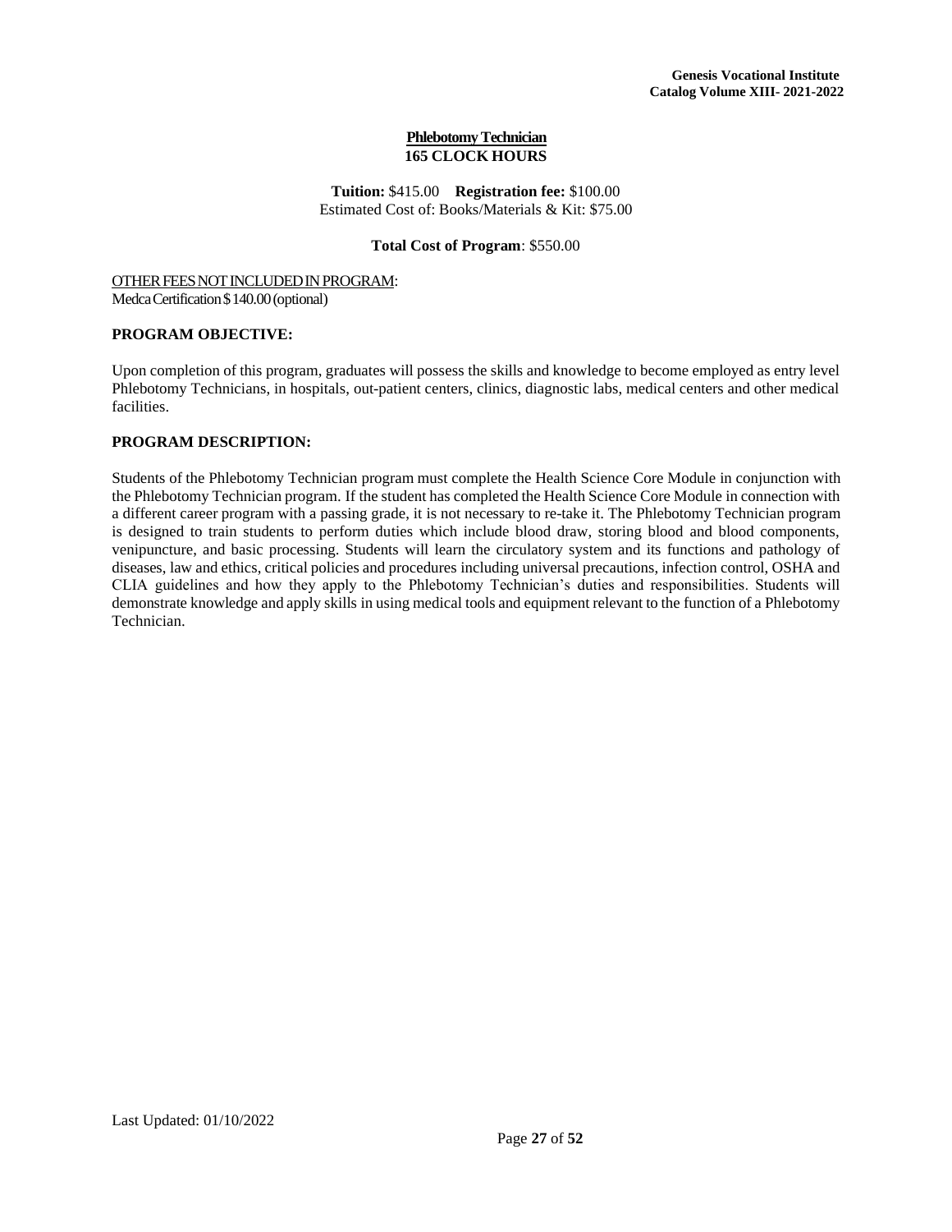## Phlebotomy Technician
### 165 CLOCK HOURS

**Tuition:** $415.00 **Registration fee:** $100.00
Estimated Cost of: Books/Materials & Kit: $75.00

**Total Cost of Program**: $550.00

OTHER FEES NOT INCLUDED IN PROGRAM:
Medca Certification $140.00 (optional)

**PROGRAM OBJECTIVE:**

Upon completion of this program, graduates will possess the skills and knowledge to become employed as entry level Phlebotomy Technicians, in hospitals, out-patient centers, clinics, diagnostic labs, medical centers and other medical facilities.

**PROGRAM DESCRIPTION:**

Students of the Phlebotomy Technician program must complete the Health Science Core Module in conjunction with the Phlebotomy Technician program. If the student has completed the Health Science Core Module in connection with a different career program with a passing grade, it is not necessary to re-take it. The Phlebotomy Technician program is designed to train students to perform duties which include blood draw, storing blood and blood components, venipuncture, and basic processing. Students will learn the circulatory system and its functions and pathology of diseases, law and ethics, critical policies and procedures including universal precautions, infection control, OSHA and CLIA guidelines and how they apply to the Phlebotomy Technician's duties and responsibilities. Students will demonstrate knowledge and apply skills in using medical tools and equipment relevant to the function of a Phlebotomy Technician.

Last Updated: 01/10/2022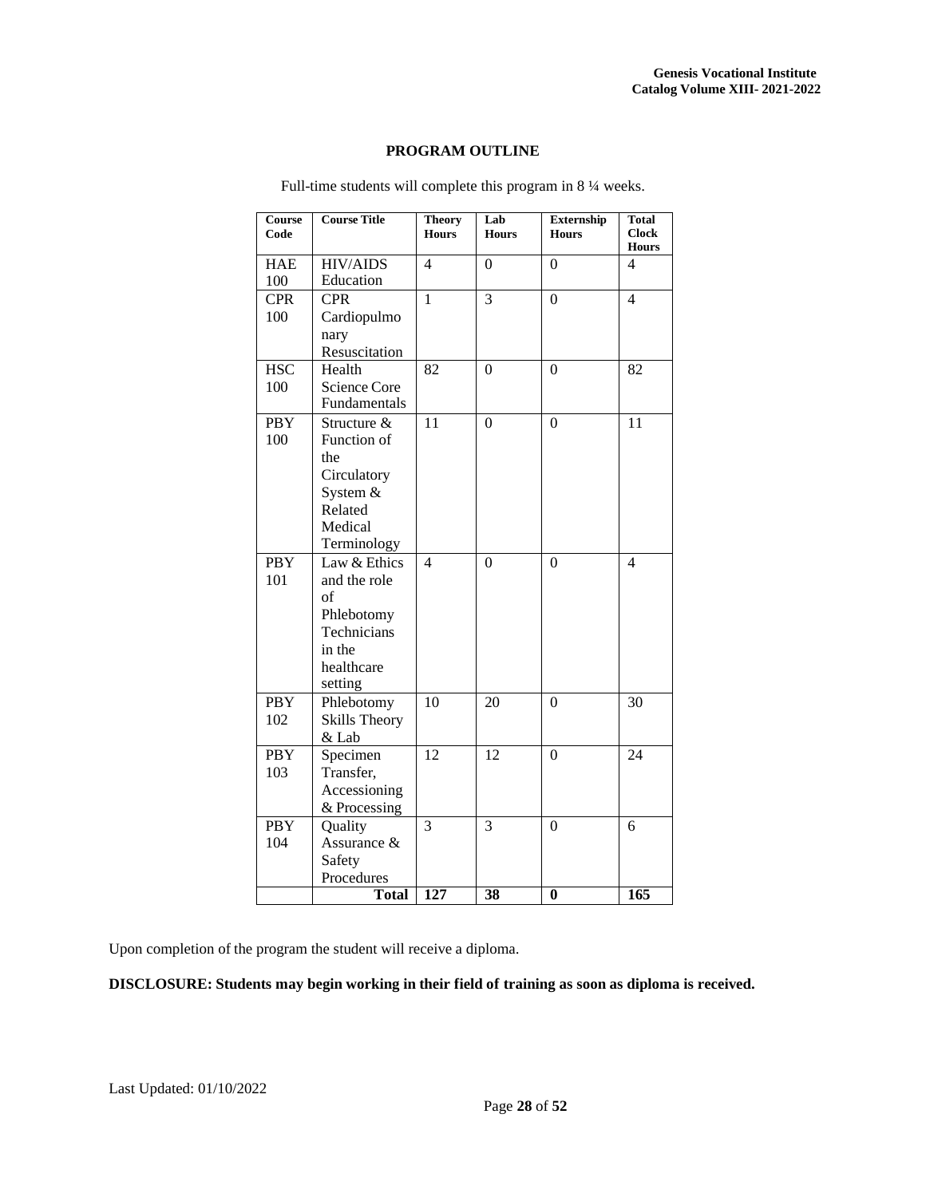## PROGRAM OUTLINE

Full-time students will complete this program in 8 ¼ weeks.

| Course Code | Course Title | Theory Hours | Lab Hours | Externship Hours | Total Clock Hours |
|---|---|---|---|---|---|
| HAE 100 | HIV/AIDS Education | 4 | 0 | 0 | 4 |
| CPR 100 | CPR Cardiopulmonary Resuscitation | 1 | 3 | 0 | 4 |
| HSC 100 | Health Science Core Fundamentals | 82 | 0 | 0 | 82 |
| PBY 100 | Structure & Function of the Circulatory System & Related Medical Terminology | 11 | 0 | 0 | 11 |
| PBY 101 | Law & Ethics and the role of Phlebotomy Technicians in the healthcare setting | 4 | 0 | 0 | 4 |
| PBY 102 | Phlebotomy Skills Theory & Lab | 10 | 20 | 0 | 30 |
| PBY 103 | Specimen Transfer, Accessioning & Processing | 12 | 12 | 0 | 24 |
| PBY 104 | Quality Assurance & Safety Procedures | 3 | 3 | 0 | 6 |
| | **Total** | **127** | **38** | **0** | **165** |

Upon completion of the program the student will receive a diploma.

**DISCLOSURE: Students may begin working in their field of training as soon as diploma is received.**

Last Updated: 01/10/2022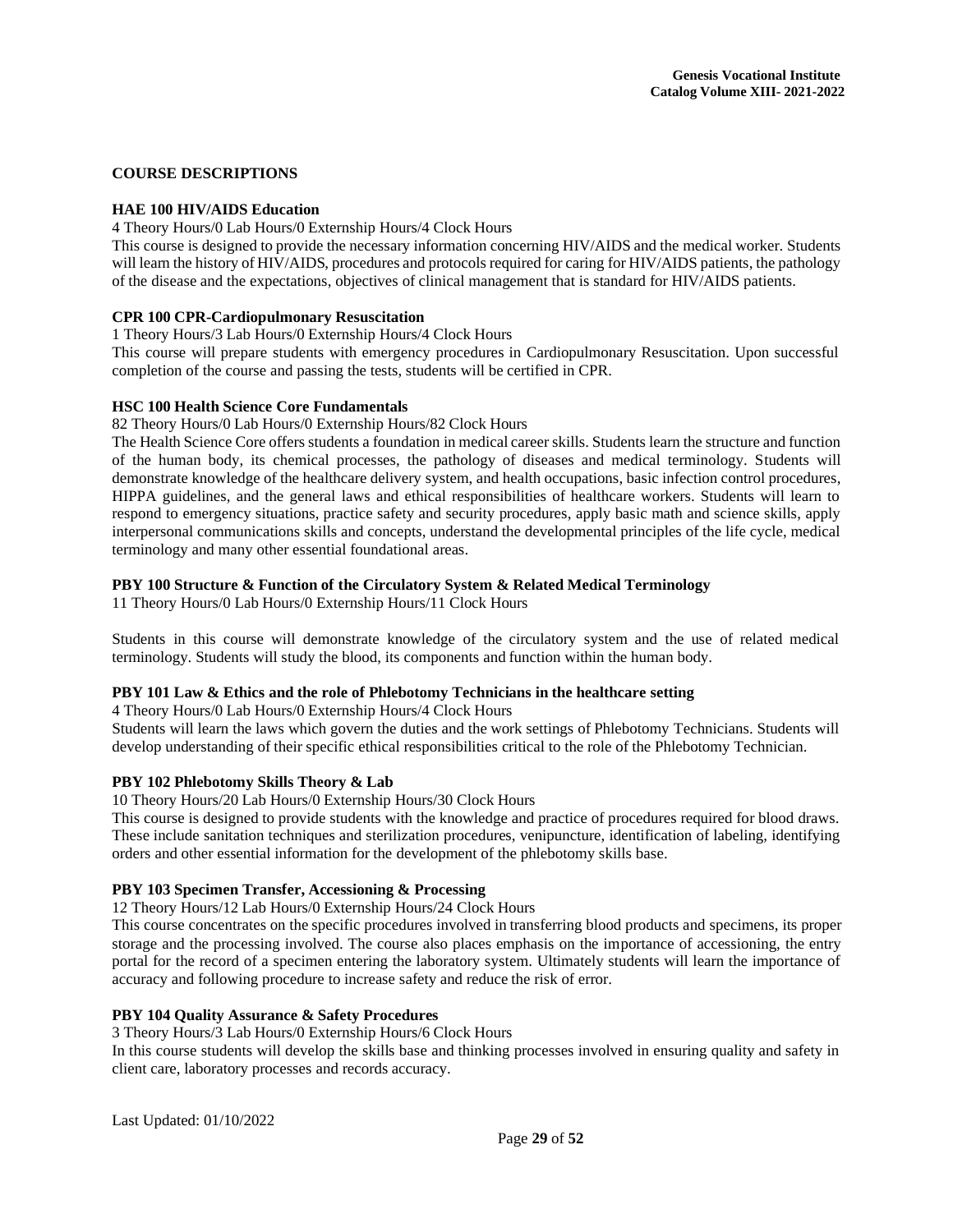## COURSE DESCRIPTIONS

**HAE 100 HIV/AIDS Education**

4 Theory Hours/0 Lab Hours/0 Externship Hours/4 Clock Hours

This course is designed to provide the necessary information concerning HIV/AIDS and the medical worker. Students will learn the history of HIV/AIDS, procedures and protocols required for caring for HIV/AIDS patients, the pathology of the disease and the expectations, objectives of clinical management that is standard for HIV/AIDS patients.

**CPR 100 CPR-Cardiopulmonary Resuscitation**

1 Theory Hours/3 Lab Hours/0 Externship Hours/4 Clock Hours

This course will prepare students with emergency procedures in Cardiopulmonary Resuscitation. Upon successful completion of the course and passing the tests, students will be certified in CPR.

**HSC 100 Health Science Core Fundamentals**

82 Theory Hours/0 Lab Hours/0 Externship Hours/82 Clock Hours

The Health Science Core offers students a foundation in medical career skills. Students learn the structure and function of the human body, its chemical processes, the pathology of diseases and medical terminology. Students will demonstrate knowledge of the healthcare delivery system, and health occupations, basic infection control procedures, HIPPA guidelines, and the general laws and ethical responsibilities of healthcare workers. Students will learn to respond to emergency situations, practice safety and security procedures, apply basic math and science skills, apply interpersonal communications skills and concepts, understand the developmental principles of the life cycle, medical terminology and many other essential foundational areas.

**PBY 100 Structure & Function of the Circulatory System & Related Medical Terminology**

11 Theory Hours/0 Lab Hours/0 Externship Hours/11 Clock Hours

Students in this course will demonstrate knowledge of the circulatory system and the use of related medical terminology. Students will study the blood, its components and function within the human body.

**PBY 101 Law & Ethics and the role of Phlebotomy Technicians in the healthcare setting**

4 Theory Hours/0 Lab Hours/0 Externship Hours/4 Clock Hours

Students will learn the laws which govern the duties and the work settings of Phlebotomy Technicians. Students will develop understanding of their specific ethical responsibilities critical to the role of the Phlebotomy Technician.

**PBY 102 Phlebotomy Skills Theory & Lab**

10 Theory Hours/20 Lab Hours/0 Externship Hours/30 Clock Hours

This course is designed to provide students with the knowledge and practice of procedures required for blood draws. These include sanitation techniques and sterilization procedures, venipuncture, identification of labeling, identifying orders and other essential information for the development of the phlebotomy skills base.

**PBY 103 Specimen Transfer, Accessioning & Processing**

12 Theory Hours/12 Lab Hours/0 Externship Hours/24 Clock Hours

This course concentrates on the specific procedures involved in transferring blood products and specimens, its proper storage and the processing involved. The course also places emphasis on the importance of accessioning, the entry portal for the record of a specimen entering the laboratory system. Ultimately students will learn the importance of accuracy and following procedure to increase safety and reduce the risk of error.

**PBY 104 Quality Assurance & Safety Procedures**

3 Theory Hours/3 Lab Hours/0 Externship Hours/6 Clock Hours

In this course students will develop the skills base and thinking processes involved in ensuring quality and safety in client care, laboratory processes and records accuracy.

Last Updated: 01/10/2022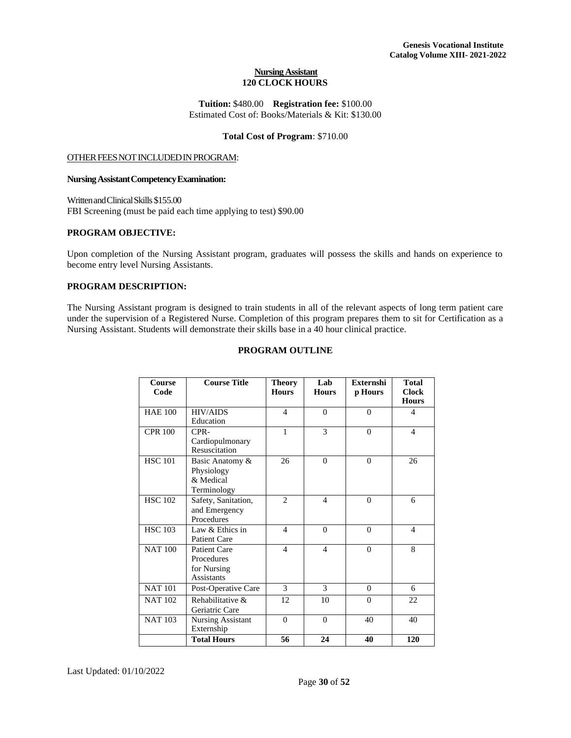## Nursing Assistant
## 120 CLOCK HOURS

**Tuition:** $480.00 **Registration fee:** $100.00
Estimated Cost of: Books/Materials & Kit: $130.00

**Total Cost of Program**: $710.00

OTHER FEES NOT INCLUDED IN PROGRAM:

**Nursing Assistant Competency Examination:**

Written and Clinical Skills $155.00
FBI Screening (must be paid each time applying to test) $90.00

### PROGRAM OBJECTIVE:

Upon completion of the Nursing Assistant program, graduates will possess the skills and hands on experience to become entry level Nursing Assistants.

### PROGRAM DESCRIPTION:

The Nursing Assistant program is designed to train students in all of the relevant aspects of long term patient care under the supervision of a Registered Nurse. Completion of this program prepares them to sit for Certification as a Nursing Assistant. Students will demonstrate their skills base in a 40 hour clinical practice.

### PROGRAM OUTLINE

| Course Code | Course Title | Theory Hours | Lab Hours | Externship Hours | Total Clock Hours |
|---|---|---|---|---|---|
| HAE 100 | HIV/AIDS Education | 4 | 0 | 0 | 4 |
| CPR 100 | CPR-Cardiopulmonary Resuscitation | 1 | 3 | 0 | 4 |
| HSC 101 | Basic Anatomy & Physiology & Medical Terminology | 26 | 0 | 0 | 26 |
| HSC 102 | Safety, Sanitation, and Emergency Procedures | 2 | 4 | 0 | 6 |
| HSC 103 | Law & Ethics in Patient Care | 4 | 0 | 0 | 4 |
| NAT 100 | Patient Care Procedures for Nursing Assistants | 4 | 4 | 0 | 8 |
| NAT 101 | Post-Operative Care | 3 | 3 | 0 | 6 |
| NAT 102 | Rehabilitative & Geriatric Care | 12 | 10 | 0 | 22 |
| NAT 103 | Nursing Assistant Externship | 0 | 0 | 40 | 40 |
| | **Total Hours** | **56** | **24** | **40** | **120** |

Last Updated: 01/10/2022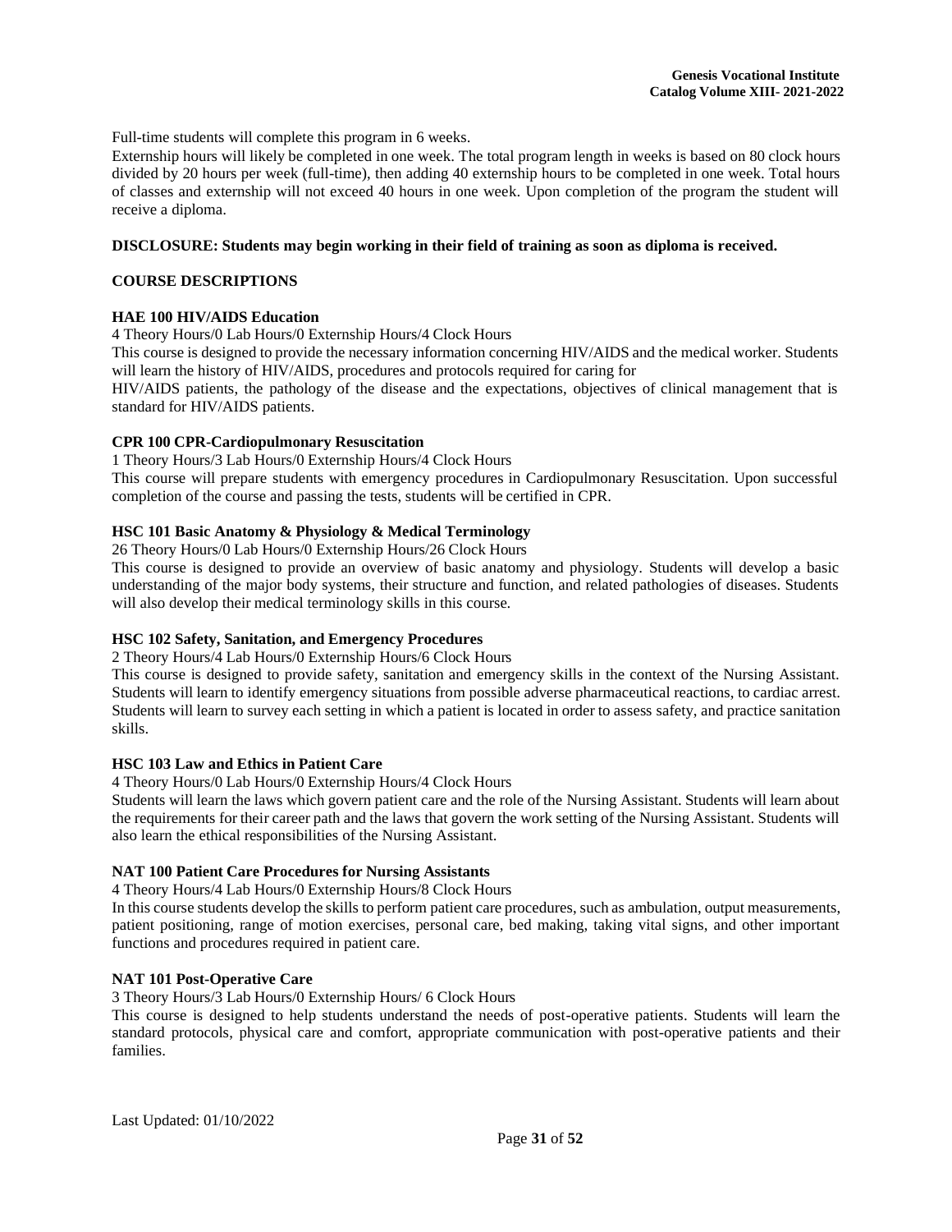Full-time students will complete this program in 6 weeks.

Externship hours will likely be completed in one week. The total program length in weeks is based on 80 clock hours divided by 20 hours per week (full-time), then adding 40 externship hours to be completed in one week. Total hours of classes and externship will not exceed 40 hours in one week. Upon completion of the program the student will receive a diploma.

**DISCLOSURE: Students may begin working in their field of training as soon as diploma is received.**

## COURSE DESCRIPTIONS

### HAE 100 HIV/AIDS Education

4 Theory Hours/0 Lab Hours/0 Externship Hours/4 Clock Hours

This course is designed to provide the necessary information concerning HIV/AIDS and the medical worker. Students will learn the history of HIV/AIDS, procedures and protocols required for caring for HIV/AIDS patients, the pathology of the disease and the expectations, objectives of clinical management that is standard for HIV/AIDS patients.

### CPR 100 CPR-Cardiopulmonary Resuscitation

1 Theory Hours/3 Lab Hours/0 Externship Hours/4 Clock Hours

This course will prepare students with emergency procedures in Cardiopulmonary Resuscitation. Upon successful completion of the course and passing the tests, students will be certified in CPR.

### HSC 101 Basic Anatomy & Physiology & Medical Terminology

26 Theory Hours/0 Lab Hours/0 Externship Hours/26 Clock Hours

This course is designed to provide an overview of basic anatomy and physiology. Students will develop a basic understanding of the major body systems, their structure and function, and related pathologies of diseases. Students will also develop their medical terminology skills in this course.

### HSC 102 Safety, Sanitation, and Emergency Procedures

2 Theory Hours/4 Lab Hours/0 Externship Hours/6 Clock Hours

This course is designed to provide safety, sanitation and emergency skills in the context of the Nursing Assistant. Students will learn to identify emergency situations from possible adverse pharmaceutical reactions, to cardiac arrest. Students will learn to survey each setting in which a patient is located in order to assess safety, and practice sanitation skills.

### HSC 103 Law and Ethics in Patient Care

4 Theory Hours/0 Lab Hours/0 Externship Hours/4 Clock Hours

Students will learn the laws which govern patient care and the role of the Nursing Assistant. Students will learn about the requirements for their career path and the laws that govern the work setting of the Nursing Assistant. Students will also learn the ethical responsibilities of the Nursing Assistant.

### NAT 100 Patient Care Procedures for Nursing Assistants

4 Theory Hours/4 Lab Hours/0 Externship Hours/8 Clock Hours

In this course students develop the skills to perform patient care procedures, such as ambulation, output measurements, patient positioning, range of motion exercises, personal care, bed making, taking vital signs, and other important functions and procedures required in patient care.

### NAT 101 Post-Operative Care

3 Theory Hours/3 Lab Hours/0 Externship Hours/ 6 Clock Hours

This course is designed to help students understand the needs of post-operative patients. Students will learn the standard protocols, physical care and comfort, appropriate communication with post-operative patients and their families.

Last Updated: 01/10/2022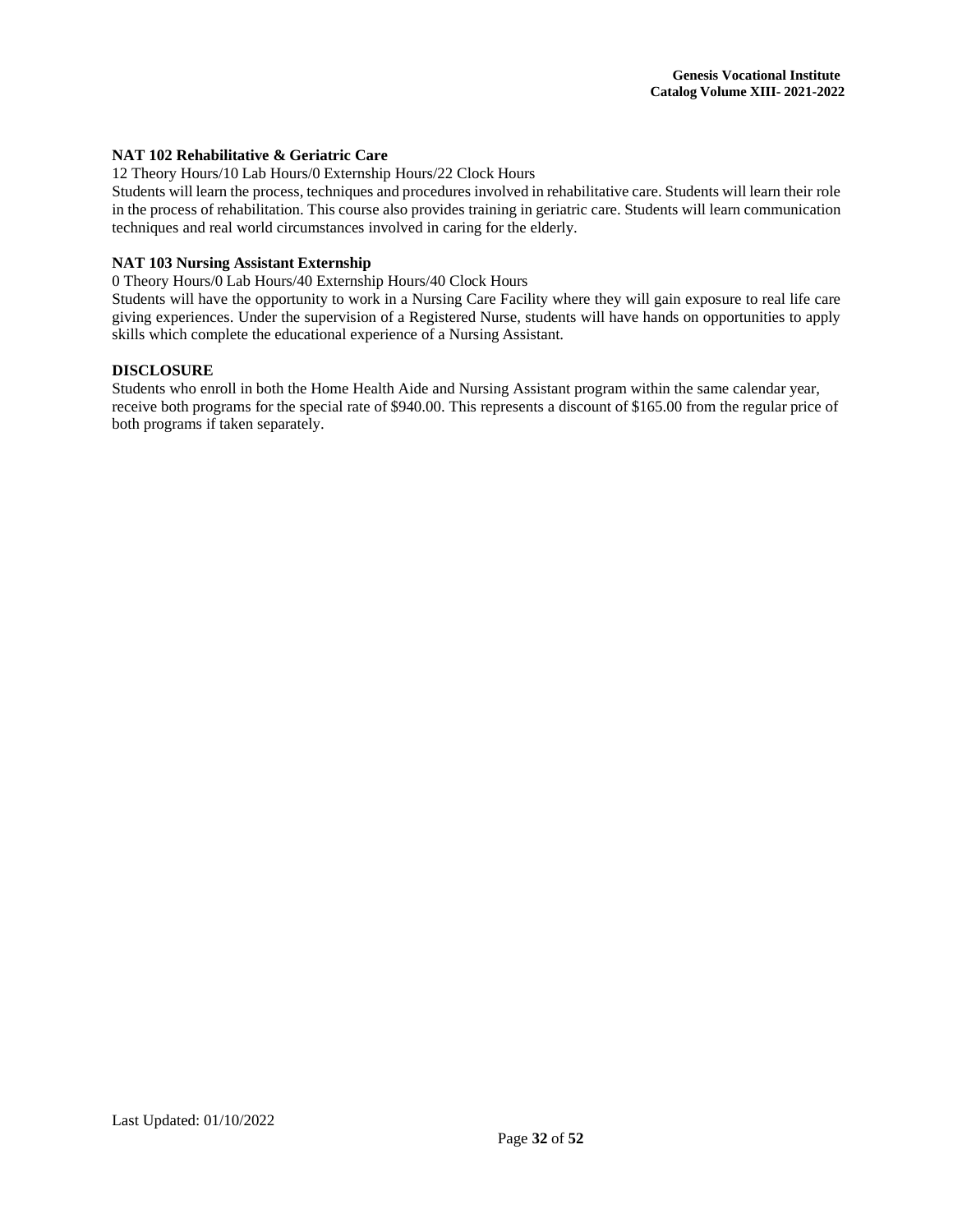**NAT 102 Rehabilitative & Geriatric Care**

12 Theory Hours/10 Lab Hours/0 Externship Hours/22 Clock Hours

Students will learn the process, techniques and procedures involved in rehabilitative care. Students will learn their role in the process of rehabilitation. This course also provides training in geriatric care. Students will learn communication techniques and real world circumstances involved in caring for the elderly.

**NAT 103 Nursing Assistant Externship**

0 Theory Hours/0 Lab Hours/40 Externship Hours/40 Clock Hours

Students will have the opportunity to work in a Nursing Care Facility where they will gain exposure to real life care giving experiences. Under the supervision of a Registered Nurse, students will have hands on opportunities to apply skills which complete the educational experience of a Nursing Assistant.

**DISCLOSURE**

Students who enroll in both the Home Health Aide and Nursing Assistant program within the same calendar year, receive both programs for the special rate of $940.00. This represents a discount of $165.00 from the regular price of both programs if taken separately.

Last Updated: 01/10/2022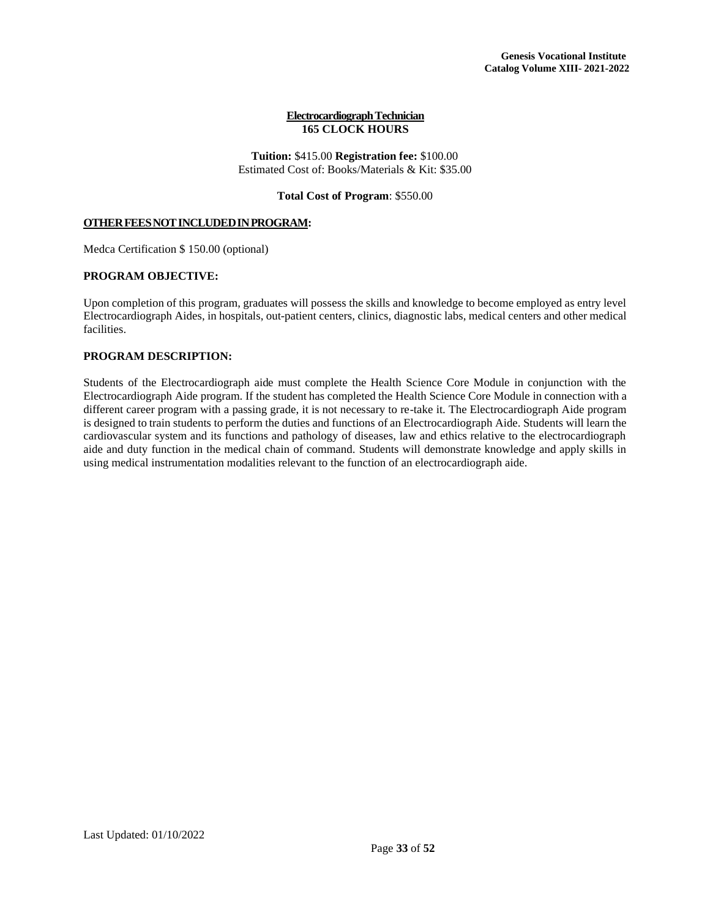**Electrocardiograph Technician**
**165 CLOCK HOURS**

**Tuition:** \$415.00 **Registration fee:** \$100.00
Estimated Cost of: Books/Materials & Kit: \$35.00

**Total Cost of Program**: \$550.00

**OTHER FEES NOT INCLUDED IN PROGRAM:**

Medca Certification \$ 150.00 (optional)

**PROGRAM OBJECTIVE:**

Upon completion of this program, graduates will possess the skills and knowledge to become employed as entry level Electrocardiograph Aides, in hospitals, out-patient centers, clinics, diagnostic labs, medical centers and other medical facilities.

**PROGRAM DESCRIPTION:**

Students of the Electrocardiograph aide must complete the Health Science Core Module in conjunction with the Electrocardiograph Aide program. If the student has completed the Health Science Core Module in connection with a different career program with a passing grade, it is not necessary to re-take it. The Electrocardiograph Aide program is designed to train students to perform the duties and functions of an Electrocardiograph Aide. Students will learn the cardiovascular system and its functions and pathology of diseases, law and ethics relative to the electrocardiograph aide and duty function in the medical chain of command. Students will demonstrate knowledge and apply skills in using medical instrumentation modalities relevant to the function of an electrocardiograph aide.

Last Updated: 01/10/2022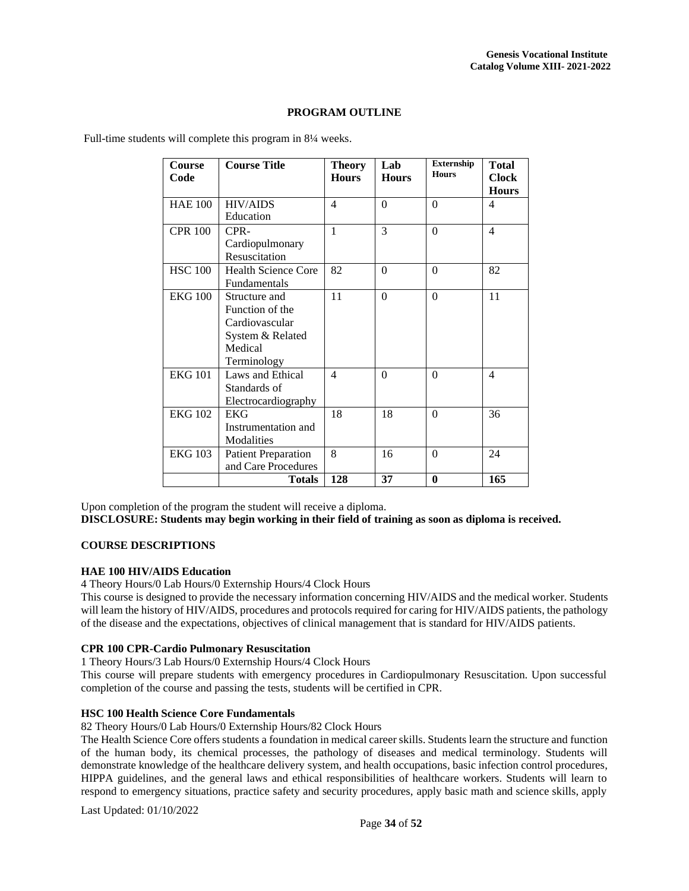## PROGRAM OUTLINE

Full-time students will complete this program in 8¼ weeks.

| Course Code | Course Title | Theory Hours | Lab Hours | Externship Hours | Total Clock Hours |
|---|---|---|---|---|---|
| HAE 100 | HIV/AIDS Education | 4 | 0 | 0 | 4 |
| CPR 100 | CPR- Cardiopulmonary Resuscitation | 1 | 3 | 0 | 4 |
| HSC 100 | Health Science Core Fundamentals | 82 | 0 | 0 | 82 |
| EKG 100 | Structure and Function of the Cardiovascular System & Related Medical Terminology | 11 | 0 | 0 | 11 |
| EKG 101 | Laws and Ethical Standards of Electrocardiography | 4 | 0 | 0 | 4 |
| EKG 102 | EKG Instrumentation and Modalities | 18 | 18 | 0 | 36 |
| EKG 103 | Patient Preparation and Care Procedures | 8 | 16 | 0 | 24 |
| | **Totals** | **128** | **37** | **0** | **165** |

Upon completion of the program the student will receive a diploma.
**DISCLOSURE: Students may begin working in their field of training as soon as diploma is received.**

### COURSE DESCRIPTIONS

**HAE 100 HIV/AIDS Education**
4 Theory Hours/0 Lab Hours/0 Externship Hours/4 Clock Hours
This course is designed to provide the necessary information concerning HIV/AIDS and the medical worker. Students will learn the history of HIV/AIDS, procedures and protocols required for caring for HIV/AIDS patients, the pathology of the disease and the expectations, objectives of clinical management that is standard for HIV/AIDS patients.

**CPR 100 CPR-Cardio Pulmonary Resuscitation**
1 Theory Hours/3 Lab Hours/0 Externship Hours/4 Clock Hours
This course will prepare students with emergency procedures in Cardiopulmonary Resuscitation. Upon successful completion of the course and passing the tests, students will be certified in CPR.

**HSC 100 Health Science Core Fundamentals**
82 Theory Hours/0 Lab Hours/0 Externship Hours/82 Clock Hours
The Health Science Core offers students a foundation in medical career skills. Students learn the structure and function of the human body, its chemical processes, the pathology of diseases and medical terminology. Students will demonstrate knowledge of the healthcare delivery system, and health occupations, basic infection control procedures, HIPPA guidelines, and the general laws and ethical responsibilities of healthcare workers. Students will learn to respond to emergency situations, practice safety and security procedures, apply basic math and science skills, apply

Last Updated: 01/10/2022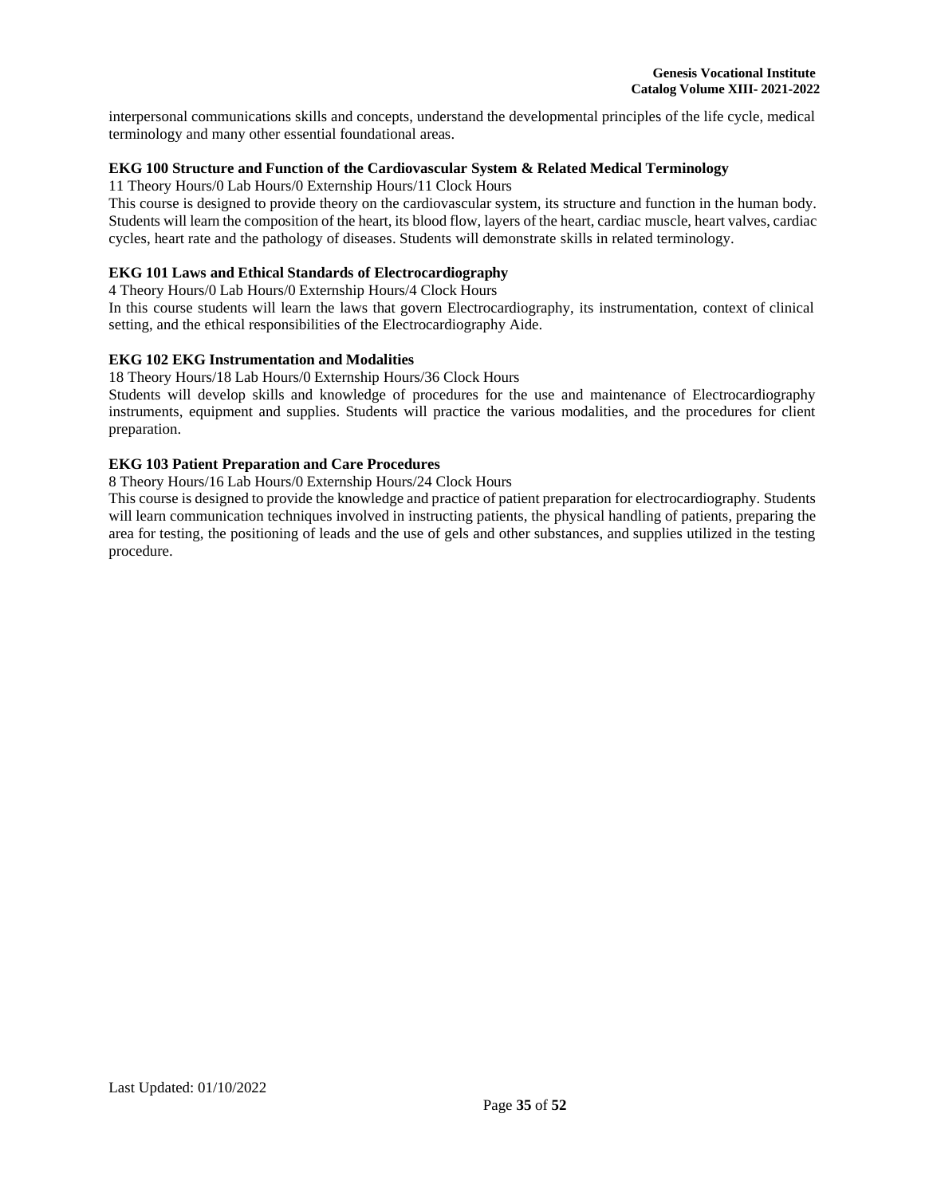interpersonal communications skills and concepts, understand the developmental principles of the life cycle, medical terminology and many other essential foundational areas.

**EKG 100 Structure and Function of the Cardiovascular System & Related Medical Terminology**

11 Theory Hours/0 Lab Hours/0 Externship Hours/11 Clock Hours

This course is designed to provide theory on the cardiovascular system, its structure and function in the human body. Students will learn the composition of the heart, its blood flow, layers of the heart, cardiac muscle, heart valves, cardiac cycles, heart rate and the pathology of diseases. Students will demonstrate skills in related terminology.

**EKG 101 Laws and Ethical Standards of Electrocardiography**

4 Theory Hours/0 Lab Hours/0 Externship Hours/4 Clock Hours

In this course students will learn the laws that govern Electrocardiography, its instrumentation, context of clinical setting, and the ethical responsibilities of the Electrocardiography Aide.

**EKG 102 EKG Instrumentation and Modalities**

18 Theory Hours/18 Lab Hours/0 Externship Hours/36 Clock Hours

Students will develop skills and knowledge of procedures for the use and maintenance of Electrocardiography instruments, equipment and supplies. Students will practice the various modalities, and the procedures for client preparation.

**EKG 103 Patient Preparation and Care Procedures**

8 Theory Hours/16 Lab Hours/0 Externship Hours/24 Clock Hours

This course is designed to provide the knowledge and practice of patient preparation for electrocardiography. Students will learn communication techniques involved in instructing patients, the physical handling of patients, preparing the area for testing, the positioning of leads and the use of gels and other substances, and supplies utilized in the testing procedure.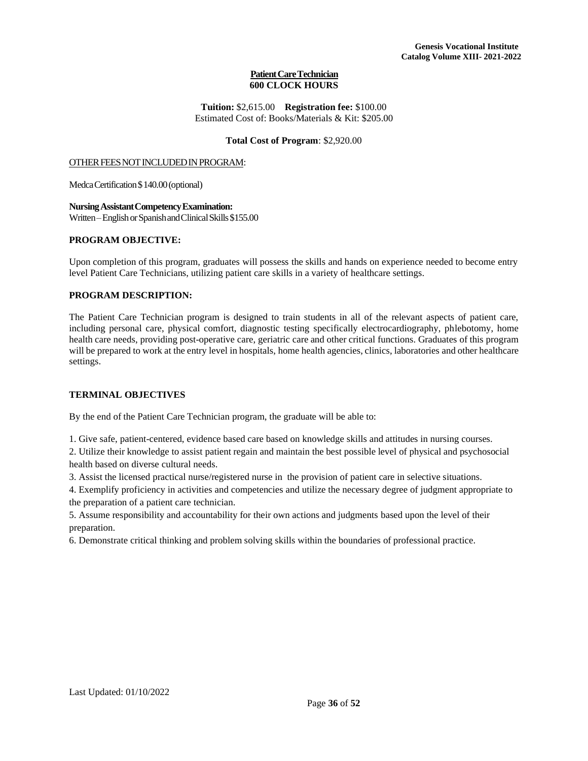**Patient Care Technician**
**600 CLOCK HOURS**

**Tuition:** $2,615.00 **Registration fee:** $100.00
Estimated Cost of: Books/Materials & Kit: $205.00

**Total Cost of Program**: $2,920.00

OTHER FEES NOT INCLUDED IN PROGRAM:

Medca Certification $140.00 (optional)

**Nursing Assistant Competency Examination:**
Written – English or Spanish and Clinical Skills $155.00

### PROGRAM OBJECTIVE:

Upon completion of this program, graduates will possess the skills and hands on experience needed to become entry level Patient Care Technicians, utilizing patient care skills in a variety of healthcare settings.

### PROGRAM DESCRIPTION:

The Patient Care Technician program is designed to train students in all of the relevant aspects of patient care, including personal care, physical comfort, diagnostic testing specifically electrocardiography, phlebotomy, home health care needs, providing post-operative care, geriatric care and other critical functions. Graduates of this program will be prepared to work at the entry level in hospitals, home health agencies, clinics, laboratories and other healthcare settings.

### TERMINAL OBJECTIVES

By the end of the Patient Care Technician program, the graduate will be able to:

1. Give safe, patient-centered, evidence based care based on knowledge skills and attitudes in nursing courses.
2. Utilize their knowledge to assist patient regain and maintain the best possible level of physical and psychosocial health based on diverse cultural needs.
3. Assist the licensed practical nurse/registered nurse in the provision of patient care in selective situations.
4. Exemplify proficiency in activities and competencies and utilize the necessary degree of judgment appropriate to the preparation of a patient care technician.
5. Assume responsibility and accountability for their own actions and judgments based upon the level of their preparation.
6. Demonstrate critical thinking and problem solving skills within the boundaries of professional practice.

Last Updated: 01/10/2022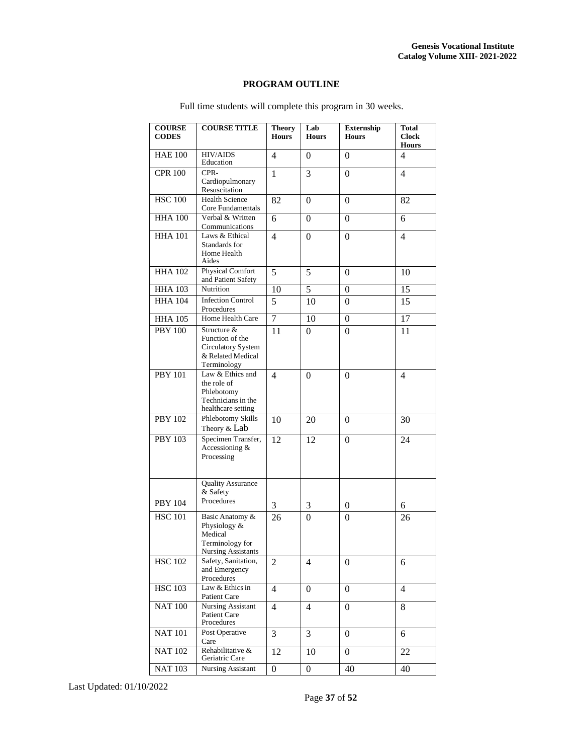## PROGRAM OUTLINE

Full time students will complete this program in 30 weeks.

| COURSE CODES | COURSE TITLE | Theory Hours | Lab Hours | Externship Hours | Total Clock Hours |
|---|---|---|---|---|---|
| HAE 100 | HIV/AIDS Education | 4 | 0 | 0 | 4 |
| CPR 100 | CPR- Cardiopulmonary Resuscitation | 1 | 3 | 0 | 4 |
| HSC 100 | Health Science Core Fundamentals | 82 | 0 | 0 | 82 |
| HHA 100 | Verbal & Written Communications | 6 | 0 | 0 | 6 |
| HHA 101 | Laws & Ethical Standards for Home Health Aides | 4 | 0 | 0 | 4 |
| HHA 102 | Physical Comfort and Patient Safety | 5 | 5 | 0 | 10 |
| HHA 103 | Nutrition | 10 | 5 | 0 | 15 |
| HHA 104 | Infection Control Procedures | 5 | 10 | 0 | 15 |
| HHA 105 | Home Health Care | 7 | 10 | 0 | 17 |
| PBY 100 | Structure & Function of the Circulatory System & Related Medical Terminology | 11 | 0 | 0 | 11 |
| PBY 101 | Law & Ethics and the role of Phlebotomy Technicians in the healthcare setting | 4 | 0 | 0 | 4 |
| PBY 102 | Phlebotomy Skills Theory & Lab | 10 | 20 | 0 | 30 |
| PBY 103 | Specimen Transfer, Accessioning & Processing | 12 | 12 | 0 | 24 |
| PBY 104 | Quality Assurance & Safety Procedures | 3 | 3 | 0 | 6 |
| HSC 101 | Basic Anatomy & Physiology & Medical Terminology for Nursing Assistants | 26 | 0 | 0 | 26 |
| HSC 102 | Safety, Sanitation, and Emergency Procedures | 2 | 4 | 0 | 6 |
| HSC 103 | Law & Ethics in Patient Care | 4 | 0 | 0 | 4 |
| NAT 100 | Nursing Assistant Patient Care Procedures | 4 | 4 | 0 | 8 |
| NAT 101 | Post Operative Care | 3 | 3 | 0 | 6 |
| NAT 102 | Rehabilitative & Geriatric Care | 12 | 10 | 0 | 22 |
| NAT 103 | Nursing Assistant | 0 | 0 | 40 | 40 |

Last Updated: 01/10/2022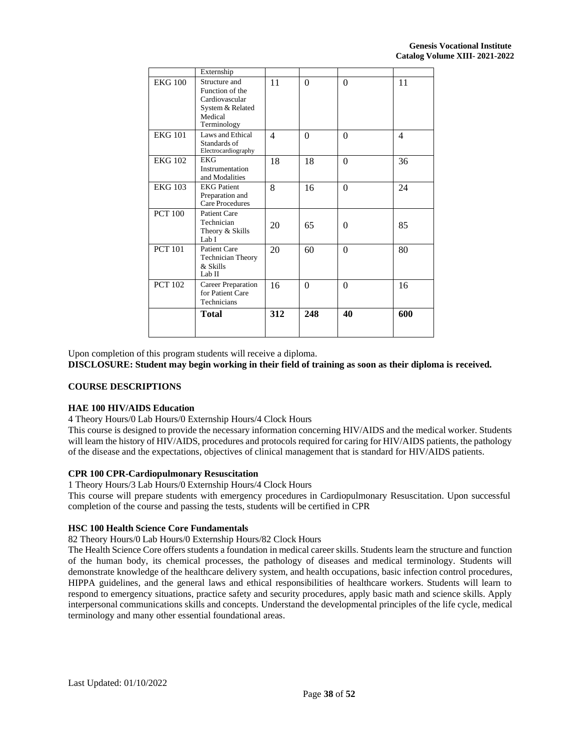|  | Externship |  |  |  |  |
|---|---|---|---|---|---|
| EKG 100 | Structure and Function of the Cardiovascular System & Related Medical Terminology | 11 | 0 | 0 | 11 |
| EKG 101 | Laws and Ethical Standards of Electrocardiography | 4 | 0 | 0 | 4 |
| EKG 102 | EKG Instrumentation and Modalities | 18 | 18 | 0 | 36 |
| EKG 103 | EKG Patient Preparation and Care Procedures | 8 | 16 | 0 | 24 |
| PCT 100 | Patient Care Technician Theory & Skills Lab I | 20 | 65 | 0 | 85 |
| PCT 101 | Patient Care Technician Theory & Skills Lab II | 20 | 60 | 0 | 80 |
| PCT 102 | Career Preparation for Patient Care Technicians | 16 | 0 | 0 | 16 |
|  | **Total** | **312** | **248** | **40** | **600** |

Upon completion of this program students will receive a diploma.

**DISCLOSURE: Student may begin working in their field of training as soon as their diploma is received.**

## COURSE DESCRIPTIONS

### HAE 100 HIV/AIDS Education

4 Theory Hours/0 Lab Hours/0 Externship Hours/4 Clock Hours

This course is designed to provide the necessary information concerning HIV/AIDS and the medical worker. Students will learn the history of HIV/AIDS, procedures and protocols required for caring for HIV/AIDS patients, the pathology of the disease and the expectations, objectives of clinical management that is standard for HIV/AIDS patients.

### CPR 100 CPR-Cardiopulmonary Resuscitation

1 Theory Hours/3 Lab Hours/0 Externship Hours/4 Clock Hours

This course will prepare students with emergency procedures in Cardiopulmonary Resuscitation. Upon successful completion of the course and passing the tests, students will be certified in CPR

### HSC 100 Health Science Core Fundamentals

82 Theory Hours/0 Lab Hours/0 Externship Hours/82 Clock Hours

The Health Science Core offers students a foundation in medical career skills. Students learn the structure and function of the human body, its chemical processes, the pathology of diseases and medical terminology. Students will demonstrate knowledge of the healthcare delivery system, and health occupations, basic infection control procedures, HIPPA guidelines, and the general laws and ethical responsibilities of healthcare workers. Students will learn to respond to emergency situations, practice safety and security procedures, apply basic math and science skills. Apply interpersonal communications skills and concepts. Understand the developmental principles of the life cycle, medical terminology and many other essential foundational areas.

Last Updated: 01/10/2022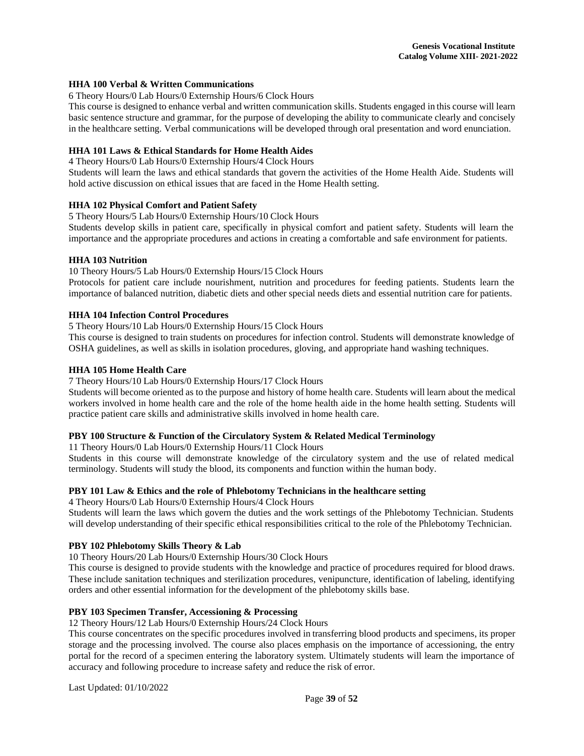**HHA 100 Verbal & Written Communications**

6 Theory Hours/0 Lab Hours/0 Externship Hours/6 Clock Hours

This course is designed to enhance verbal and written communication skills. Students engaged in this course will learn basic sentence structure and grammar, for the purpose of developing the ability to communicate clearly and concisely in the healthcare setting. Verbal communications will be developed through oral presentation and word enunciation.

**HHA 101 Laws & Ethical Standards for Home Health Aides**

4 Theory Hours/0 Lab Hours/0 Externship Hours/4 Clock Hours

Students will learn the laws and ethical standards that govern the activities of the Home Health Aide. Students will hold active discussion on ethical issues that are faced in the Home Health setting.

**HHA 102 Physical Comfort and Patient Safety**

5 Theory Hours/5 Lab Hours/0 Externship Hours/10 Clock Hours

Students develop skills in patient care, specifically in physical comfort and patient safety. Students will learn the importance and the appropriate procedures and actions in creating a comfortable and safe environment for patients.

**HHA 103 Nutrition**

10 Theory Hours/5 Lab Hours/0 Externship Hours/15 Clock Hours

Protocols for patient care include nourishment, nutrition and procedures for feeding patients. Students learn the importance of balanced nutrition, diabetic diets and other special needs diets and essential nutrition care for patients.

**HHA 104 Infection Control Procedures**

5 Theory Hours/10 Lab Hours/0 Externship Hours/15 Clock Hours

This course is designed to train students on procedures for infection control. Students will demonstrate knowledge of OSHA guidelines, as well as skills in isolation procedures, gloving, and appropriate hand washing techniques.

**HHA 105 Home Health Care**

7 Theory Hours/10 Lab Hours/0 Externship Hours/17 Clock Hours

Students will become oriented as to the purpose and history of home health care. Students will learn about the medical workers involved in home health care and the role of the home health aide in the home health setting. Students will practice patient care skills and administrative skills involved in home health care.

**PBY 100 Structure & Function of the Circulatory System & Related Medical Terminology**

11 Theory Hours/0 Lab Hours/0 Externship Hours/11 Clock Hours

Students in this course will demonstrate knowledge of the circulatory system and the use of related medical terminology. Students will study the blood, its components and function within the human body.

**PBY 101 Law & Ethics and the role of Phlebotomy Technicians in the healthcare setting**

4 Theory Hours/0 Lab Hours/0 Externship Hours/4 Clock Hours

Students will learn the laws which govern the duties and the work settings of the Phlebotomy Technician. Students will develop understanding of their specific ethical responsibilities critical to the role of the Phlebotomy Technician.

**PBY 102 Phlebotomy Skills Theory & Lab**

10 Theory Hours/20 Lab Hours/0 Externship Hours/30 Clock Hours

This course is designed to provide students with the knowledge and practice of procedures required for blood draws. These include sanitation techniques and sterilization procedures, venipuncture, identification of labeling, identifying orders and other essential information for the development of the phlebotomy skills base.

**PBY 103 Specimen Transfer, Accessioning & Processing**

12 Theory Hours/12 Lab Hours/0 Externship Hours/24 Clock Hours

This course concentrates on the specific procedures involved in transferring blood products and specimens, its proper storage and the processing involved. The course also places emphasis on the importance of accessioning, the entry portal for the record of a specimen entering the laboratory system. Ultimately students will learn the importance of accuracy and following procedure to increase safety and reduce the risk of error.

Last Updated: 01/10/2022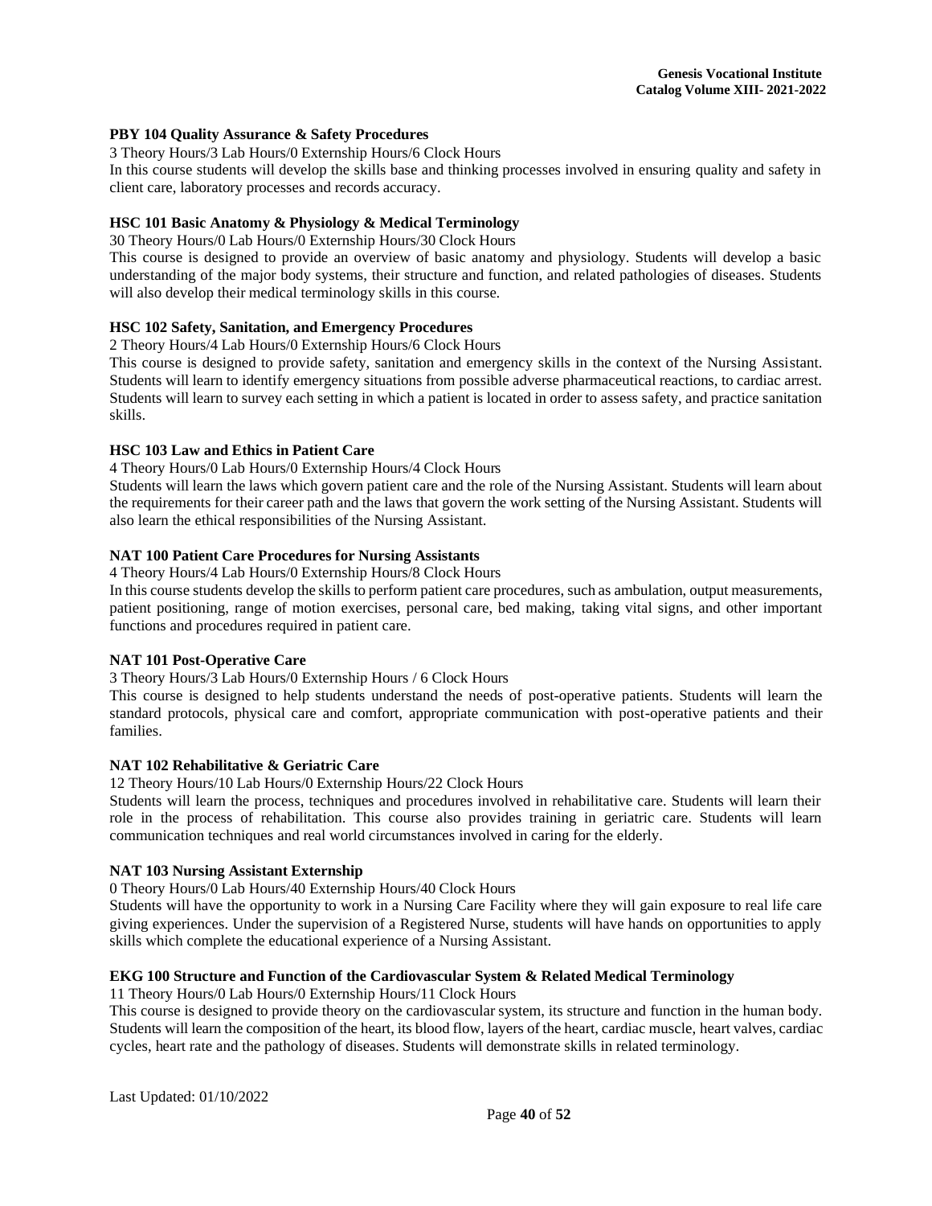**PBY 104 Quality Assurance & Safety Procedures**

3 Theory Hours/3 Lab Hours/0 Externship Hours/6 Clock Hours

In this course students will develop the skills base and thinking processes involved in ensuring quality and safety in client care, laboratory processes and records accuracy.

**HSC 101 Basic Anatomy & Physiology & Medical Terminology**

30 Theory Hours/0 Lab Hours/0 Externship Hours/30 Clock Hours

This course is designed to provide an overview of basic anatomy and physiology. Students will develop a basic understanding of the major body systems, their structure and function, and related pathologies of diseases. Students will also develop their medical terminology skills in this course.

**HSC 102 Safety, Sanitation, and Emergency Procedures**

2 Theory Hours/4 Lab Hours/0 Externship Hours/6 Clock Hours

This course is designed to provide safety, sanitation and emergency skills in the context of the Nursing Assistant. Students will learn to identify emergency situations from possible adverse pharmaceutical reactions, to cardiac arrest. Students will learn to survey each setting in which a patient is located in order to assess safety, and practice sanitation skills.

**HSC 103 Law and Ethics in Patient Care**

4 Theory Hours/0 Lab Hours/0 Externship Hours/4 Clock Hours

Students will learn the laws which govern patient care and the role of the Nursing Assistant. Students will learn about the requirements for their career path and the laws that govern the work setting of the Nursing Assistant. Students will also learn the ethical responsibilities of the Nursing Assistant.

**NAT 100 Patient Care Procedures for Nursing Assistants**

4 Theory Hours/4 Lab Hours/0 Externship Hours/8 Clock Hours

In this course students develop the skills to perform patient care procedures, such as ambulation, output measurements, patient positioning, range of motion exercises, personal care, bed making, taking vital signs, and other important functions and procedures required in patient care.

**NAT 101 Post-Operative Care**

3 Theory Hours/3 Lab Hours/0 Externship Hours / 6 Clock Hours

This course is designed to help students understand the needs of post-operative patients. Students will learn the standard protocols, physical care and comfort, appropriate communication with post-operative patients and their families.

**NAT 102 Rehabilitative & Geriatric Care**

12 Theory Hours/10 Lab Hours/0 Externship Hours/22 Clock Hours

Students will learn the process, techniques and procedures involved in rehabilitative care. Students will learn their role in the process of rehabilitation. This course also provides training in geriatric care. Students will learn communication techniques and real world circumstances involved in caring for the elderly.

**NAT 103 Nursing Assistant Externship**

0 Theory Hours/0 Lab Hours/40 Externship Hours/40 Clock Hours

Students will have the opportunity to work in a Nursing Care Facility where they will gain exposure to real life care giving experiences. Under the supervision of a Registered Nurse, students will have hands on opportunities to apply skills which complete the educational experience of a Nursing Assistant.

**EKG 100 Structure and Function of the Cardiovascular System & Related Medical Terminology**

11 Theory Hours/0 Lab Hours/0 Externship Hours/11 Clock Hours

This course is designed to provide theory on the cardiovascular system, its structure and function in the human body. Students will learn the composition of the heart, its blood flow, layers of the heart, cardiac muscle, heart valves, cardiac cycles, heart rate and the pathology of diseases. Students will demonstrate skills in related terminology.

Last Updated: 01/10/2022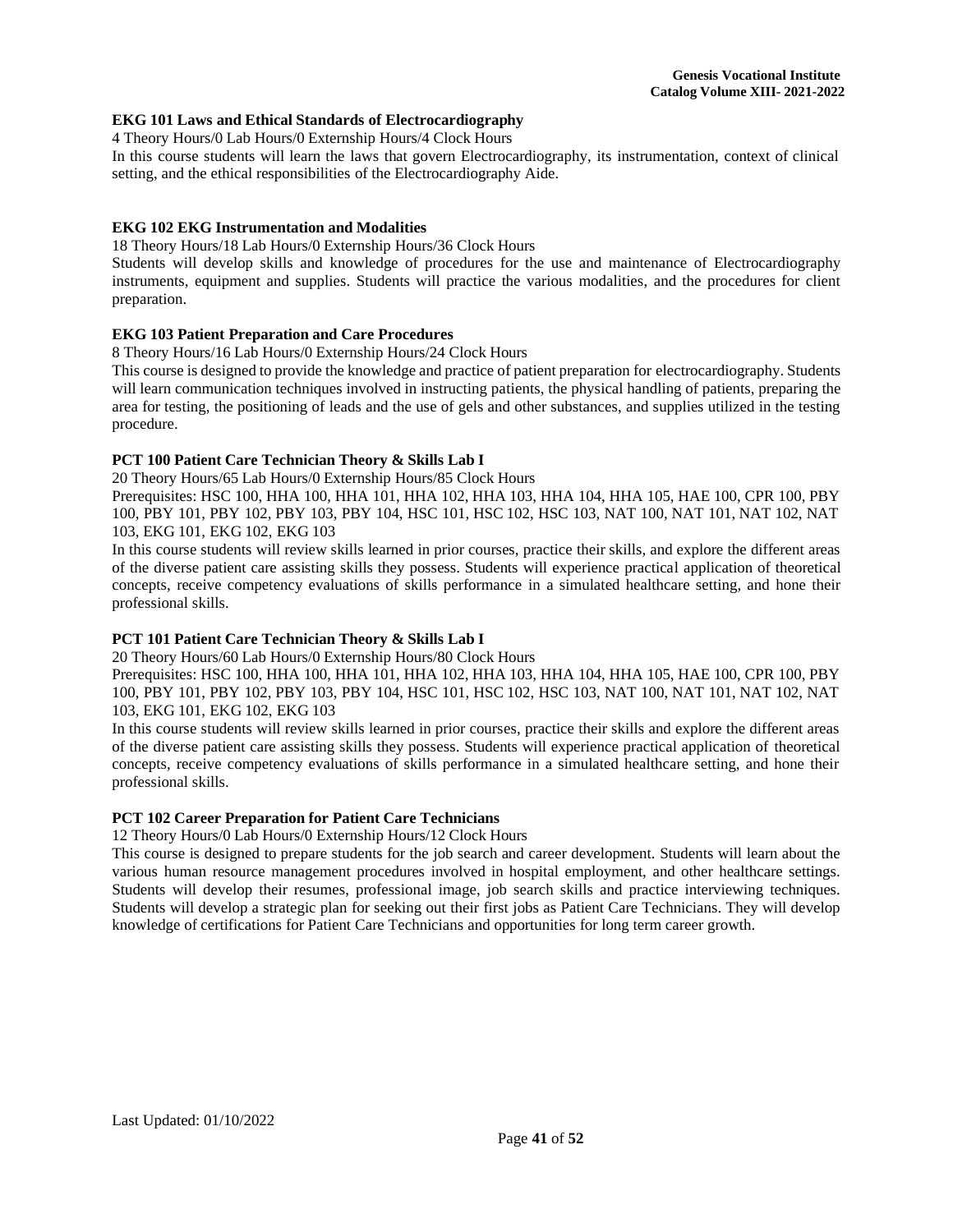### EKG 101 Laws and Ethical Standards of Electrocardiography

4 Theory Hours/0 Lab Hours/0 Externship Hours/4 Clock Hours

In this course students will learn the laws that govern Electrocardiography, its instrumentation, context of clinical setting, and the ethical responsibilities of the Electrocardiography Aide.

### EKG 102 EKG Instrumentation and Modalities

18 Theory Hours/18 Lab Hours/0 Externship Hours/36 Clock Hours

Students will develop skills and knowledge of procedures for the use and maintenance of Electrocardiography instruments, equipment and supplies. Students will practice the various modalities, and the procedures for client preparation.

### EKG 103 Patient Preparation and Care Procedures

8 Theory Hours/16 Lab Hours/0 Externship Hours/24 Clock Hours

This course is designed to provide the knowledge and practice of patient preparation for electrocardiography. Students will learn communication techniques involved in instructing patients, the physical handling of patients, preparing the area for testing, the positioning of leads and the use of gels and other substances, and supplies utilized in the testing procedure.

### PCT 100 Patient Care Technician Theory & Skills Lab I

20 Theory Hours/65 Lab Hours/0 Externship Hours/85 Clock Hours

Prerequisites: HSC 100, HHA 100, HHA 101, HHA 102, HHA 103, HHA 104, HHA 105, HAE 100, CPR 100, PBY 100, PBY 101, PBY 102, PBY 103, PBY 104, HSC 101, HSC 102, HSC 103, NAT 100, NAT 101, NAT 102, NAT 103, EKG 101, EKG 102, EKG 103

In this course students will review skills learned in prior courses, practice their skills, and explore the different areas of the diverse patient care assisting skills they possess. Students will experience practical application of theoretical concepts, receive competency evaluations of skills performance in a simulated healthcare setting, and hone their professional skills.

### PCT 101 Patient Care Technician Theory & Skills Lab I

20 Theory Hours/60 Lab Hours/0 Externship Hours/80 Clock Hours

Prerequisites: HSC 100, HHA 100, HHA 101, HHA 102, HHA 103, HHA 104, HHA 105, HAE 100, CPR 100, PBY 100, PBY 101, PBY 102, PBY 103, PBY 104, HSC 101, HSC 102, HSC 103, NAT 100, NAT 101, NAT 102, NAT 103, EKG 101, EKG 102, EKG 103

In this course students will review skills learned in prior courses, practice their skills and explore the different areas of the diverse patient care assisting skills they possess. Students will experience practical application of theoretical concepts, receive competency evaluations of skills performance in a simulated healthcare setting, and hone their professional skills.

### PCT 102 Career Preparation for Patient Care Technicians

12 Theory Hours/0 Lab Hours/0 Externship Hours/12 Clock Hours

This course is designed to prepare students for the job search and career development. Students will learn about the various human resource management procedures involved in hospital employment, and other healthcare settings. Students will develop their resumes, professional image, job search skills and practice interviewing techniques. Students will develop a strategic plan for seeking out their first jobs as Patient Care Technicians. They will develop knowledge of certifications for Patient Care Technicians and opportunities for long term career growth.

Last Updated: 01/10/2022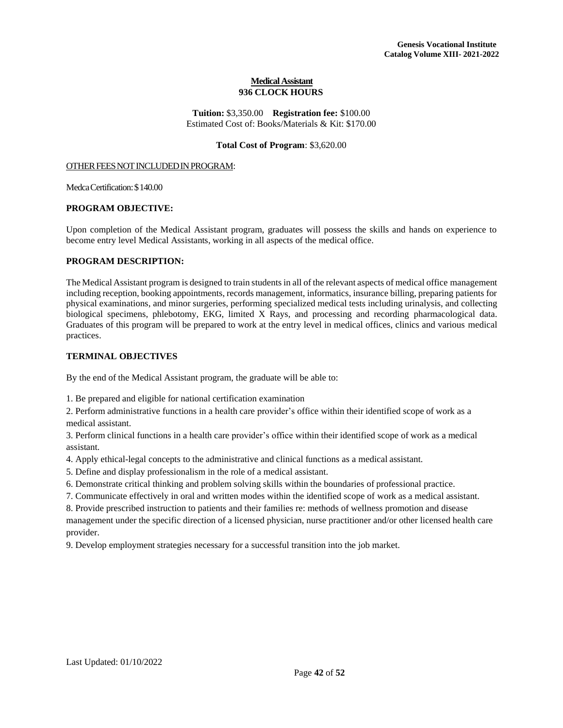# Medical Assistant

## 936 CLOCK HOURS

**Tuition:** \$3,350.00 **Registration fee:** \$100.00
Estimated Cost of: Books/Materials & Kit: \$170.00

**Total Cost of Program**: \$3,620.00

OTHER FEES NOT INCLUDED IN PROGRAM:

Medca Certification: \$140.00

### PROGRAM OBJECTIVE:

Upon completion of the Medical Assistant program, graduates will possess the skills and hands on experience to become entry level Medical Assistants, working in all aspects of the medical office.

### PROGRAM DESCRIPTION:

The Medical Assistant program is designed to train students in all of the relevant aspects of medical office management including reception, booking appointments, records management, informatics, insurance billing, preparing patients for physical examinations, and minor surgeries, performing specialized medical tests including urinalysis, and collecting biological specimens, phlebotomy, EKG, limited X Rays, and processing and recording pharmacological data. Graduates of this program will be prepared to work at the entry level in medical offices, clinics and various medical practices.

### TERMINAL OBJECTIVES

By the end of the Medical Assistant program, the graduate will be able to:

1. Be prepared and eligible for national certification examination
2. Perform administrative functions in a health care provider's office within their identified scope of work as a medical assistant.
3. Perform clinical functions in a health care provider's office within their identified scope of work as a medical assistant.
4. Apply ethical-legal concepts to the administrative and clinical functions as a medical assistant.
5. Define and display professionalism in the role of a medical assistant.
6. Demonstrate critical thinking and problem solving skills within the boundaries of professional practice.
7. Communicate effectively in oral and written modes within the identified scope of work as a medical assistant.
8. Provide prescribed instruction to patients and their families re: methods of wellness promotion and disease management under the specific direction of a licensed physician, nurse practitioner and/or other licensed health care provider.
9. Develop employment strategies necessary for a successful transition into the job market.

Last Updated: 01/10/2022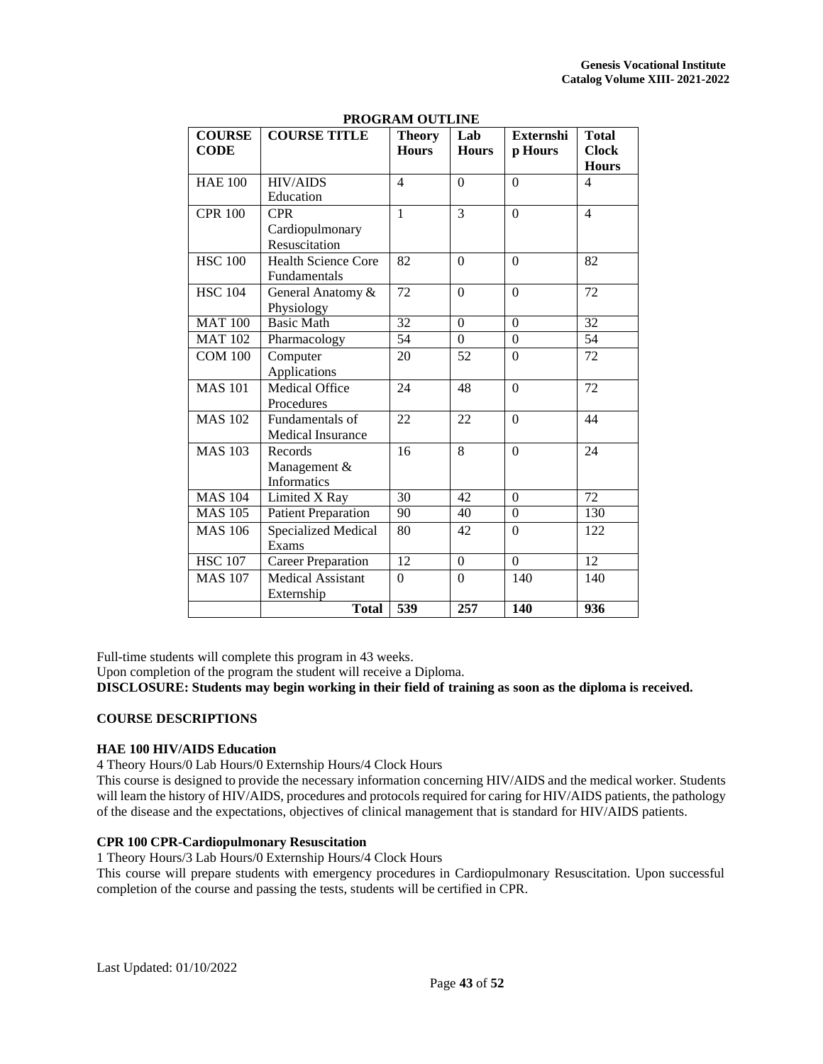**PROGRAM OUTLINE**

| COURSE CODE | COURSE TITLE | Theory Hours | Lab Hours | Externship Hours | Total Clock Hours |
|---|---|---|---|---|---|
| HAE 100 | HIV/AIDS Education | 4 | 0 | 0 | 4 |
| CPR 100 | CPR Cardiopulmonary Resuscitation | 1 | 3 | 0 | 4 |
| HSC 100 | Health Science Core Fundamentals | 82 | 0 | 0 | 82 |
| HSC 104 | General Anatomy & Physiology | 72 | 0 | 0 | 72 |
| MAT 100 | Basic Math | 32 | 0 | 0 | 32 |
| MAT 102 | Pharmacology | 54 | 0 | 0 | 54 |
| COM 100 | Computer Applications | 20 | 52 | 0 | 72 |
| MAS 101 | Medical Office Procedures | 24 | 48 | 0 | 72 |
| MAS 102 | Fundamentals of Medical Insurance | 22 | 22 | 0 | 44 |
| MAS 103 | Records Management & Informatics | 16 | 8 | 0 | 24 |
| MAS 104 | Limited X Ray | 30 | 42 | 0 | 72 |
| MAS 105 | Patient Preparation | 90 | 40 | 0 | 130 |
| MAS 106 | Specialized Medical Exams | 80 | 42 | 0 | 122 |
| HSC 107 | Career Preparation | 12 | 0 | 0 | 12 |
| MAS 107 | Medical Assistant Externship | 0 | 0 | 140 | 140 |
| | **Total** | **539** | **257** | **140** | **936** |

Full-time students will complete this program in 43 weeks.
Upon completion of the program the student will receive a Diploma.
**DISCLOSURE: Students may begin working in their field of training as soon as the diploma is received.**

**COURSE DESCRIPTIONS**

**HAE 100 HIV/AIDS Education**
4 Theory Hours/0 Lab Hours/0 Externship Hours/4 Clock Hours
This course is designed to provide the necessary information concerning HIV/AIDS and the medical worker. Students will learn the history of HIV/AIDS, procedures and protocols required for caring for HIV/AIDS patients, the pathology of the disease and the expectations, objectives of clinical management that is standard for HIV/AIDS patients.

**CPR 100 CPR-Cardiopulmonary Resuscitation**
1 Theory Hours/3 Lab Hours/0 Externship Hours/4 Clock Hours
This course will prepare students with emergency procedures in Cardiopulmonary Resuscitation. Upon successful completion of the course and passing the tests, students will be certified in CPR.

Last Updated: 01/10/2022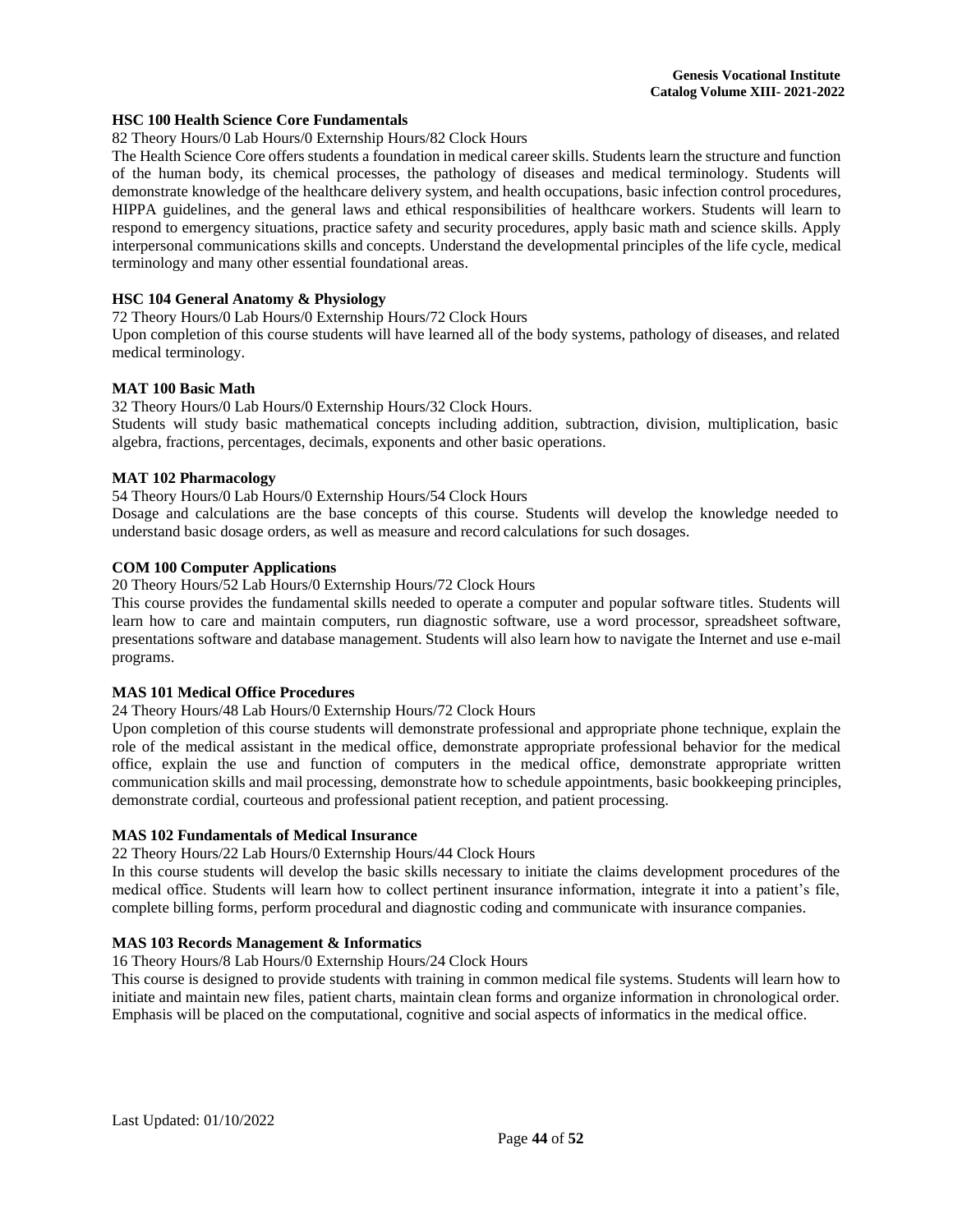### HSC 100 Health Science Core Fundamentals

82 Theory Hours/0 Lab Hours/0 Externship Hours/82 Clock Hours

The Health Science Core offers students a foundation in medical career skills. Students learn the structure and function of the human body, its chemical processes, the pathology of diseases and medical terminology. Students will demonstrate knowledge of the healthcare delivery system, and health occupations, basic infection control procedures, HIPPA guidelines, and the general laws and ethical responsibilities of healthcare workers. Students will learn to respond to emergency situations, practice safety and security procedures, apply basic math and science skills. Apply interpersonal communications skills and concepts. Understand the developmental principles of the life cycle, medical terminology and many other essential foundational areas.

### HSC 104 General Anatomy & Physiology

72 Theory Hours/0 Lab Hours/0 Externship Hours/72 Clock Hours

Upon completion of this course students will have learned all of the body systems, pathology of diseases, and related medical terminology.

### MAT 100 Basic Math

32 Theory Hours/0 Lab Hours/0 Externship Hours/32 Clock Hours.

Students will study basic mathematical concepts including addition, subtraction, division, multiplication, basic algebra, fractions, percentages, decimals, exponents and other basic operations.

### MAT 102 Pharmacology

54 Theory Hours/0 Lab Hours/0 Externship Hours/54 Clock Hours

Dosage and calculations are the base concepts of this course. Students will develop the knowledge needed to understand basic dosage orders, as well as measure and record calculations for such dosages.

### COM 100 Computer Applications

20 Theory Hours/52 Lab Hours/0 Externship Hours/72 Clock Hours

This course provides the fundamental skills needed to operate a computer and popular software titles. Students will learn how to care and maintain computers, run diagnostic software, use a word processor, spreadsheet software, presentations software and database management. Students will also learn how to navigate the Internet and use e-mail programs.

### MAS 101 Medical Office Procedures

24 Theory Hours/48 Lab Hours/0 Externship Hours/72 Clock Hours

Upon completion of this course students will demonstrate professional and appropriate phone technique, explain the role of the medical assistant in the medical office, demonstrate appropriate professional behavior for the medical office, explain the use and function of computers in the medical office, demonstrate appropriate written communication skills and mail processing, demonstrate how to schedule appointments, basic bookkeeping principles, demonstrate cordial, courteous and professional patient reception, and patient processing.

### MAS 102 Fundamentals of Medical Insurance

22 Theory Hours/22 Lab Hours/0 Externship Hours/44 Clock Hours

In this course students will develop the basic skills necessary to initiate the claims development procedures of the medical office. Students will learn how to collect pertinent insurance information, integrate it into a patient's file, complete billing forms, perform procedural and diagnostic coding and communicate with insurance companies.

### MAS 103 Records Management & Informatics

16 Theory Hours/8 Lab Hours/0 Externship Hours/24 Clock Hours

This course is designed to provide students with training in common medical file systems. Students will learn how to initiate and maintain new files, patient charts, maintain clean forms and organize information in chronological order. Emphasis will be placed on the computational, cognitive and social aspects of informatics in the medical office.

Last Updated: 01/10/2022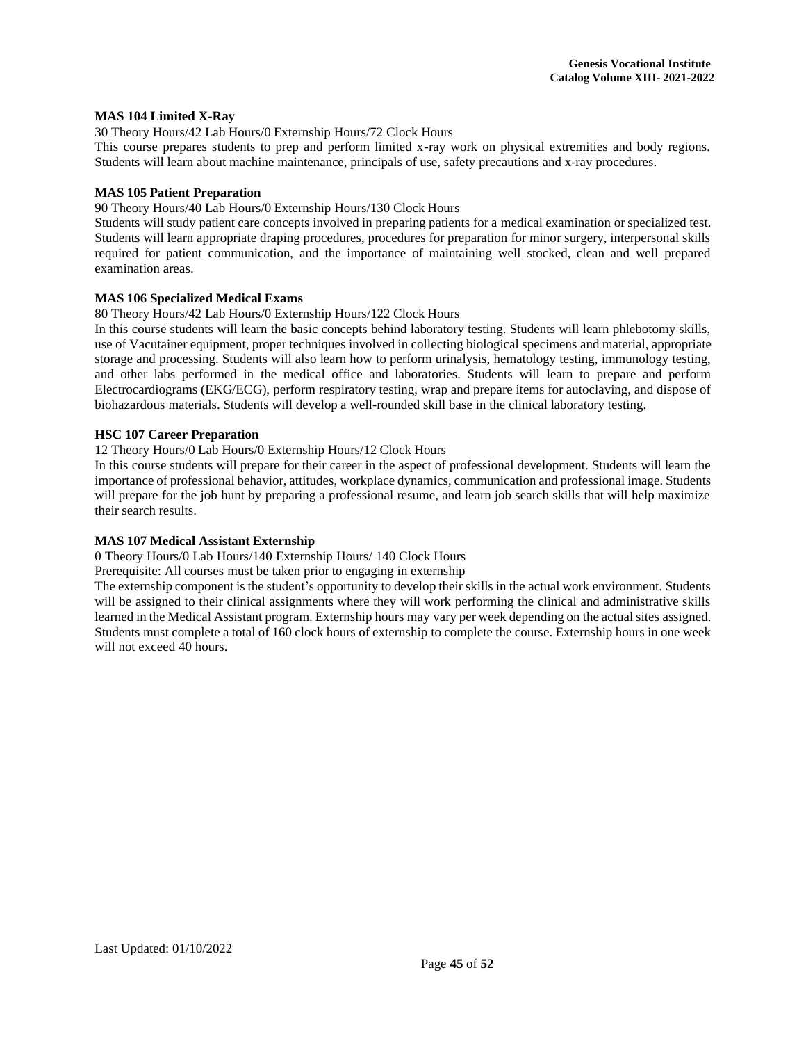**MAS 104 Limited X-Ray**

30 Theory Hours/42 Lab Hours/0 Externship Hours/72 Clock Hours

This course prepares students to prep and perform limited x-ray work on physical extremities and body regions. Students will learn about machine maintenance, principals of use, safety precautions and x-ray procedures.

**MAS 105 Patient Preparation**

90 Theory Hours/40 Lab Hours/0 Externship Hours/130 Clock Hours

Students will study patient care concepts involved in preparing patients for a medical examination or specialized test. Students will learn appropriate draping procedures, procedures for preparation for minor surgery, interpersonal skills required for patient communication, and the importance of maintaining well stocked, clean and well prepared examination areas.

**MAS 106 Specialized Medical Exams**

80 Theory Hours/42 Lab Hours/0 Externship Hours/122 Clock Hours

In this course students will learn the basic concepts behind laboratory testing. Students will learn phlebotomy skills, use of Vacutainer equipment, proper techniques involved in collecting biological specimens and material, appropriate storage and processing. Students will also learn how to perform urinalysis, hematology testing, immunology testing, and other labs performed in the medical office and laboratories. Students will learn to prepare and perform Electrocardiograms (EKG/ECG), perform respiratory testing, wrap and prepare items for autoclaving, and dispose of biohazardous materials. Students will develop a well-rounded skill base in the clinical laboratory testing.

**HSC 107 Career Preparation**

12 Theory Hours/0 Lab Hours/0 Externship Hours/12 Clock Hours

In this course students will prepare for their career in the aspect of professional development. Students will learn the importance of professional behavior, attitudes, workplace dynamics, communication and professional image. Students will prepare for the job hunt by preparing a professional resume, and learn job search skills that will help maximize their search results.

**MAS 107 Medical Assistant Externship**

0 Theory Hours/0 Lab Hours/140 Externship Hours/ 140 Clock Hours

Prerequisite: All courses must be taken prior to engaging in externship

The externship component is the student's opportunity to develop their skills in the actual work environment. Students will be assigned to their clinical assignments where they will work performing the clinical and administrative skills learned in the Medical Assistant program. Externship hours may vary per week depending on the actual sites assigned. Students must complete a total of 160 clock hours of externship to complete the course. Externship hours in one week will not exceed 40 hours.

Last Updated: 01/10/2022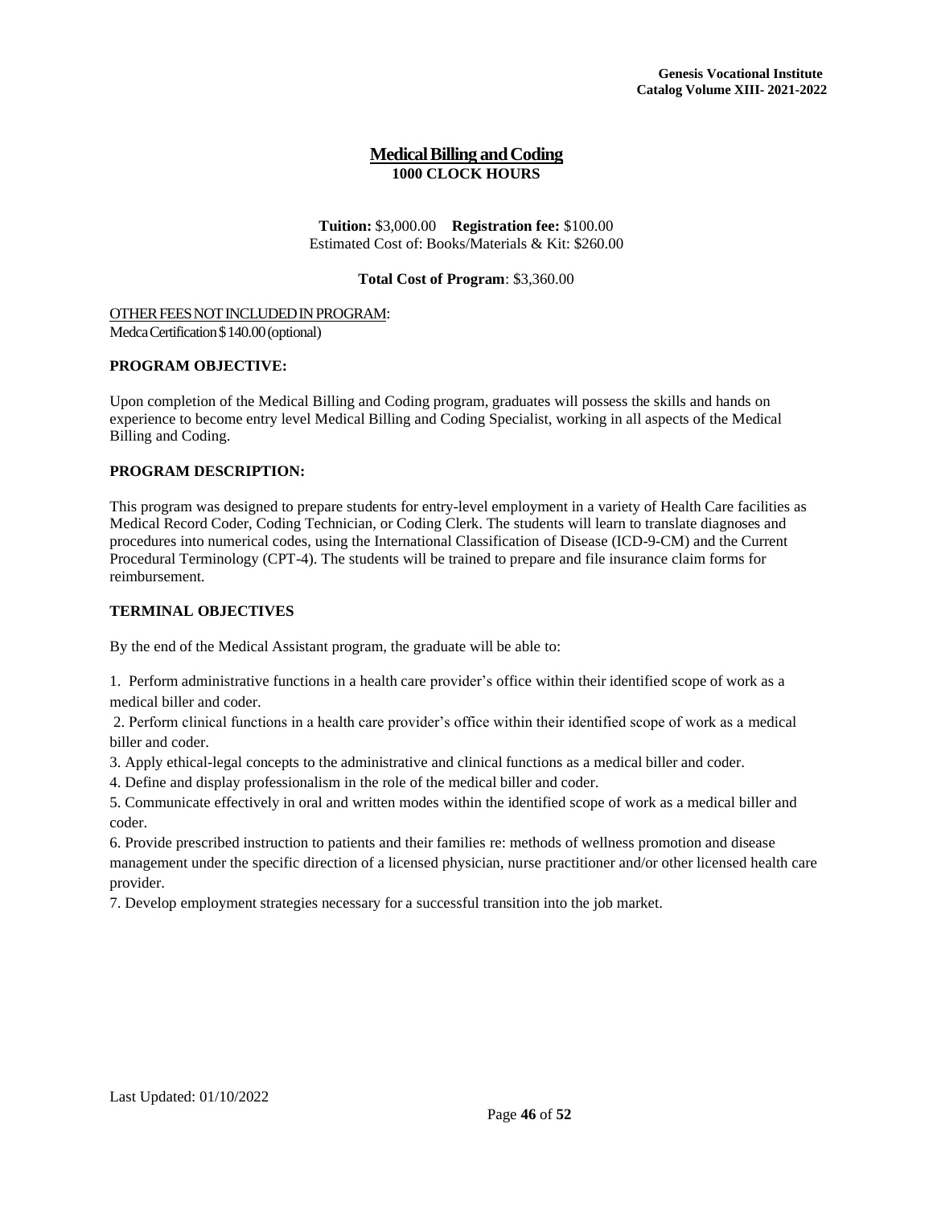# Medical Billing and Coding

**1000 CLOCK HOURS**

**Tuition:** $3,000.00 **Registration fee:** $100.00
Estimated Cost of: Books/Materials & Kit: $260.00

**Total Cost of Program**: $3,360.00

OTHER FEES NOT INCLUDED IN PROGRAM:
Medca Certification $140.00 (optional)

**PROGRAM OBJECTIVE:**

Upon completion of the Medical Billing and Coding program, graduates will possess the skills and hands on experience to become entry level Medical Billing and Coding Specialist, working in all aspects of the Medical Billing and Coding.

**PROGRAM DESCRIPTION:**

This program was designed to prepare students for entry-level employment in a variety of Health Care facilities as Medical Record Coder, Coding Technician, or Coding Clerk. The students will learn to translate diagnoses and procedures into numerical codes, using the International Classification of Disease (ICD-9-CM) and the Current Procedural Terminology (CPT-4). The students will be trained to prepare and file insurance claim forms for reimbursement.

**TERMINAL OBJECTIVES**

By the end of the Medical Assistant program, the graduate will be able to:

1. Perform administrative functions in a health care provider's office within their identified scope of work as a medical biller and coder.
2. Perform clinical functions in a health care provider's office within their identified scope of work as a medical biller and coder.
3. Apply ethical-legal concepts to the administrative and clinical functions as a medical biller and coder.
4. Define and display professionalism in the role of the medical biller and coder.
5. Communicate effectively in oral and written modes within the identified scope of work as a medical biller and coder.
6. Provide prescribed instruction to patients and their families re: methods of wellness promotion and disease management under the specific direction of a licensed physician, nurse practitioner and/or other licensed health care provider.
7. Develop employment strategies necessary for a successful transition into the job market.

Last Updated: 01/10/2022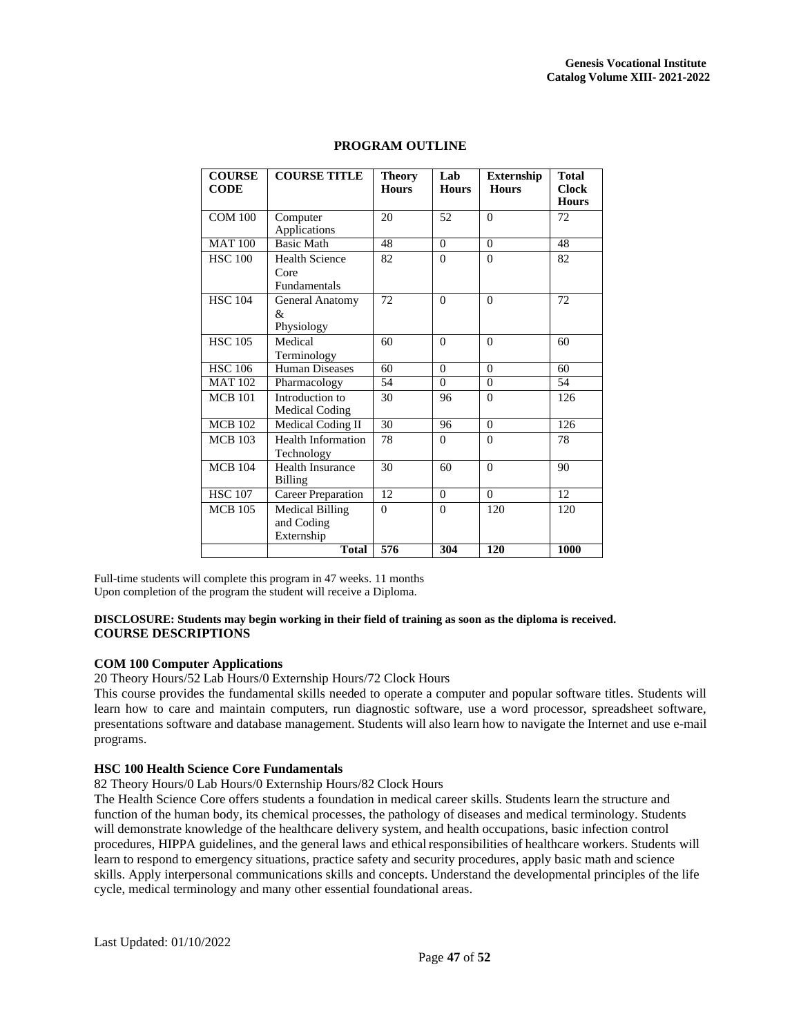## PROGRAM OUTLINE

| COURSE CODE | COURSE TITLE | Theory Hours | Lab Hours | Externship Hours | Total Clock Hours |
|---|---|---|---|---|---|
| COM 100 | Computer Applications | 20 | 52 | 0 | 72 |
| MAT 100 | Basic Math | 48 | 0 | 0 | 48 |
| HSC 100 | Health Science Core Fundamentals | 82 | 0 | 0 | 82 |
| HSC 104 | General Anatomy & Physiology | 72 | 0 | 0 | 72 |
| HSC 105 | Medical Terminology | 60 | 0 | 0 | 60 |
| HSC 106 | Human Diseases | 60 | 0 | 0 | 60 |
| MAT 102 | Pharmacology | 54 | 0 | 0 | 54 |
| MCB 101 | Introduction to Medical Coding | 30 | 96 | 0 | 126 |
| MCB 102 | Medical Coding II | 30 | 96 | 0 | 126 |
| MCB 103 | Health Information Technology | 78 | 0 | 0 | 78 |
| MCB 104 | Health Insurance Billing | 30 | 60 | 0 | 90 |
| HSC 107 | Career Preparation | 12 | 0 | 0 | 12 |
| MCB 105 | Medical Billing and Coding Externship | 0 | 0 | 120 | 120 |
| | **Total** | **576** | **304** | **120** | **1000** |

Full-time students will complete this program in 47 weeks. 11 months
Upon completion of the program the student will receive a Diploma.

**DISCLOSURE: Students may begin working in their field of training as soon as the diploma is received.**

**COURSE DESCRIPTIONS**

**COM 100 Computer Applications**

20 Theory Hours/52 Lab Hours/0 Externship Hours/72 Clock Hours

This course provides the fundamental skills needed to operate a computer and popular software titles. Students will learn how to care and maintain computers, run diagnostic software, use a word processor, spreadsheet software, presentations software and database management. Students will also learn how to navigate the Internet and use e-mail programs.

**HSC 100 Health Science Core Fundamentals**

82 Theory Hours/0 Lab Hours/0 Externship Hours/82 Clock Hours

The Health Science Core offers students a foundation in medical career skills. Students learn the structure and function of the human body, its chemical processes, the pathology of diseases and medical terminology. Students will demonstrate knowledge of the healthcare delivery system, and health occupations, basic infection control procedures, HIPPA guidelines, and the general laws and ethical responsibilities of healthcare workers. Students will learn to respond to emergency situations, practice safety and security procedures, apply basic math and science skills. Apply interpersonal communications skills and concepts. Understand the developmental principles of the life cycle, medical terminology and many other essential foundational areas.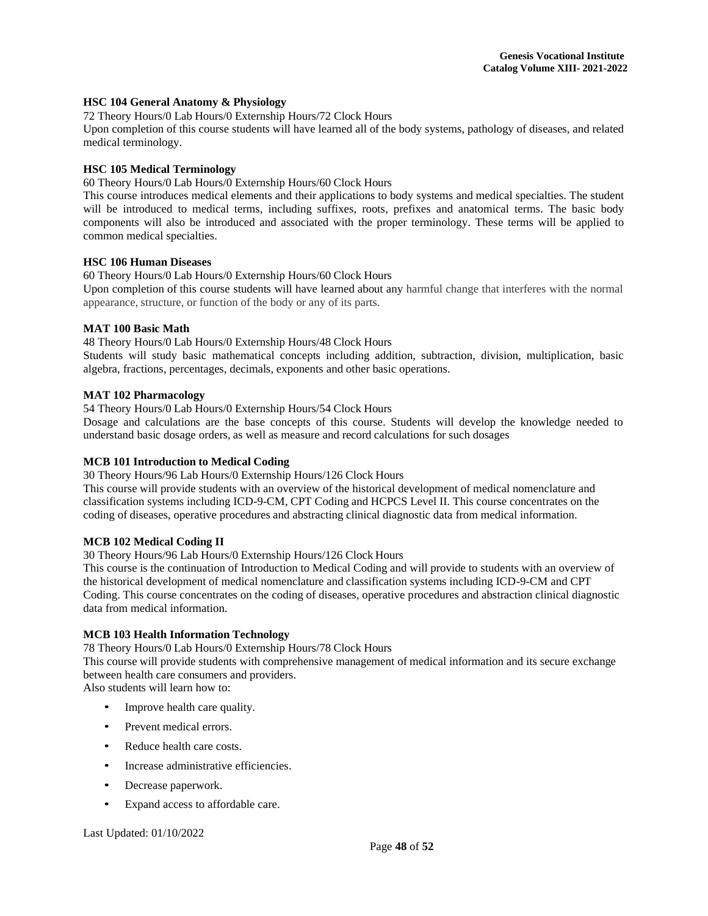**HSC 104 General Anatomy & Physiology**

72 Theory Hours/0 Lab Hours/0 Externship Hours/72 Clock Hours

Upon completion of this course students will have learned all of the body systems, pathology of diseases, and related medical terminology.

**HSC 105 Medical Terminology**

60 Theory Hours/0 Lab Hours/0 Externship Hours/60 Clock Hours

This course introduces medical elements and their applications to body systems and medical specialties. The student will be introduced to medical terms, including suffixes, roots, prefixes and anatomical terms. The basic body components will also be introduced and associated with the proper terminology. These terms will be applied to common medical specialties.

**HSC 106 Human Diseases**

60 Theory Hours/0 Lab Hours/0 Externship Hours/60 Clock Hours

Upon completion of this course students will have learned about any harmful change that interferes with the normal appearance, structure, or function of the body or any of its parts.

**MAT 100 Basic Math**

48 Theory Hours/0 Lab Hours/0 Externship Hours/48 Clock Hours

Students will study basic mathematical concepts including addition, subtraction, division, multiplication, basic algebra, fractions, percentages, decimals, exponents and other basic operations.

**MAT 102 Pharmacology**

54 Theory Hours/0 Lab Hours/0 Externship Hours/54 Clock Hours

Dosage and calculations are the base concepts of this course. Students will develop the knowledge needed to understand basic dosage orders, as well as measure and record calculations for such dosages

**MCB 101 Introduction to Medical Coding**

30 Theory Hours/96 Lab Hours/0 Externship Hours/126 Clock Hours

This course will provide students with an overview of the historical development of medical nomenclature and classification systems including ICD-9-CM, CPT Coding and HCPCS Level II. This course concentrates on the coding of diseases, operative procedures and abstracting clinical diagnostic data from medical information.

**MCB 102 Medical Coding II**

30 Theory Hours/96 Lab Hours/0 Externship Hours/126 Clock Hours

This course is the continuation of Introduction to Medical Coding and will provide to students with an overview of the historical development of medical nomenclature and classification systems including ICD-9-CM and CPT Coding. This course concentrates on the coding of diseases, operative procedures and abstraction clinical diagnostic data from medical information.

**MCB 103 Health Information Technology**

78 Theory Hours/0 Lab Hours/0 Externship Hours/78 Clock Hours

This course will provide students with comprehensive management of medical information and its secure exchange between health care consumers and providers.

Also students will learn how to:

- Improve health care quality.
- Prevent medical errors.
- Reduce health care costs.
- Increase administrative efficiencies.
- Decrease paperwork.
- Expand access to affordable care.

Last Updated: 01/10/2022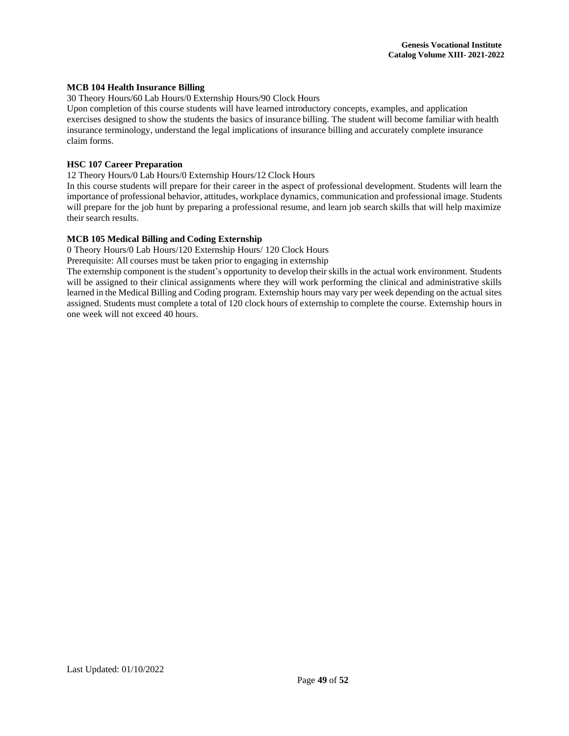**MCB 104 Health Insurance Billing**

30 Theory Hours/60 Lab Hours/0 Externship Hours/90 Clock Hours

Upon completion of this course students will have learned introductory concepts, examples, and application exercises designed to show the students the basics of insurance billing. The student will become familiar with health insurance terminology, understand the legal implications of insurance billing and accurately complete insurance claim forms.

**HSC 107 Career Preparation**

12 Theory Hours/0 Lab Hours/0 Externship Hours/12 Clock Hours

In this course students will prepare for their career in the aspect of professional development. Students will learn the importance of professional behavior, attitudes, workplace dynamics, communication and professional image. Students will prepare for the job hunt by preparing a professional resume, and learn job search skills that will help maximize their search results.

**MCB 105 Medical Billing and Coding Externship**

0 Theory Hours/0 Lab Hours/120 Externship Hours/ 120 Clock Hours

Prerequisite: All courses must be taken prior to engaging in externship

The externship component is the student's opportunity to develop their skills in the actual work environment. Students will be assigned to their clinical assignments where they will work performing the clinical and administrative skills learned in the Medical Billing and Coding program. Externship hours may vary per week depending on the actual sites assigned. Students must complete a total of 120 clock hours of externship to complete the course. Externship hours in one week will not exceed 40 hours.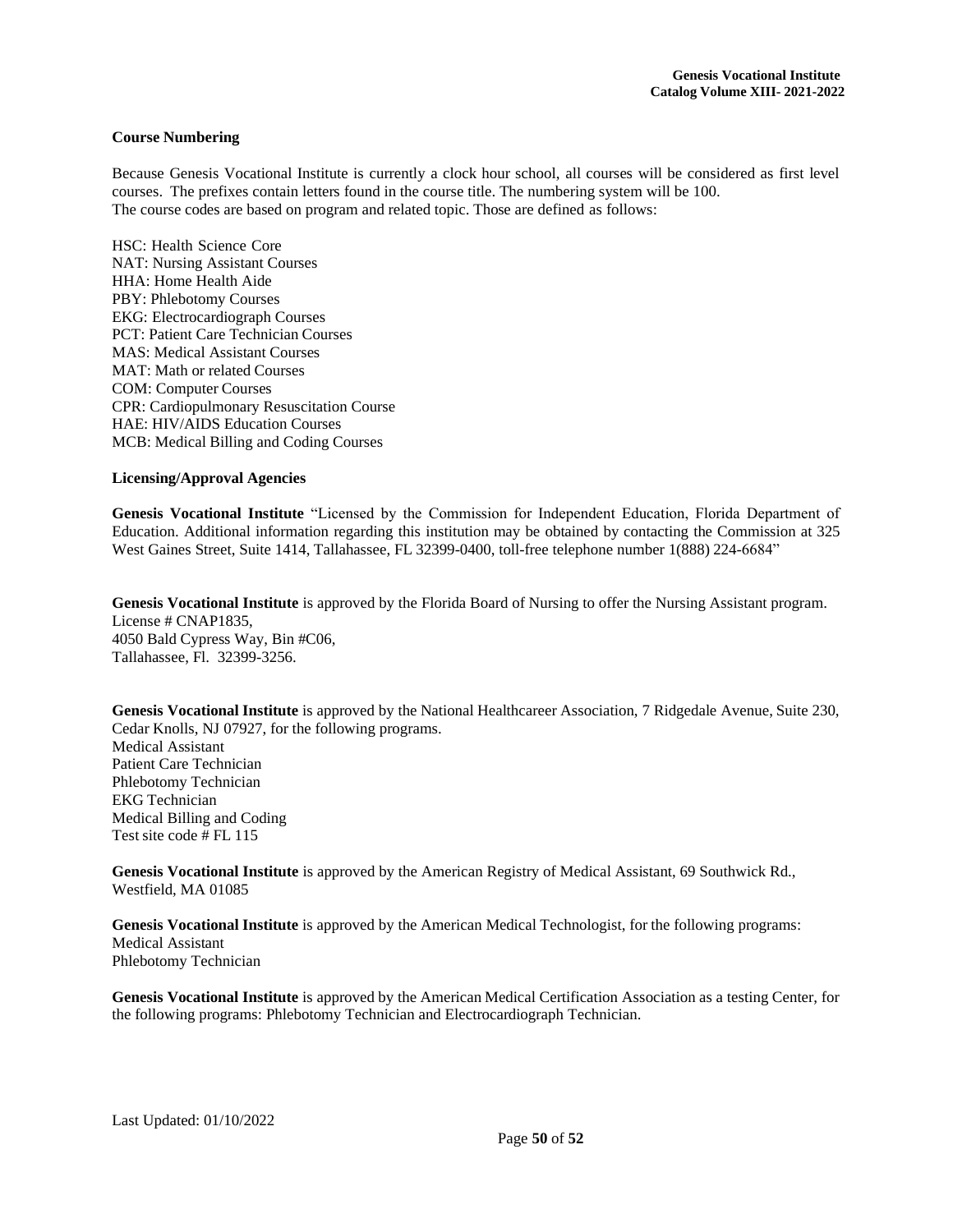### Course Numbering

Because Genesis Vocational Institute is currently a clock hour school, all courses will be considered as first level courses. The prefixes contain letters found in the course title. The numbering system will be 100.
The course codes are based on program and related topic. Those are defined as follows:

HSC: Health Science Core
NAT: Nursing Assistant Courses
HHA: Home Health Aide
PBY: Phlebotomy Courses
EKG: Electrocardiograph Courses
PCT: Patient Care Technician Courses
MAS: Medical Assistant Courses
MAT: Math or related Courses
COM: Computer Courses
CPR: Cardiopulmonary Resuscitation Course
HAE: HIV/AIDS Education Courses
MCB: Medical Billing and Coding Courses

### Licensing/Approval Agencies

**Genesis Vocational Institute** "Licensed by the Commission for Independent Education, Florida Department of Education. Additional information regarding this institution may be obtained by contacting the Commission at 325 West Gaines Street, Suite 1414, Tallahassee, FL 32399-0400, toll-free telephone number 1(888) 224-6684"

**Genesis Vocational Institute** is approved by the Florida Board of Nursing to offer the Nursing Assistant program.
License # CNAP1835,
4050 Bald Cypress Way, Bin #C06,
Tallahassee, Fl. 32399-3256.

**Genesis Vocational Institute** is approved by the National Healthcareer Association, 7 Ridgedale Avenue, Suite 230, Cedar Knolls, NJ 07927, for the following programs.
Medical Assistant
Patient Care Technician
Phlebotomy Technician
EKG Technician
Medical Billing and Coding
Test site code # FL 115

**Genesis Vocational Institute** is approved by the American Registry of Medical Assistant, 69 Southwick Rd., Westfield, MA 01085

**Genesis Vocational Institute** is approved by the American Medical Technologist, for the following programs:
Medical Assistant
Phlebotomy Technician

**Genesis Vocational Institute** is approved by the American Medical Certification Association as a testing Center, for the following programs: Phlebotomy Technician and Electrocardiograph Technician.

Last Updated: 01/10/2022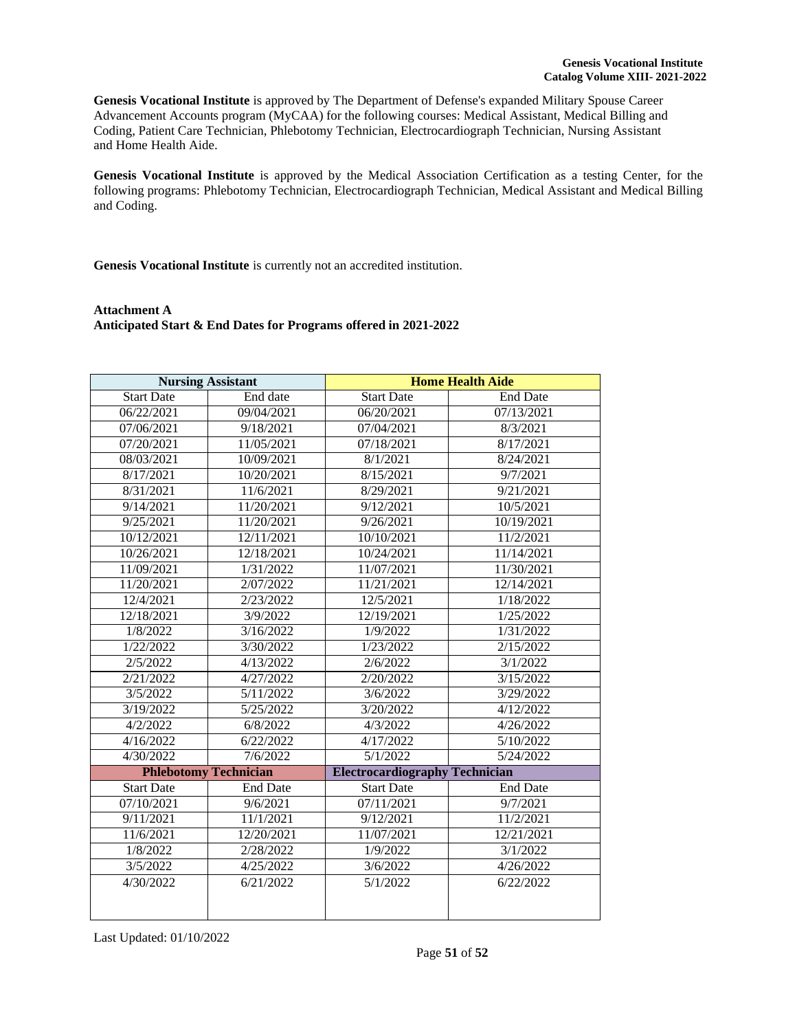**Genesis Vocational Institute** is approved by The Department of Defense's expanded Military Spouse Career Advancement Accounts program (MyCAA) for the following courses: Medical Assistant, Medical Billing and Coding, Patient Care Technician, Phlebotomy Technician, Electrocardiograph Technician, Nursing Assistant and Home Health Aide.

**Genesis Vocational Institute** is approved by the Medical Association Certification as a testing Center, for the following programs: Phlebotomy Technician, Electrocardiograph Technician, Medical Assistant and Medical Billing and Coding.

**Genesis Vocational Institute** is currently not an accredited institution.

**Attachment A**
**Anticipated Start & End Dates for Programs offered in 2021-2022**

| **Nursing Assistant** | | **Home Health Aide** | |
|---|---|---|---|
| Start Date | End date | Start Date | End Date |
| 06/22/2021 | 09/04/2021 | 06/20/2021 | 07/13/2021 |
| 07/06/2021 | 9/18/2021 | 07/04/2021 | 8/3/2021 |
| 07/20/2021 | 11/05/2021 | 07/18/2021 | 8/17/2021 |
| 08/03/2021 | 10/09/2021 | 8/1/2021 | 8/24/2021 |
| 8/17/2021 | 10/20/2021 | 8/15/2021 | 9/7/2021 |
| 8/31/2021 | 11/6/2021 | 8/29/2021 | 9/21/2021 |
| 9/14/2021 | 11/20/2021 | 9/12/2021 | 10/5/2021 |
| 9/25/2021 | 11/20/2021 | 9/26/2021 | 10/19/2021 |
| 10/12/2021 | 12/11/2021 | 10/10/2021 | 11/2/2021 |
| 10/26/2021 | 12/18/2021 | 10/24/2021 | 11/14/2021 |
| 11/09/2021 | 1/31/2022 | 11/07/2021 | 11/30/2021 |
| 11/20/2021 | 2/07/2022 | 11/21/2021 | 12/14/2021 |
| 12/4/2021 | 2/23/2022 | 12/5/2021 | 1/18/2022 |
| 12/18/2021 | 3/9/2022 | 12/19/2021 | 1/25/2022 |
| 1/8/2022 | 3/16/2022 | 1/9/2022 | 1/31/2022 |
| 1/22/2022 | 3/30/2022 | 1/23/2022 | 2/15/2022 |
| 2/5/2022 | 4/13/2022 | 2/6/2022 | 3/1/2022 |
| 2/21/2022 | 4/27/2022 | 2/20/2022 | 3/15/2022 |
| 3/5/2022 | 5/11/2022 | 3/6/2022 | 3/29/2022 |
| 3/19/2022 | 5/25/2022 | 3/20/2022 | 4/12/2022 |
| 4/2/2022 | 6/8/2022 | 4/3/2022 | 4/26/2022 |
| 4/16/2022 | 6/22/2022 | 4/17/2022 | 5/10/2022 |
| 4/30/2022 | 7/6/2022 | 5/1/2022 | 5/24/2022 |
| **Phlebotomy Technician** | | **Electrocardiography Technician** | |
| Start Date | End Date | Start Date | End Date |
| 07/10/2021 | 9/6/2021 | 07/11/2021 | 9/7/2021 |
| 9/11/2021 | 11/1/2021 | 9/12/2021 | 11/2/2021 |
| 11/6/2021 | 12/20/2021 | 11/07/2021 | 12/21/2021 |
| 1/8/2022 | 2/28/2022 | 1/9/2022 | 3/1/2022 |
| 3/5/2022 | 4/25/2022 | 3/6/2022 | 4/26/2022 |
| 4/30/2022 | 6/21/2022 | 5/1/2022 | 6/22/2022 |

Last Updated: 01/10/2022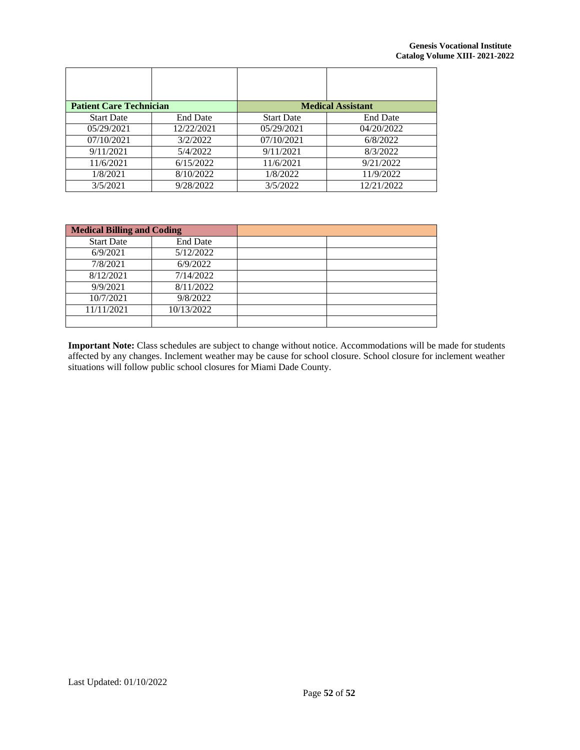| | | | |
|---|---|---|---|
| **Patient Care Technician** | | **Medical Assistant** | |
| Start Date | End Date | Start Date | End Date |
| 05/29/2021 | 12/22/2021 | 05/29/2021 | 04/20/2022 |
| 07/10/2021 | 3/2/2022 | 07/10/2021 | 6/8/2022 |
| 9/11/2021 | 5/4/2022 | 9/11/2021 | 8/3/2022 |
| 11/6/2021 | 6/15/2022 | 11/6/2021 | 9/21/2022 |
| 1/8/2021 | 8/10/2022 | 1/8/2022 | 11/9/2022 |
| 3/5/2021 | 9/28/2022 | 3/5/2022 | 12/21/2022 |

| **Medical Billing and Coding** | | | |
|---|---|---|---|
| Start Date | End Date | | |
| 6/9/2021 | 5/12/2022 | | |
| 7/8/2021 | 6/9/2022 | | |
| 8/12/2021 | 7/14/2022 | | |
| 9/9/2021 | 8/11/2022 | | |
| 10/7/2021 | 9/8/2022 | | |
| 11/11/2021 | 10/13/2022 | | |
| | | | |

**Important Note:** Class schedules are subject to change without notice. Accommodations will be made for students affected by any changes. Inclement weather may be cause for school closure. School closure for inclement weather situations will follow public school closures for Miami Dade County.

Last Updated: 01/10/2022